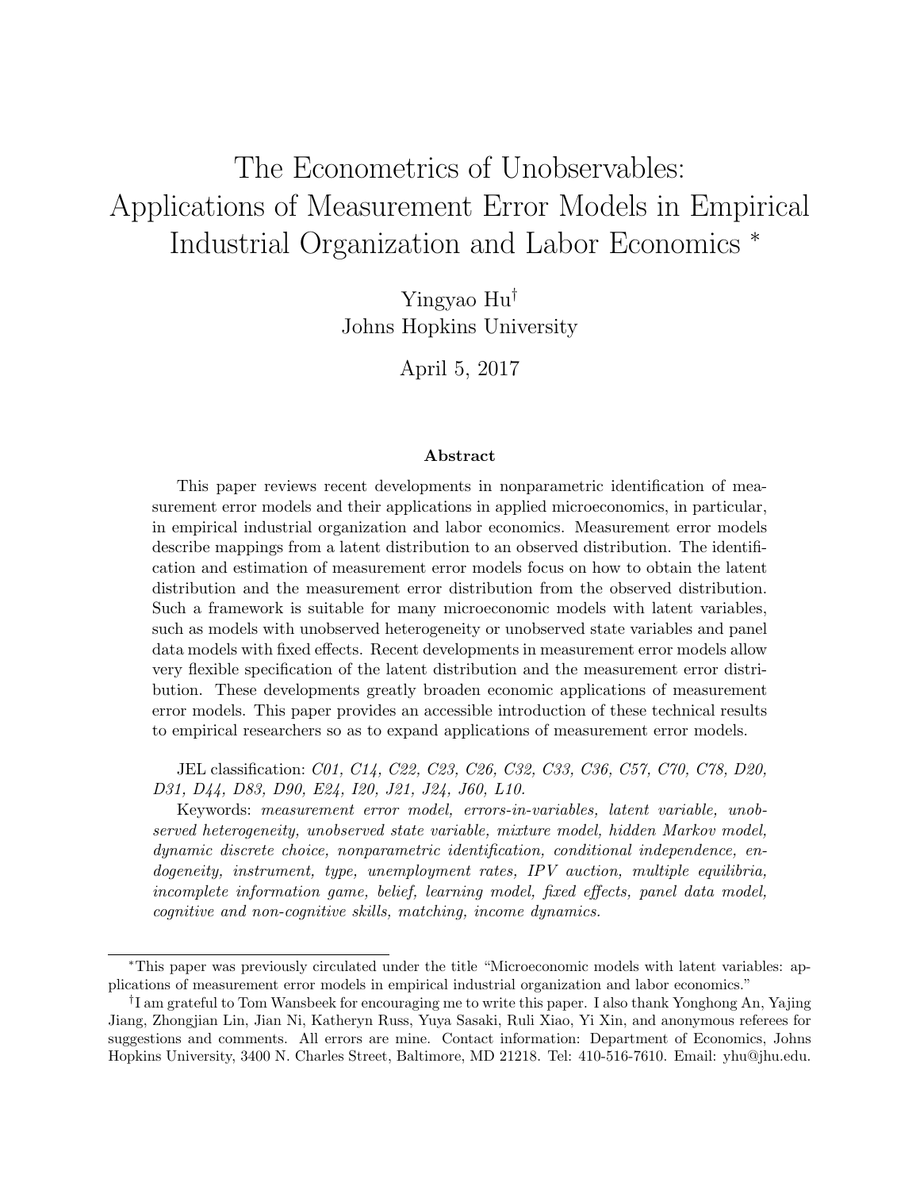# The Econometrics of Unobservables: Applications of Measurement Error Models in Empirical Industrial Organization and Labor Economics [*]

Yingyao Hu[†]
Johns Hopkins University

April 5, 2017

## Abstract

This paper reviews recent developments in nonparametric identification of measurement error models and their applications in applied microeconomics, in particular, in empirical industrial organization and labor economics. Measurement error models describe mappings from a latent distribution to an observed distribution. The identification and estimation of measurement error models focus on how to obtain the latent distribution and the measurement error distribution from the observed distribution. Such a framework is suitable for many microeconomic models with latent variables, such as models with unobserved heterogeneity or unobserved state variables and panel data models with fixed effects. Recent developments in measurement error models allow very flexible specification of the latent distribution and the measurement error distribution. These developments greatly broaden economic applications of measurement error models. This paper provides an accessible introduction of these technical results to empirical researchers so as to expand applications of measurement error models.

JEL classification: *C01, C14, C22, C23, C26, C32, C33, C36, C57, C70, C78, D20, D31, D44, D83, D90, E24, I20, J21, J24, J60, L10.*

Keywords: *measurement error model, errors-in-variables, latent variable, unobserved heterogeneity, unobserved state variable, mixture model, hidden Markov model, dynamic discrete choice, nonparametric identification, conditional independence, endogeneity, instrument, type, unemployment rates, IPV auction, multiple equilibria, incomplete information game, belief, learning model, fixed effects, panel data model, cognitive and non-cognitive skills, matching, income dynamics.*

---

[*] This paper was previously circulated under the title "Microeconomic models with latent variables: applications of measurement error models in empirical industrial organization and labor economics."

[†] I am grateful to Tom Wansbeek for encouraging me to write this paper. I also thank Yonghong An, Yajing Jiang, Zhongjian Lin, Jian Ni, Katheryn Russ, Yuya Sasaki, Ruli Xiao, Yi Xin, and anonymous referees for suggestions and comments. All errors are mine. Contact information: Department of Economics, Johns Hopkins University, 3400 N. Charles Street, Baltimore, MD 21218. Tel: 410-516-7610. Email: yhu@jhu.edu.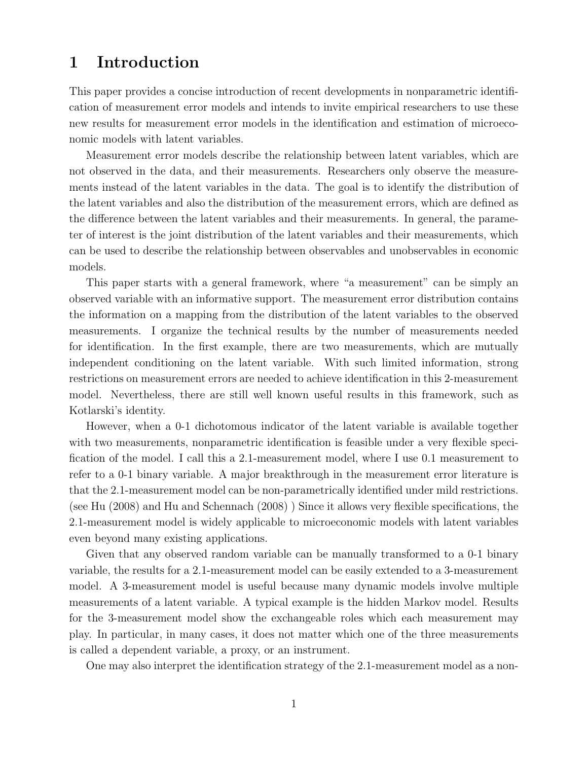# 1 Introduction

This paper provides a concise introduction of recent developments in nonparametric identification of measurement error models and intends to invite empirical researchers to use these new results for measurement error models in the identification and estimation of microeconomic models with latent variables.

Measurement error models describe the relationship between latent variables, which are not observed in the data, and their measurements. Researchers only observe the measurements instead of the latent variables in the data. The goal is to identify the distribution of the latent variables and also the distribution of the measurement errors, which are defined as the difference between the latent variables and their measurements. In general, the parameter of interest is the joint distribution of the latent variables and their measurements, which can be used to describe the relationship between observables and unobservables in economic models.

This paper starts with a general framework, where "a measurement" can be simply an observed variable with an informative support. The measurement error distribution contains the information on a mapping from the distribution of the latent variables to the observed measurements. I organize the technical results by the number of measurements needed for identification. In the first example, there are two measurements, which are mutually independent conditioning on the latent variable. With such limited information, strong restrictions on measurement errors are needed to achieve identification in this 2-measurement model. Nevertheless, there are still well known useful results in this framework, such as Kotlarski's identity.

However, when a 0-1 dichotomous indicator of the latent variable is available together with two measurements, nonparametric identification is feasible under a very flexible specification of the model. I call this a 2.1-measurement model, where I use 0.1 measurement to refer to a 0-1 binary variable. A major breakthrough in the measurement error literature is that the 2.1-measurement model can be non-parametrically identified under mild restrictions. (see Hu (2008) and Hu and Schennach (2008) ) Since it allows very flexible specifications, the 2.1-measurement model is widely applicable to microeconomic models with latent variables even beyond many existing applications.

Given that any observed random variable can be manually transformed to a 0-1 binary variable, the results for a 2.1-measurement model can be easily extended to a 3-measurement model. A 3-measurement model is useful because many dynamic models involve multiple measurements of a latent variable. A typical example is the hidden Markov model. Results for the 3-measurement model show the exchangeable roles which each measurement may play. In particular, in many cases, it does not matter which one of the three measurements is called a dependent variable, a proxy, or an instrument.

One may also interpret the identification strategy of the 2.1-measurement model as a non-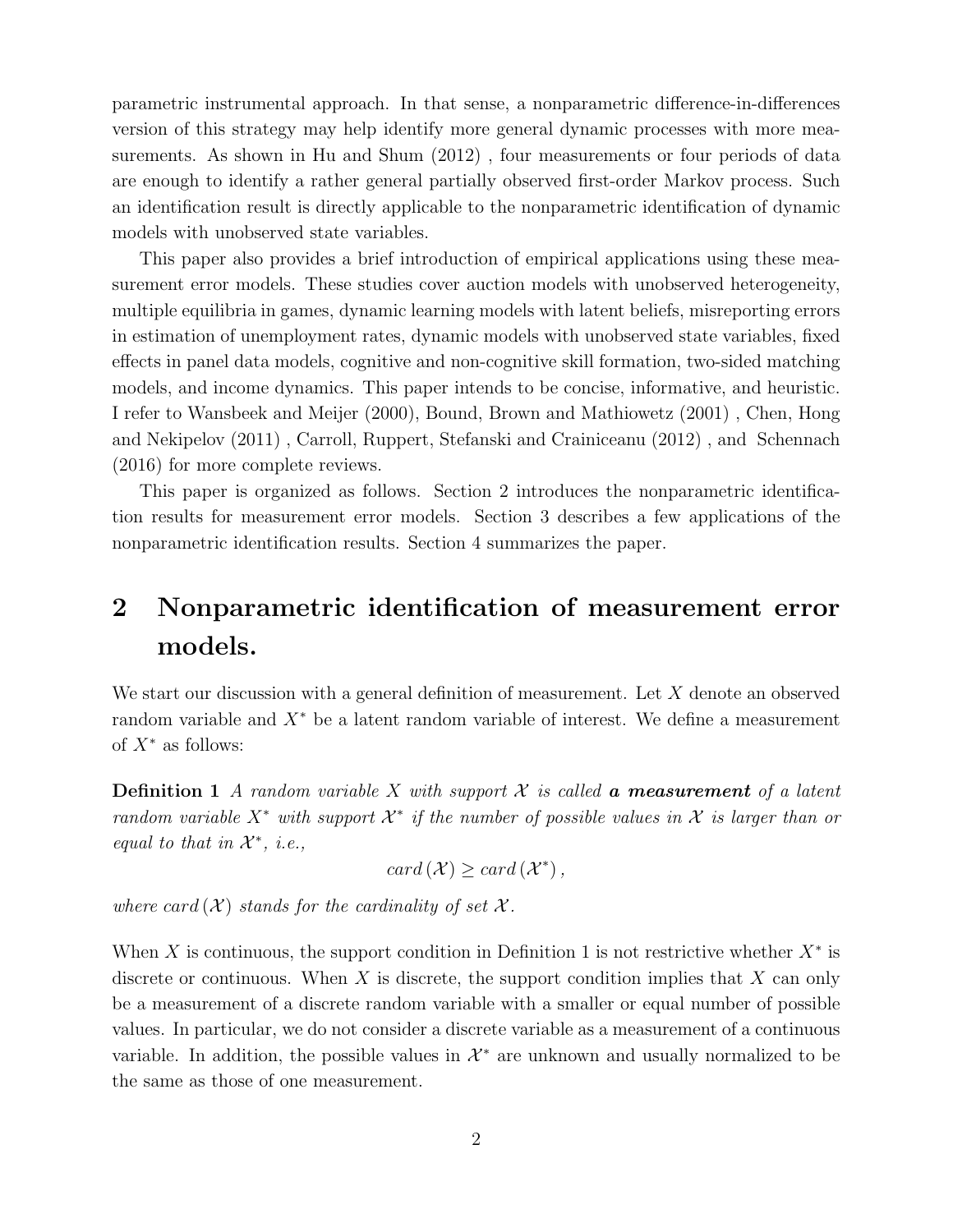parametric instrumental approach. In that sense, a nonparametric difference-in-differences version of this strategy may help identify more general dynamic processes with more measurements. As shown in Hu and Shum (2012) , four measurements or four periods of data are enough to identify a rather general partially observed first-order Markov process. Such an identification result is directly applicable to the nonparametric identification of dynamic models with unobserved state variables.

This paper also provides a brief introduction of empirical applications using these measurement error models. These studies cover auction models with unobserved heterogeneity, multiple equilibria in games, dynamic learning models with latent beliefs, misreporting errors in estimation of unemployment rates, dynamic models with unobserved state variables, fixed effects in panel data models, cognitive and non-cognitive skill formation, two-sided matching models, and income dynamics. This paper intends to be concise, informative, and heuristic. I refer to Wansbeek and Meijer (2000), Bound, Brown and Mathiowetz (2001) , Chen, Hong and Nekipelov (2011) , Carroll, Ruppert, Stefanski and Crainiceanu (2012) , and Schennach (2016) for more complete reviews.

This paper is organized as follows. Section 2 introduces the nonparametric identification results for measurement error models. Section 3 describes a few applications of the nonparametric identification results. Section 4 summarizes the paper.

# 2 Nonparametric identification of measurement error models.

We start our discussion with a general definition of measurement. Let $X$ denote an observed random variable and $X^*$ be a latent random variable of interest. We define a measurement of $X^*$ as follows:

**Definition 1** *A random variable $X$ with support $\mathcal{X}$ is called* ***a measurement*** *of a latent random variable $X^*$ with support $\mathcal{X}^*$ if the number of possible values in $\mathcal{X}$ is larger than or equal to that in $\mathcal{X}^*$, i.e.,*

$$card\left(\mathcal{X}\right) \geq card\left(\mathcal{X}^*\right),$$

*where $card\left(\mathcal{X}\right)$ stands for the cardinality of set $\mathcal{X}$.*

When $X$ is continuous, the support condition in Definition 1 is not restrictive whether $X^*$ is discrete or continuous. When $X$ is discrete, the support condition implies that $X$ can only be a measurement of a discrete random variable with a smaller or equal number of possible values. In particular, we do not consider a discrete variable as a measurement of a continuous variable. In addition, the possible values in $\mathcal{X}^*$ are unknown and usually normalized to be the same as those of one measurement.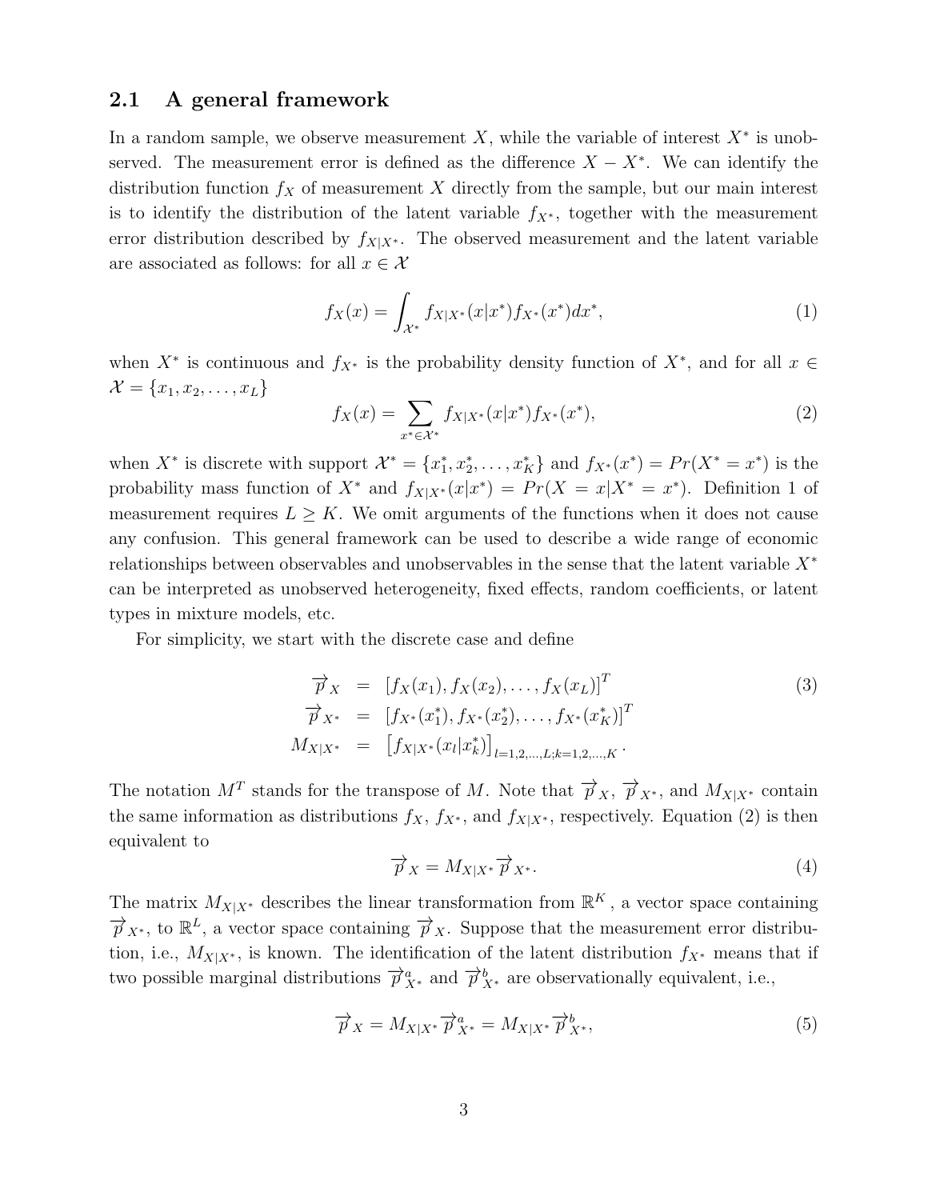## 2.1 A general framework

In a random sample, we observe measurement $X$, while the variable of interest $X^*$ is unobserved. The measurement error is defined as the difference $X - X^*$. We can identify the distribution function $f_X$ of measurement $X$ directly from the sample, but our main interest is to identify the distribution of the latent variable $f_{X^*}$, together with the measurement error distribution described by $f_{X|X^*}$. The observed measurement and the latent variable are associated as follows: for all $x \in \mathcal{X}$

$$f_X(x) = \int_{\mathcal{X}^*} f_{X|X^*}(x|x^*) f_{X^*}(x^*) dx^*, \tag{1}$$

when $X^*$ is continuous and $f_{X^*}$ is the probability density function of $X^*$, and for all $x \in \mathcal{X} = \{x_1, x_2, \ldots, x_L\}$

$$f_X(x) = \sum_{x^* \in \mathcal{X}^*} f_{X|X^*}(x|x^*) f_{X^*}(x^*), \tag{2}$$

when $X^*$ is discrete with support $\mathcal{X}^* = \{x_1^*, x_2^*, \ldots, x_K^*\}$ and $f_{X^*}(x^*) = Pr(X^* = x^*)$ is the probability mass function of $X^*$ and $f_{X|X^*}(x|x^*) = Pr(X = x|X^* = x^*)$. Definition 1 of measurement requires $L \geq K$. We omit arguments of the functions when it does not cause any confusion. This general framework can be used to describe a wide range of economic relationships between observables and unobservables in the sense that the latent variable $X^*$ can be interpreted as unobserved heterogeneity, fixed effects, random coefficients, or latent types in mixture models, etc.

For simplicity, we start with the discrete case and define

$$\begin{aligned}
\overrightarrow{p}_X &= [f_X(x_1), f_X(x_2), \ldots, f_X(x_L)]^T \\
\overrightarrow{p}_{X^*} &= [f_{X^*}(x_1^*), f_{X^*}(x_2^*), \ldots, f_{X^*}(x_K^*)]^T \\
M_{X|X^*} &= \left[f_{X|X^*}(x_l|x_k^*)\right]_{l=1,2,\ldots,L;k=1,2,\ldots,K}.
\end{aligned} \tag{3}$$

The notation $M^T$ stands for the transpose of $M$. Note that $\overrightarrow{p}_X$, $\overrightarrow{p}_{X^*}$, and $M_{X|X^*}$ contain the same information as distributions $f_X$, $f_{X^*}$, and $f_{X|X^*}$, respectively. Equation (2) is then equivalent to

$$\overrightarrow{p}_X = M_{X|X^*} \overrightarrow{p}_{X^*}. \tag{4}$$

The matrix $M_{X|X^*}$ describes the linear transformation from $\mathbb{R}^K$, a vector space containing $\overrightarrow{p}_{X^*}$, to $\mathbb{R}^L$, a vector space containing $\overrightarrow{p}_X$. Suppose that the measurement error distribution, i.e., $M_{X|X^*}$, is known. The identification of the latent distribution $f_{X^*}$ means that if two possible marginal distributions $\overrightarrow{p}^{\,a}_{X^*}$ and $\overrightarrow{p}^{\,b}_{X^*}$ are observationally equivalent, i.e.,

$$\overrightarrow{p}_X = M_{X|X^*} \overrightarrow{p}^{\,a}_{X^*} = M_{X|X^*} \overrightarrow{p}^{\,b}_{X^*}, \tag{5}$$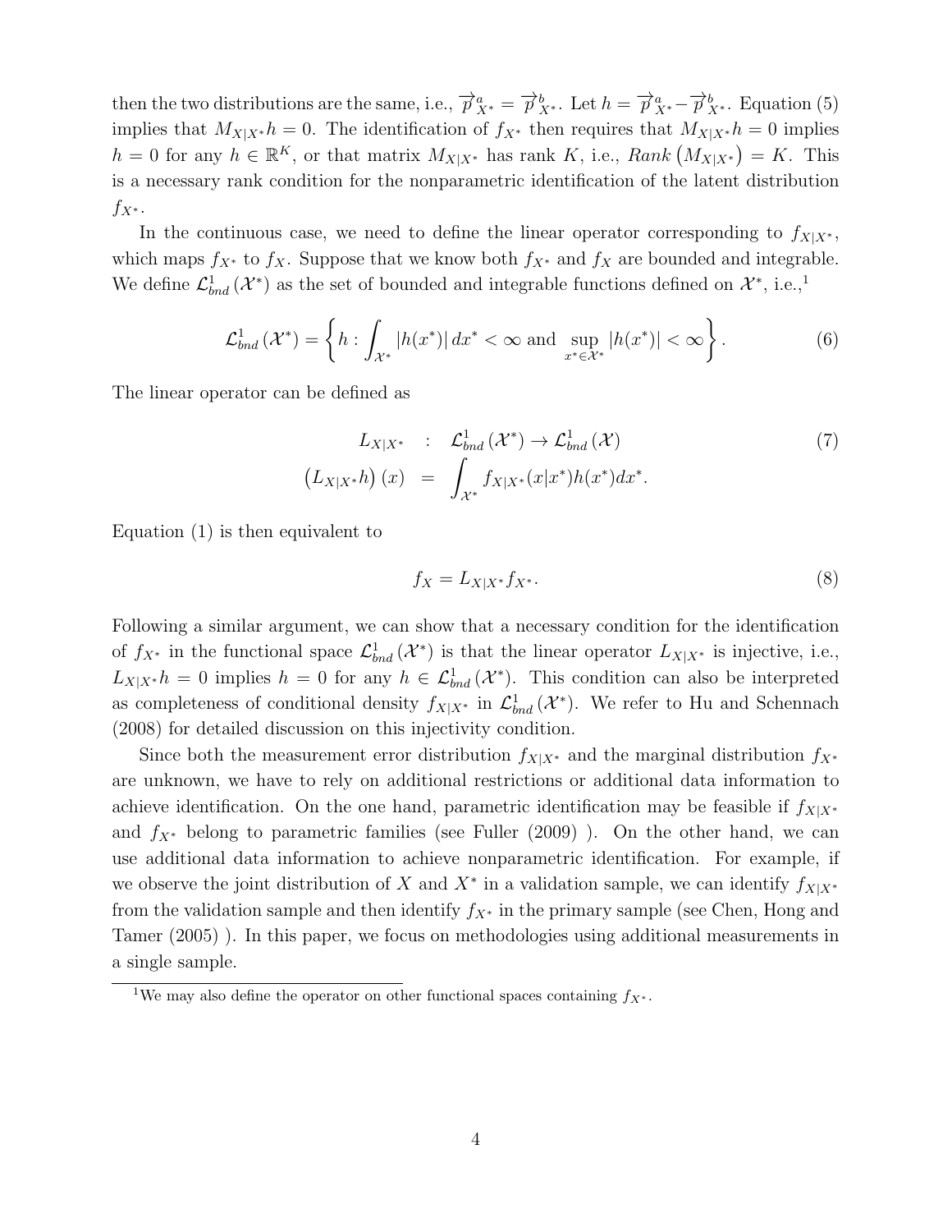then the two distributions are the same, i.e., $\overrightarrow{p}^{a}_{X^*} = \overrightarrow{p}^{b}_{X^*}$. Let $h = \overrightarrow{p}^{a}_{X^*} - \overrightarrow{p}^{b}_{X^*}$. Equation (5) implies that $M_{X|X^*}h = 0$. The identification of $f_{X^*}$ then requires that $M_{X|X^*}h = 0$ implies $h = 0$ for any $h \in \mathbb{R}^K$, or that matrix $M_{X|X^*}$ has rank $K$, i.e., $Rank\left(M_{X|X^*}\right) = K$. This is a necessary rank condition for the nonparametric identification of the latent distribution $f_{X^*}$.

In the continuous case, we need to define the linear operator corresponding to $f_{X|X^*}$, which maps $f_{X^*}$ to $f_X$. Suppose that we know both $f_{X^*}$ and $f_X$ are bounded and integrable. We define $\mathcal{L}^1_{bnd}\left(\mathcal{X}^*\right)$ as the set of bounded and integrable functions defined on $\mathcal{X}^*$, i.e.,[1]

$$\mathcal{L}^1_{bnd}\left(\mathcal{X}^*\right) = \left\{ h : \int_{\mathcal{X}^*} |h(x^*)|\, dx^* < \infty \text{ and } \sup_{x^* \in \mathcal{X}^*} |h(x^*)| < \infty \right\}. \tag{6}$$

The linear operator can be defined as

$$\begin{aligned} L_{X|X^*} &: \mathcal{L}^1_{bnd}\left(\mathcal{X}^*\right) \to \mathcal{L}^1_{bnd}\left(\mathcal{X}\right) \\ \left(L_{X|X^*}h\right)(x) &= \int_{\mathcal{X}^*} f_{X|X^*}(x|x^*)h(x^*)dx^*. \end{aligned} \tag{7}$$

Equation (1) is then equivalent to

$$f_X = L_{X|X^*} f_{X^*}. \tag{8}$$

Following a similar argument, we can show that a necessary condition for the identification of $f_{X^*}$ in the functional space $\mathcal{L}^1_{bnd}\left(\mathcal{X}^*\right)$ is that the linear operator $L_{X|X^*}$ is injective, i.e., $L_{X|X^*}h = 0$ implies $h = 0$ for any $h \in \mathcal{L}^1_{bnd}\left(\mathcal{X}^*\right)$. This condition can also be interpreted as completeness of conditional density $f_{X|X^*}$ in $\mathcal{L}^1_{bnd}\left(\mathcal{X}^*\right)$. We refer to Hu and Schennach (2008) for detailed discussion on this injectivity condition.

Since both the measurement error distribution $f_{X|X^*}$ and the marginal distribution $f_{X^*}$ are unknown, we have to rely on additional restrictions or additional data information to achieve identification. On the one hand, parametric identification may be feasible if $f_{X|X^*}$ and $f_{X^*}$ belong to parametric families (see Fuller (2009) ). On the other hand, we can use additional data information to achieve nonparametric identification. For example, if we observe the joint distribution of $X$ and $X^*$ in a validation sample, we can identify $f_{X|X^*}$ from the validation sample and then identify $f_{X^*}$ in the primary sample (see Chen, Hong and Tamer (2005) ). In this paper, we focus on methodologies using additional measurements in a single sample.

[1] We may also define the operator on other functional spaces containing $f_{X^*}$.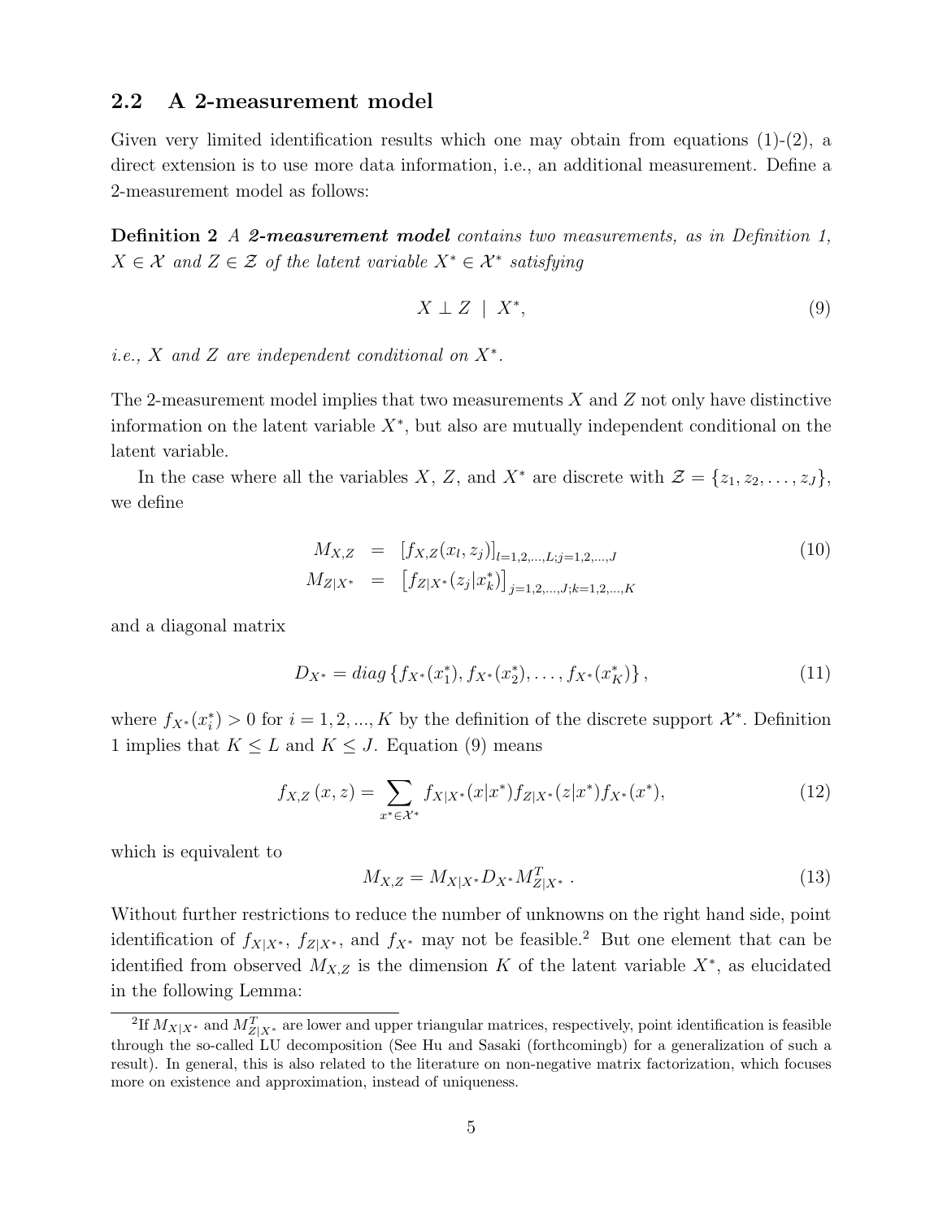### 2.2 A 2-measurement model

Given very limited identification results which one may obtain from equations (1)-(2), a direct extension is to use more data information, i.e., an additional measurement. Define a 2-measurement model as follows:

**Definition 2** *A* ***2-measurement model*** *contains two measurements, as in Definition 1, $X \in \mathcal{X}$ and $Z \in \mathcal{Z}$ of the latent variable $X^* \in \mathcal{X}^*$ satisfying*

$$X \perp Z \mid X^*, \tag{9}$$

*i.e., $X$ and $Z$ are independent conditional on $X^*$.*

The 2-measurement model implies that two measurements $X$ and $Z$ not only have distinctive information on the latent variable $X^*$, but also are mutually independent conditional on the latent variable.

In the case where all the variables $X$, $Z$, and $X^*$ are discrete with $\mathcal{Z} = \{z_1, z_2, \ldots, z_J\}$, we define

$$\begin{aligned} M_{X,Z} &= [f_{X,Z}(x_l, z_j)]_{l=1,2,\ldots,L;j=1,2,\ldots,J} \\ M_{Z|X^*} &= \left[f_{Z|X^*}(z_j|x_k^*)\right]_{j=1,2,\ldots,J;k=1,2,\ldots,K} \end{aligned} \tag{10}$$

and a diagonal matrix

$$D_{X^*} = diag\left\{f_{X^*}(x_1^*), f_{X^*}(x_2^*), \ldots, f_{X^*}(x_K^*)\right\}, \tag{11}$$

where $f_{X^*}(x_i^*) > 0$ for $i = 1, 2, ..., K$ by the definition of the discrete support $\mathcal{X}^*$. Definition 1 implies that $K \leq L$ and $K \leq J$. Equation (9) means

$$f_{X,Z}(x, z) = \sum_{x^* \in \mathcal{X}^*} f_{X|X^*}(x|x^*) f_{Z|X^*}(z|x^*) f_{X^*}(x^*), \tag{12}$$

which is equivalent to

$$M_{X,Z} = M_{X|X^*} D_{X^*} M_{Z|X^*}^T. \tag{13}$$

Without further restrictions to reduce the number of unknowns on the right hand side, point identification of $f_{X|X^*}$, $f_{Z|X^*}$, and $f_{X^*}$ may not be feasible.[2] But one element that can be identified from observed $M_{X,Z}$ is the dimension $K$ of the latent variable $X^*$, as elucidated in the following Lemma:

[2] If $M_{X|X^*}$ and $M_{Z|X^*}^T$ are lower and upper triangular matrices, respectively, point identification is feasible through the so-called LU decomposition (See Hu and Sasaki (forthcomingb) for a generalization of such a result). In general, this is also related to the literature on non-negative matrix factorization, which focuses more on existence and approximation, instead of uniqueness.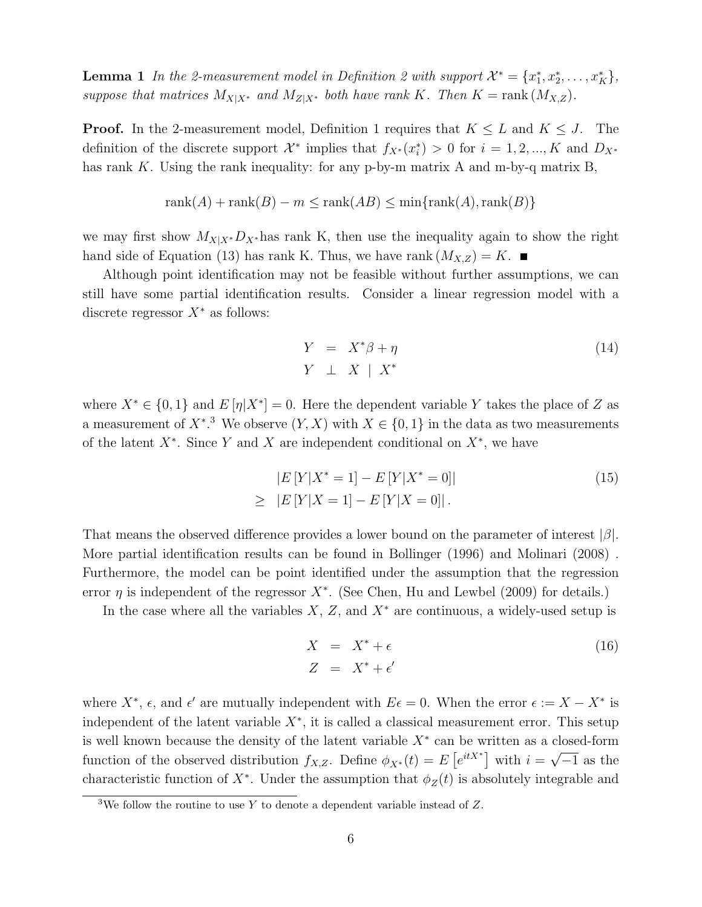**Lemma 1** *In the 2-measurement model in Definition 2 with support $\mathcal{X}^* = \{x_1^*, x_2^*, \ldots, x_K^*\}$, suppose that matrices $M_{X|X^*}$ and $M_{Z|X^*}$ both have rank $K$. Then $K = \text{rank}(M_{X,Z})$.*

**Proof.** In the 2-measurement model, Definition 1 requires that $K \leq L$ and $K \leq J$. The definition of the discrete support $\mathcal{X}^*$ implies that $f_{X^*}(x_i^*) > 0$ for $i = 1, 2, ..., K$ and $D_{X^*}$ has rank $K$. Using the rank inequality: for any p-by-m matrix A and m-by-q matrix B,

$$\text{rank}(A) + \text{rank}(B) - m \leq \text{rank}(AB) \leq \min\{\text{rank}(A), \text{rank}(B)\}$$

we may first show $M_{X|X^*}D_{X^*}$ has rank K, then use the inequality again to show the right hand side of Equation (13) has rank K. Thus, we have $\text{rank}(M_{X,Z}) = K$. ■

Although point identification may not be feasible without further assumptions, we can still have some partial identification results. Consider a linear regression model with a discrete regressor $X^*$ as follows:

$$\begin{aligned} Y &= X^*\beta + \eta \\ Y &\perp X \mid X^* \end{aligned} \tag{14}$$

where $X^* \in \{0, 1\}$ and $E[\eta|X^*] = 0$. Here the dependent variable $Y$ takes the place of $Z$ as a measurement of $X^*$.[3] We observe $(Y, X)$ with $X \in \{0, 1\}$ in the data as two measurements of the latent $X^*$. Since $Y$ and $X$ are independent conditional on $X^*$, we have

$$\begin{aligned} & |E[Y|X^* = 1] - E[Y|X^* = 0]| \\ \geq \; & |E[Y|X = 1] - E[Y|X = 0]|. \end{aligned} \tag{15}$$

That means the observed difference provides a lower bound on the parameter of interest $|\beta|$. More partial identification results can be found in Bollinger (1996) and Molinari (2008). Furthermore, the model can be point identified under the assumption that the regression error $\eta$ is independent of the regressor $X^*$. (See Chen, Hu and Lewbel (2009) for details.)

In the case where all the variables $X$, $Z$, and $X^*$ are continuous, a widely-used setup is

$$\begin{aligned} X &= X^* + \epsilon \\ Z &= X^* + \epsilon' \end{aligned} \tag{16}$$

where $X^*$, $\epsilon$, and $\epsilon'$ are mutually independent with $E\epsilon = 0$. When the error $\epsilon := X - X^*$ is independent of the latent variable $X^*$, it is called a classical measurement error. This setup is well known because the density of the latent variable $X^*$ can be written as a closed-form function of the observed distribution $f_{X,Z}$. Define $\phi_{X^*}(t) = E\left[e^{itX^*}\right]$ with $i = \sqrt{-1}$ as the characteristic function of $X^*$. Under the assumption that $\phi_Z(t)$ is absolutely integrable and

[3] We follow the routine to use $Y$ to denote a dependent variable instead of $Z$.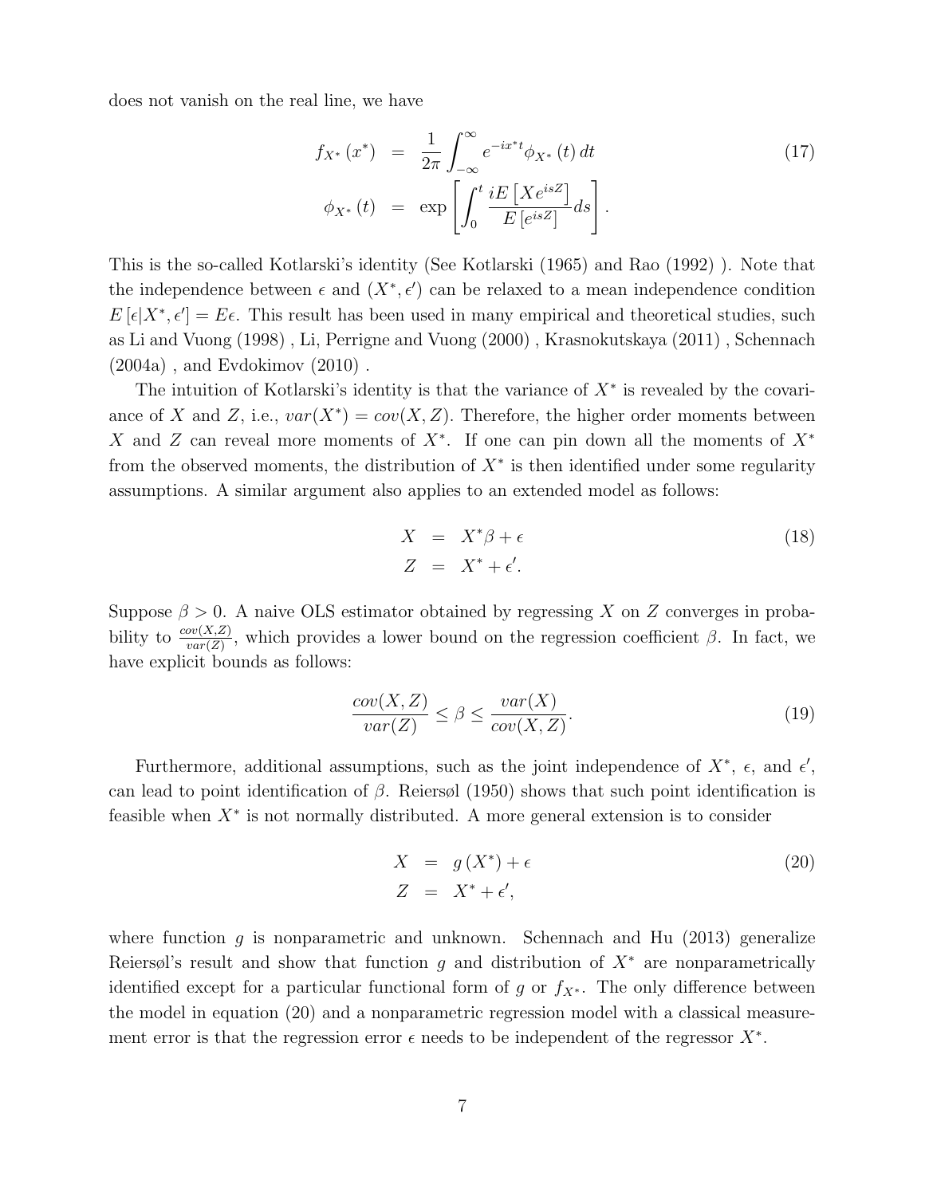does not vanish on the real line, we have

$$
\begin{aligned}
f_{X^*}(x^*) &= \frac{1}{2\pi}\int_{-\infty}^{\infty} e^{-ix^*t}\phi_{X^*}(t)\,dt \\
\phi_{X^*}(t) &= \exp\left[\int_0^t \frac{iE\left[Xe^{isZ}\right]}{E\left[e^{isZ}\right]}ds\right].
\end{aligned} \tag{17}
$$

This is the so-called Kotlarski's identity (See Kotlarski (1965) and Rao (1992) ). Note that the independence between $\epsilon$ and $(X^*, \epsilon')$ can be relaxed to a mean independence condition $E[\epsilon|X^*, \epsilon'] = E\epsilon$. This result has been used in many empirical and theoretical studies, such as Li and Vuong (1998) , Li, Perrigne and Vuong (2000) , Krasnokutskaya (2011) , Schennach (2004a) , and Evdokimov (2010) .

The intuition of Kotlarski's identity is that the variance of $X^*$ is revealed by the covariance of $X$ and $Z$, i.e., $var(X^*) = cov(X, Z)$. Therefore, the higher order moments between $X$ and $Z$ can reveal more moments of $X^*$. If one can pin down all the moments of $X^*$ from the observed moments, the distribution of $X^*$ is then identified under some regularity assumptions. A similar argument also applies to an extended model as follows:

$$
\begin{aligned}
X &= X^*\beta + \epsilon \\
Z &= X^* + \epsilon'.
\end{aligned} \tag{18}
$$

Suppose $\beta > 0$. A naive OLS estimator obtained by regressing $X$ on $Z$ converges in probability to $\frac{cov(X,Z)}{var(Z)}$, which provides a lower bound on the regression coefficient $\beta$. In fact, we have explicit bounds as follows:

$$
\frac{cov(X,Z)}{var(Z)} \leq \beta \leq \frac{var(X)}{cov(X,Z)}. \tag{19}
$$

Furthermore, additional assumptions, such as the joint independence of $X^*$, $\epsilon$, and $\epsilon'$, can lead to point identification of $\beta$. Reiersøl (1950) shows that such point identification is feasible when $X^*$ is not normally distributed. A more general extension is to consider

$$
\begin{aligned}
X &= g(X^*) + \epsilon \\
Z &= X^* + \epsilon',
\end{aligned} \tag{20}
$$

where function $g$ is nonparametric and unknown. Schennach and Hu (2013) generalize Reiersøl's result and show that function $g$ and distribution of $X^*$ are nonparametrically identified except for a particular functional form of $g$ or $f_{X^*}$. The only difference between the model in equation (20) and a nonparametric regression model with a classical measurement error is that the regression error $\epsilon$ needs to be independent of the regressor $X^*$.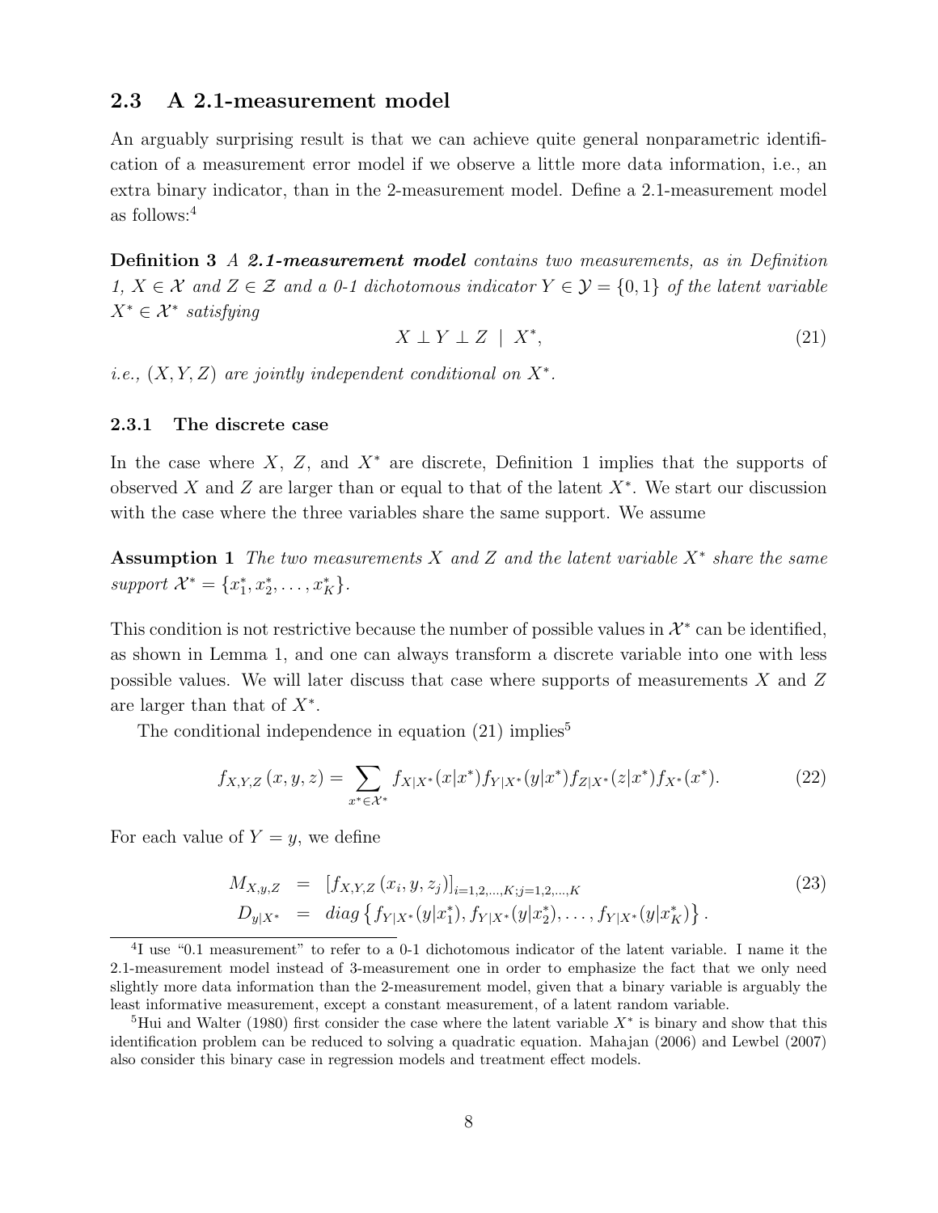## 2.3 A 2.1-measurement model

An arguably surprising result is that we can achieve quite general nonparametric identification of a measurement error model if we observe a little more data information, i.e., an extra binary indicator, than in the 2-measurement model. Define a 2.1-measurement model as follows:[4]

**Definition 3** *A **2.1-measurement model** contains two measurements, as in Definition 1, $X \in \mathcal{X}$ and $Z \in \mathcal{Z}$ and a 0-1 dichotomous indicator $Y \in \mathcal{Y} = \{0, 1\}$ of the latent variable $X^* \in \mathcal{X}^*$ satisfying*

$$X \perp Y \perp Z \mid X^*, \tag{21}$$

*i.e., $(X, Y, Z)$ are jointly independent conditional on $X^*$.*

### 2.3.1 The discrete case

In the case where $X$, $Z$, and $X^*$ are discrete, Definition 1 implies that the supports of observed $X$ and $Z$ are larger than or equal to that of the latent $X^*$. We start our discussion with the case where the three variables share the same support. We assume

**Assumption 1** *The two measurements $X$ and $Z$ and the latent variable $X^*$ share the same support $\mathcal{X}^* = \{x_1^*, x_2^*, \ldots, x_K^*\}$.*

This condition is not restrictive because the number of possible values in $\mathcal{X}^*$ can be identified, as shown in Lemma 1, and one can always transform a discrete variable into one with less possible values. We will later discuss that case where supports of measurements $X$ and $Z$ are larger than that of $X^*$.

The conditional independence in equation (21) implies[5]

$$f_{X,Y,Z}(x, y, z) = \sum_{x^* \in \mathcal{X}^*} f_{X|X^*}(x|x^*) f_{Y|X^*}(y|x^*) f_{Z|X^*}(z|x^*) f_{X^*}(x^*). \tag{22}$$

For each value of $Y = y$, we define

$$\begin{aligned} M_{X,y,Z} &= [f_{X,Y,Z}(x_i, y, z_j)]_{i=1,2,\ldots,K; j=1,2,\ldots,K} \\ D_{y|X^*} &= diag\left\{ f_{Y|X^*}(y|x_1^*), f_{Y|X^*}(y|x_2^*), \ldots, f_{Y|X^*}(y|x_K^*) \right\}. \end{aligned} \tag{23}$$

---

[4] I use "0.1 measurement" to refer to a 0-1 dichotomous indicator of the latent variable. I name it the 2.1-measurement model instead of 3-measurement one in order to emphasize the fact that we only need slightly more data information than the 2-measurement model, given that a binary variable is arguably the least informative measurement, except a constant measurement, of a latent random variable.

[5] Hui and Walter (1980) first consider the case where the latent variable $X^*$ is binary and show that this identification problem can be reduced to solving a quadratic equation. Mahajan (2006) and Lewbel (2007) also consider this binary case in regression models and treatment effect models.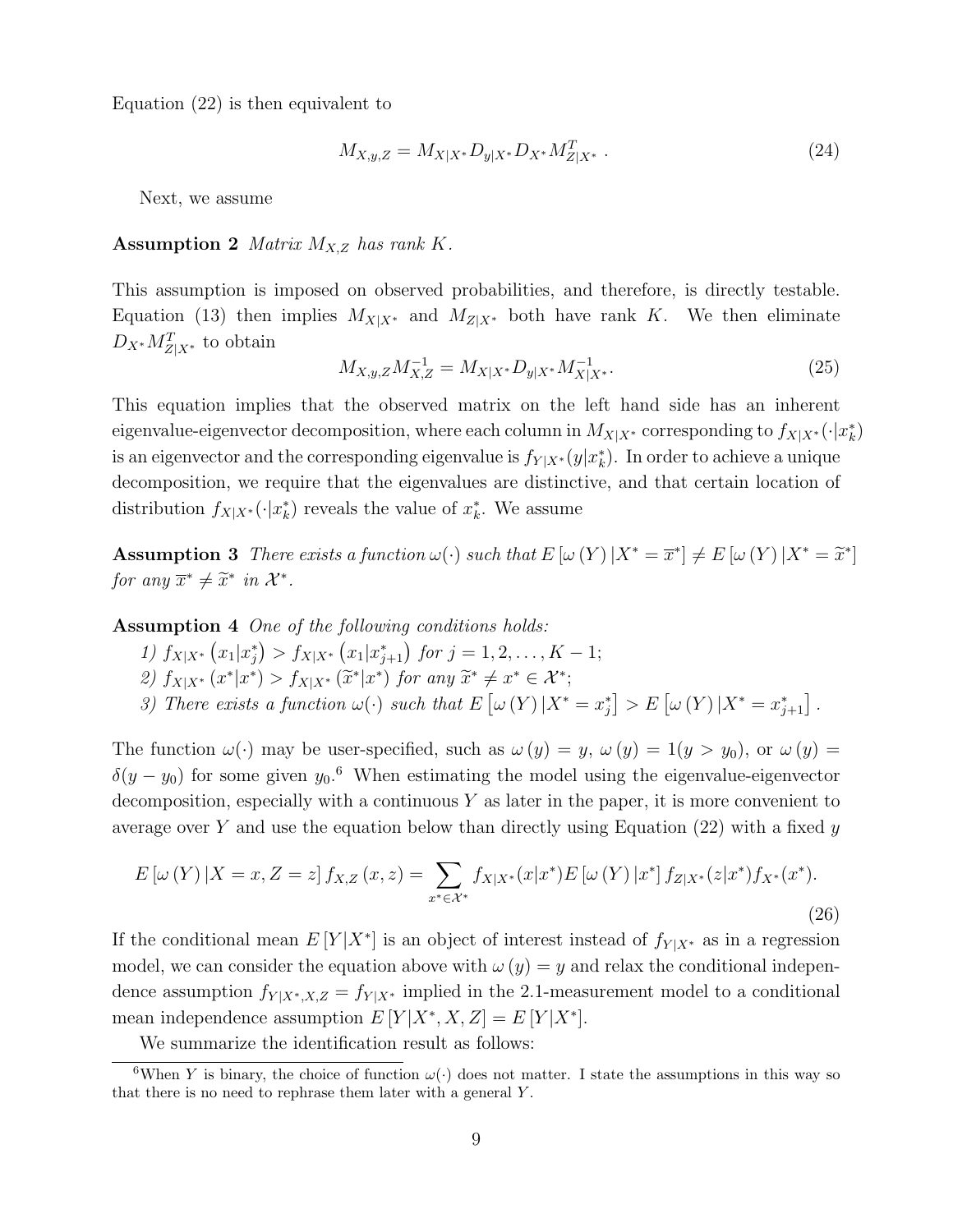Equation (22) is then equivalent to

$$M_{X,y,Z} = M_{X|X^*} D_{y|X^*} D_{X^*} M_{Z|X^*}^T . \tag{24}$$

Next, we assume

**Assumption 2** *Matrix $M_{X,Z}$ has rank $K$.*

This assumption is imposed on observed probabilities, and therefore, is directly testable. Equation (13) then implies $M_{X|X^*}$ and $M_{Z|X^*}$ both have rank $K$. We then eliminate $D_{X^*} M_{Z|X^*}^T$ to obtain

$$M_{X,y,Z} M_{X,Z}^{-1} = M_{X|X^*} D_{y|X^*} M_{X|X^*}^{-1}. \tag{25}$$

This equation implies that the observed matrix on the left hand side has an inherent eigenvalue-eigenvector decomposition, where each column in $M_{X|X^*}$ corresponding to $f_{X|X^*}(\cdot|x_k^*)$ is an eigenvector and the corresponding eigenvalue is $f_{Y|X^*}(y|x_k^*)$. In order to achieve a unique decomposition, we require that the eigenvalues are distinctive, and that certain location of distribution $f_{X|X^*}(\cdot|x_k^*)$ reveals the value of $x_k^*$. We assume

**Assumption 3** *There exists a function $\omega(\cdot)$ such that $E[\omega(Y)|X^* = \overline{x}^*] \neq E[\omega(Y)|X^* = \widetilde{x}^*]$ for any $\overline{x}^* \neq \widetilde{x}^*$ in $\mathcal{X}^*$.*

**Assumption 4** *One of the following conditions holds:*
*1) $f_{X|X^*}(x_1|x_j^*) > f_{X|X^*}(x_1|x_{j+1}^*)$ for $j = 1, 2, \ldots, K-1$;*
*2) $f_{X|X^*}(x^*|x^*) > f_{X|X^*}(\widetilde{x}^*|x^*)$ for any $\widetilde{x}^* \neq x^* \in \mathcal{X}^*$;*
*3) There exists a function $\omega(\cdot)$ such that $E[\omega(Y)|X^* = x_j^*] > E[\omega(Y)|X^* = x_{j+1}^*]$.*

The function $\omega(\cdot)$ may be user-specified, such as $\omega(y) = y$, $\omega(y) = 1(y > y_0)$, or $\omega(y) = \delta(y - y_0)$ for some given $y_0$.[6] When estimating the model using the eigenvalue-eigenvector decomposition, especially with a continuous $Y$ as later in the paper, it is more convenient to average over $Y$ and use the equation below than directly using Equation (22) with a fixed $y$

$$E[\omega(Y)|X = x, Z = z] f_{X,Z}(x, z) = \sum_{x^* \in \mathcal{X}^*} f_{X|X^*}(x|x^*) E[\omega(Y)|x^*] f_{Z|X^*}(z|x^*) f_{X^*}(x^*). \tag{26}$$

If the conditional mean $E[Y|X^*]$ is an object of interest instead of $f_{Y|X^*}$ as in a regression model, we can consider the equation above with $\omega(y) = y$ and relax the conditional independence assumption $f_{Y|X^*,X,Z} = f_{Y|X^*}$ implied in the 2.1-measurement model to a conditional mean independence assumption $E[Y|X^*, X, Z] = E[Y|X^*]$.

We summarize the identification result as follows:

[6] When $Y$ is binary, the choice of function $\omega(\cdot)$ does not matter. I state the assumptions in this way so that there is no need to rephrase them later with a general $Y$.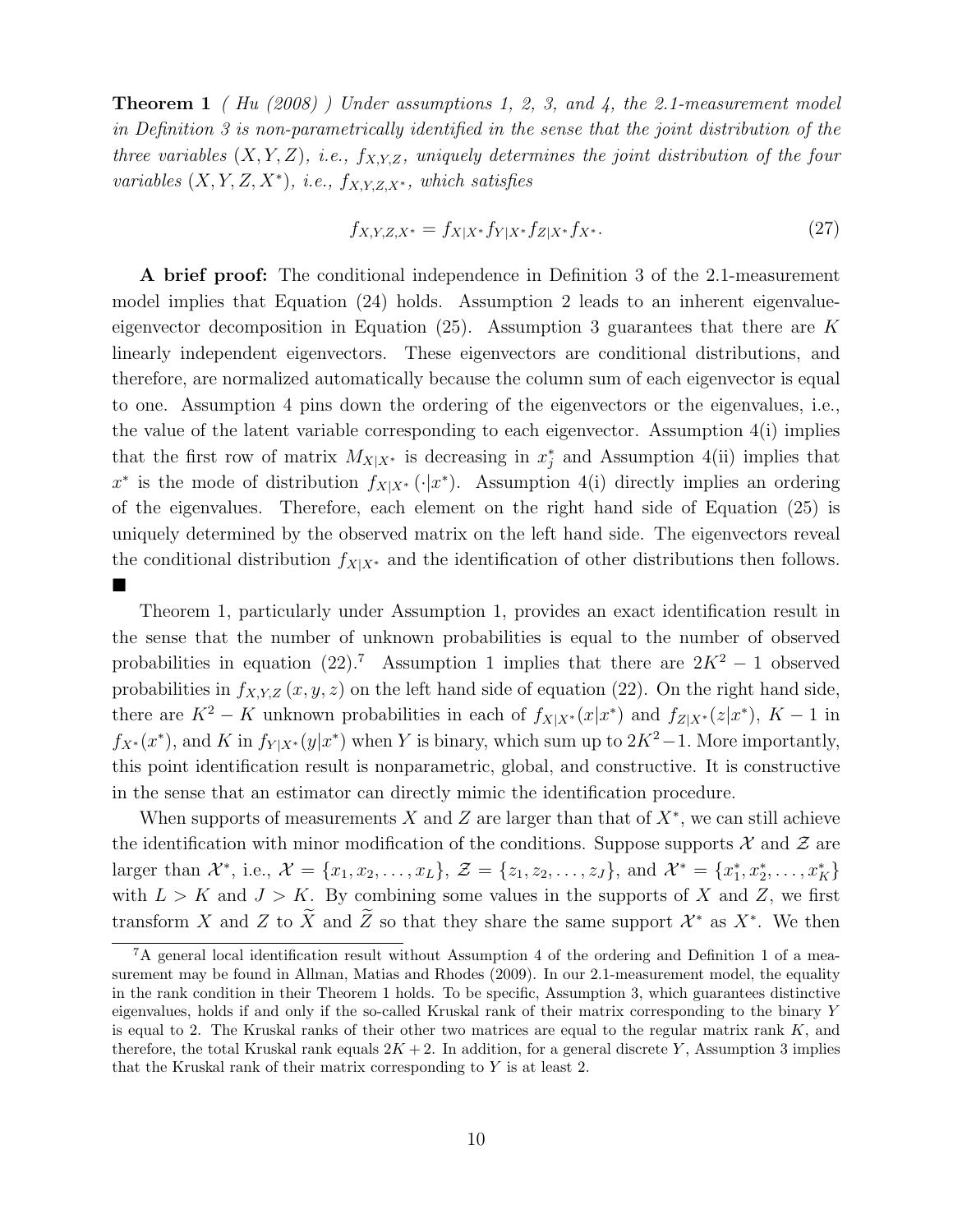**Theorem 1** *( Hu (2008) ) Under assumptions 1, 2, 3, and 4, the 2.1-measurement model in Definition 3 is non-parametrically identified in the sense that the joint distribution of the three variables $(X, Y, Z)$, i.e., $f_{X,Y,Z}$, uniquely determines the joint distribution of the four variables $(X, Y, Z, X^*)$, i.e., $f_{X,Y,Z,X^*}$, which satisfies*

$$f_{X,Y,Z,X^*} = f_{X|X^*} f_{Y|X^*} f_{Z|X^*} f_{X^*}. \tag{27}$$

**A brief proof:** The conditional independence in Definition 3 of the 2.1-measurement model implies that Equation (24) holds. Assumption 2 leads to an inherent eigenvalue-eigenvector decomposition in Equation (25). Assumption 3 guarantees that there are $K$ linearly independent eigenvectors. These eigenvectors are conditional distributions, and therefore, are normalized automatically because the column sum of each eigenvector is equal to one. Assumption 4 pins down the ordering of the eigenvectors or the eigenvalues, i.e., the value of the latent variable corresponding to each eigenvector. Assumption 4(i) implies that the first row of matrix $M_{X|X^*}$ is decreasing in $x_j^*$ and Assumption 4(ii) implies that $x^*$ is the mode of distribution $f_{X|X^*}(\cdot|x^*)$. Assumption 4(i) directly implies an ordering of the eigenvalues. Therefore, each element on the right hand side of Equation (25) is uniquely determined by the observed matrix on the left hand side. The eigenvectors reveal the conditional distribution $f_{X|X^*}$ and the identification of other distributions then follows. ■

Theorem 1, particularly under Assumption 1, provides an exact identification result in the sense that the number of unknown probabilities is equal to the number of observed probabilities in equation (22).[7] Assumption 1 implies that there are $2K^2 - 1$ observed probabilities in $f_{X,Y,Z}(x, y, z)$ on the left hand side of equation (22). On the right hand side, there are $K^2 - K$ unknown probabilities in each of $f_{X|X^*}(x|x^*)$ and $f_{Z|X^*}(z|x^*)$, $K - 1$ in $f_{X^*}(x^*)$, and $K$ in $f_{Y|X^*}(y|x^*)$ when $Y$ is binary, which sum up to $2K^2 - 1$. More importantly, this point identification result is nonparametric, global, and constructive. It is constructive in the sense that an estimator can directly mimic the identification procedure.

When supports of measurements $X$ and $Z$ are larger than that of $X^*$, we can still achieve the identification with minor modification of the conditions. Suppose supports $\mathcal{X}$ and $\mathcal{Z}$ are larger than $\mathcal{X}^*$, i.e., $\mathcal{X} = \{x_1, x_2, \ldots, x_L\}$, $\mathcal{Z} = \{z_1, z_2, \ldots, z_J\}$, and $\mathcal{X}^* = \{x_1^*, x_2^*, \ldots, x_K^*\}$ with $L > K$ and $J > K$. By combining some values in the supports of $X$ and $Z$, we first transform $X$ and $Z$ to $\widetilde{X}$ and $\widetilde{Z}$ so that they share the same support $\mathcal{X}^*$ as $X^*$. We then

[7] A general local identification result without Assumption 4 of the ordering and Definition 1 of a measurement may be found in Allman, Matias and Rhodes (2009). In our 2.1-measurement model, the equality in the rank condition in their Theorem 1 holds. To be specific, Assumption 3, which guarantees distinctive eigenvalues, holds if and only if the so-called Kruskal rank of their matrix corresponding to the binary $Y$ is equal to 2. The Kruskal ranks of their other two matrices are equal to the regular matrix rank $K$, and therefore, the total Kruskal rank equals $2K + 2$. In addition, for a general discrete $Y$, Assumption 3 implies that the Kruskal rank of their matrix corresponding to $Y$ is at least 2.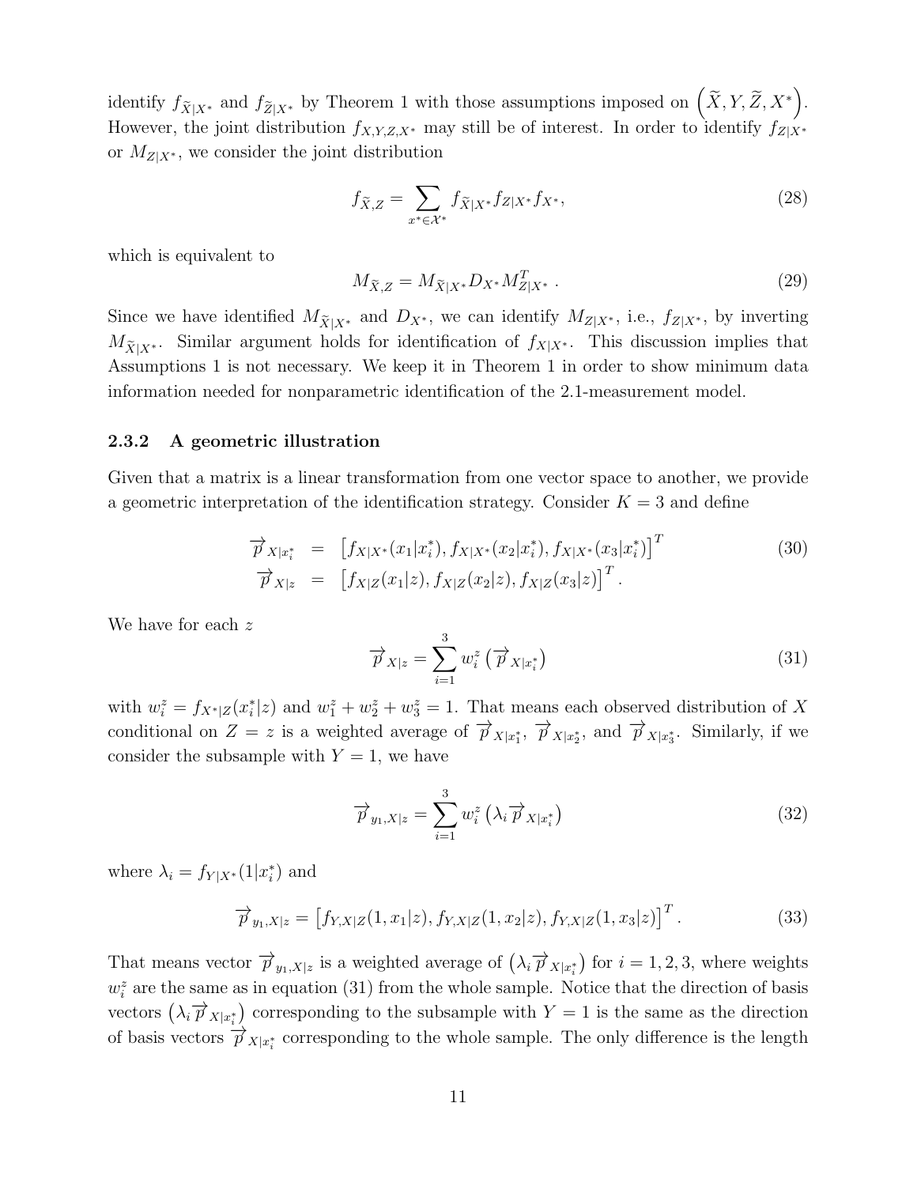identify $f_{\widetilde{X}|X^*}$ and $f_{\widetilde{Z}|X^*}$ by Theorem 1 with those assumptions imposed on $\left(\widetilde{X}, Y, \widetilde{Z}, X^*\right)$. However, the joint distribution $f_{X,Y,Z,X^*}$ may still be of interest. In order to identify $f_{Z|X^*}$ or $M_{Z|X^*}$, we consider the joint distribution

$$f_{\widetilde{X},Z} = \sum_{x^* \in \mathcal{X}^*} f_{\widetilde{X}|X^*} f_{Z|X^*} f_{X^*}, \tag{28}$$

which is equivalent to

$$M_{\widetilde{X},Z} = M_{\widetilde{X}|X^*} D_{X^*} M_{Z|X^*}^T . \tag{29}$$

Since we have identified $M_{\widetilde{X}|X^*}$ and $D_{X^*}$, we can identify $M_{Z|X^*}$, i.e., $f_{Z|X^*}$, by inverting $M_{\widetilde{X}|X^*}$. Similar argument holds for identification of $f_{X|X^*}$. This discussion implies that Assumptions 1 is not necessary. We keep it in Theorem 1 in order to show minimum data information needed for nonparametric identification of the 2.1-measurement model.

### 2.3.2 A geometric illustration

Given that a matrix is a linear transformation from one vector space to another, we provide a geometric interpretation of the identification strategy. Consider $K = 3$ and define

$$\begin{aligned} \overrightarrow{p}_{X|x_i^*} &= \left[f_{X|X^*}(x_1|x_i^*), f_{X|X^*}(x_2|x_i^*), f_{X|X^*}(x_3|x_i^*)\right]^T \\ \overrightarrow{p}_{X|z} &= \left[f_{X|Z}(x_1|z), f_{X|Z}(x_2|z), f_{X|Z}(x_3|z)\right]^T . \end{aligned} \tag{30}$$

We have for each $z$

$$\overrightarrow{p}_{X|z} = \sum_{i=1}^{3} w_i^z \left(\overrightarrow{p}_{X|x_i^*}\right) \tag{31}$$

with $w_i^z = f_{X^*|Z}(x_i^*|z)$ and $w_1^z + w_2^z + w_3^z = 1$. That means each observed distribution of $X$ conditional on $Z = z$ is a weighted average of $\overrightarrow{p}_{X|x_1^*}$, $\overrightarrow{p}_{X|x_2^*}$, and $\overrightarrow{p}_{X|x_3^*}$. Similarly, if we consider the subsample with $Y = 1$, we have

$$\overrightarrow{p}_{y_1,X|z} = \sum_{i=1}^{3} w_i^z \left(\lambda_i \overrightarrow{p}_{X|x_i^*}\right) \tag{32}$$

where $\lambda_i = f_{Y|X^*}(1|x_i^*)$ and

$$\overrightarrow{p}_{y_1,X|z} = \left[f_{Y,X|Z}(1, x_1|z), f_{Y,X|Z}(1, x_2|z), f_{Y,X|Z}(1, x_3|z)\right]^T . \tag{33}$$

That means vector $\overrightarrow{p}_{y_1,X|z}$ is a weighted average of $\left(\lambda_i \overrightarrow{p}_{X|x_i^*}\right)$ for $i = 1, 2, 3$, where weights $w_i^z$ are the same as in equation (31) from the whole sample. Notice that the direction of basis vectors $\left(\lambda_i \overrightarrow{p}_{X|x_i^*}\right)$ corresponding to the subsample with $Y = 1$ is the same as the direction of basis vectors $\overrightarrow{p}_{X|x_i^*}$ corresponding to the whole sample. The only difference is the length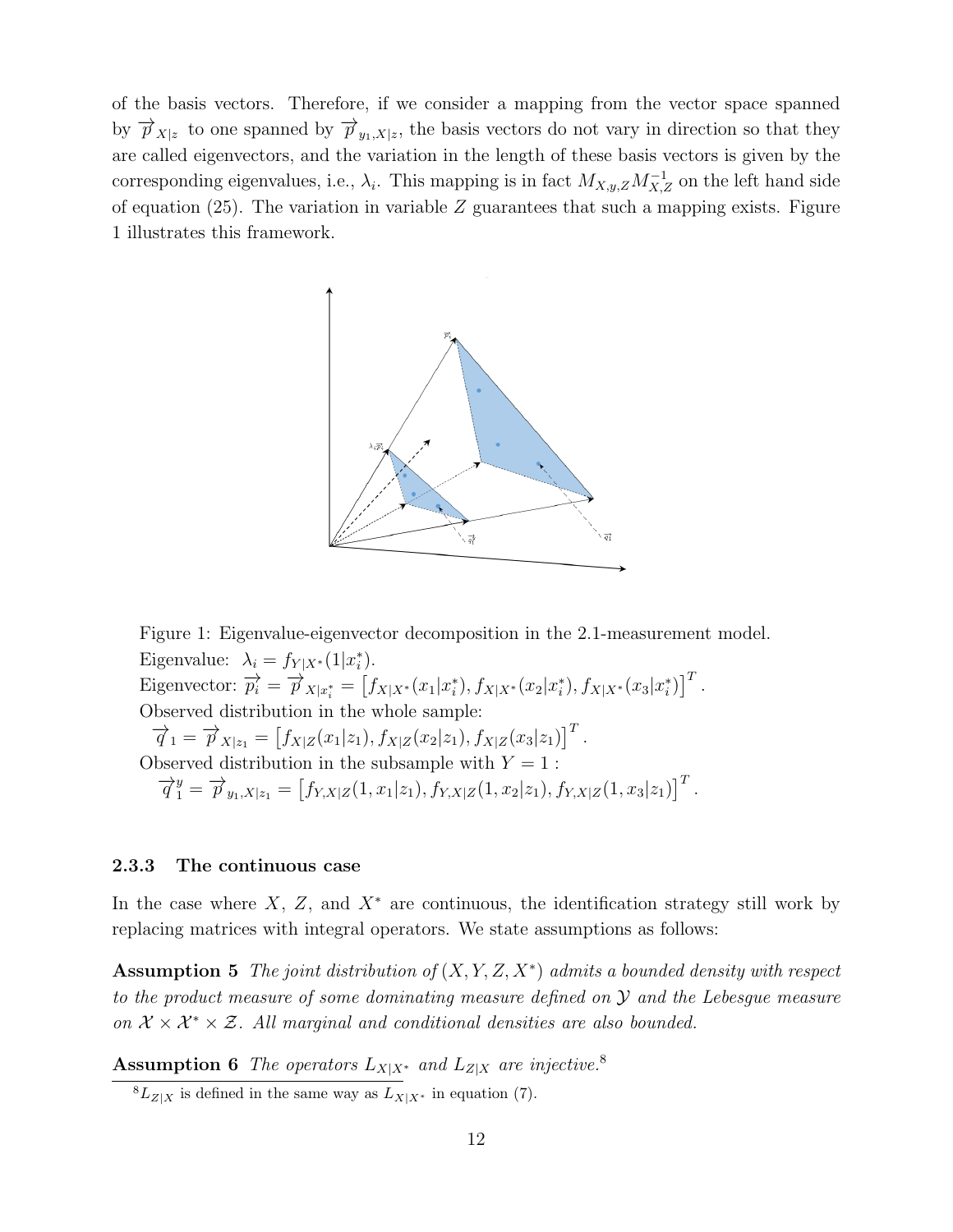of the basis vectors. Therefore, if we consider a mapping from the vector space spanned by $\overrightarrow{p}_{X|z}$ to one spanned by $\overrightarrow{p}_{y_1,X|z}$, the basis vectors do not vary in direction so that they are called eigenvectors, and the variation in the length of these basis vectors is given by the corresponding eigenvalues, i.e., $\lambda_i$. This mapping is in fact $M_{X,y,Z}M_{X,Z}^{-1}$ on the left hand side of equation (25). The variation in variable $Z$ guarantees that such a mapping exists. Figure 1 illustrates this framework.

Figure 1: Eigenvalue-eigenvector decomposition in the 2.1-measurement model.
Eigenvalue: $\lambda_i = f_{Y|X^*}(1|x_i^*)$.
Eigenvector: $\overrightarrow{p_i} = \overrightarrow{p}_{X|x_i^*} = \left[f_{X|X^*}(x_1|x_i^*), f_{X|X^*}(x_2|x_i^*), f_{X|X^*}(x_3|x_i^*)\right]^T$.
Observed distribution in the whole sample:
$\overrightarrow{q}_1 = \overrightarrow{p}_{X|z_1} = \left[f_{X|Z}(x_1|z_1), f_{X|Z}(x_2|z_1), f_{X|Z}(x_3|z_1)\right]^T$.
Observed distribution in the subsample with $Y = 1$ :
$\overrightarrow{q}_1^y = \overrightarrow{p}_{y_1,X|z_1} = \left[f_{Y,X|Z}(1, x_1|z_1), f_{Y,X|Z}(1, x_2|z_1), f_{Y,X|Z}(1, x_3|z_1)\right]^T$.

### 2.3.3 The continuous case

In the case where $X$, $Z$, and $X^*$ are continuous, the identification strategy still work by replacing matrices with integral operators. We state assumptions as follows:

**Assumption 5** *The joint distribution of $(X, Y, Z, X^*)$ admits a bounded density with respect to the product measure of some dominating measure defined on $\mathcal{Y}$ and the Lebesgue measure on $\mathcal{X} \times \mathcal{X}^* \times \mathcal{Z}$. All marginal and conditional densities are also bounded.*

**Assumption 6** *The operators $L_{X|X^*}$ and $L_{Z|X}$ are injective.*[8]

[8] $L_{Z|X}$ is defined in the same way as $L_{X|X^*}$ in equation (7).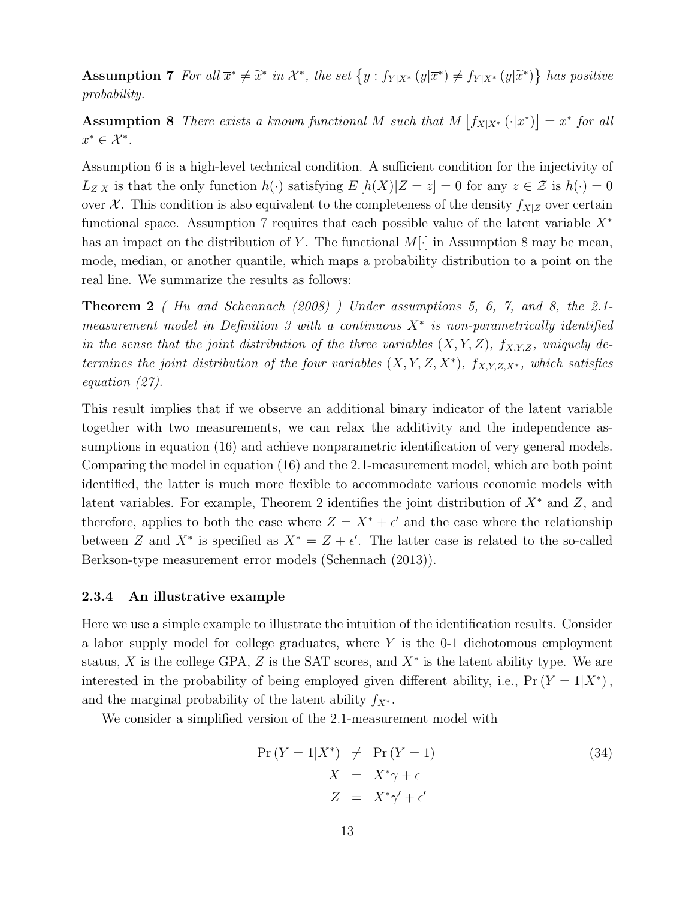**Assumption 7** *For all $\overline{x}^* \neq \widetilde{x}^*$ in $\mathcal{X}^*$, the set $\left\{y : f_{Y|X^*}\left(y|\overline{x}^*\right) \neq f_{Y|X^*}\left(y|\widetilde{x}^*\right)\right\}$ has positive probability.*

**Assumption 8** *There exists a known functional $M$ such that $M\left[f_{X|X^*}\left(\cdot|x^*\right)\right] = x^*$ for all $x^* \in \mathcal{X}^*$.*

Assumption 6 is a high-level technical condition. A sufficient condition for the injectivity of $L_{Z|X}$ is that the only function $h(\cdot)$ satisfying $E\left[h(X)|Z = z\right] = 0$ for any $z \in \mathcal{Z}$ is $h(\cdot) = 0$ over $\mathcal{X}$. This condition is also equivalent to the completeness of the density $f_{X|Z}$ over certain functional space. Assumption 7 requires that each possible value of the latent variable $X^*$ has an impact on the distribution of $Y$. The functional $M[\cdot]$ in Assumption 8 may be mean, mode, median, or another quantile, which maps a probability distribution to a point on the real line. We summarize the results as follows:

**Theorem 2** *( Hu and Schennach (2008) ) Under assumptions 5, 6, 7, and 8, the 2.1-measurement model in Definition 3 with a continuous $X^*$ is non-parametrically identified in the sense that the joint distribution of the three variables $(X, Y, Z)$, $f_{X,Y,Z}$, uniquely determines the joint distribution of the four variables $(X, Y, Z, X^*)$, $f_{X,Y,Z,X^*}$, which satisfies equation (27).*

This result implies that if we observe an additional binary indicator of the latent variable together with two measurements, we can relax the additivity and the independence assumptions in equation (16) and achieve nonparametric identification of very general models. Comparing the model in equation (16) and the 2.1-measurement model, which are both point identified, the latter is much more flexible to accommodate various economic models with latent variables. For example, Theorem 2 identifies the joint distribution of $X^*$ and $Z$, and therefore, applies to both the case where $Z = X^* + \epsilon'$ and the case where the relationship between $Z$ and $X^*$ is specified as $X^* = Z + \epsilon'$. The latter case is related to the so-called Berkson-type measurement error models (Schennach (2013)).

### 2.3.4 An illustrative example

Here we use a simple example to illustrate the intuition of the identification results. Consider a labor supply model for college graduates, where $Y$ is the 0-1 dichotomous employment status, $X$ is the college GPA, $Z$ is the SAT scores, and $X^*$ is the latent ability type. We are interested in the probability of being employed given different ability, i.e., $\Pr\left(Y = 1|X^*\right)$, and the marginal probability of the latent ability $f_{X^*}$.

We consider a simplified version of the 2.1-measurement model with

$$
\begin{aligned}
\Pr\left(Y = 1|X^*\right) &\neq \Pr\left(Y = 1\right) \\
X &= X^*\gamma + \epsilon \\
Z &= X^*\gamma' + \epsilon'
\end{aligned}
\tag{34}
$$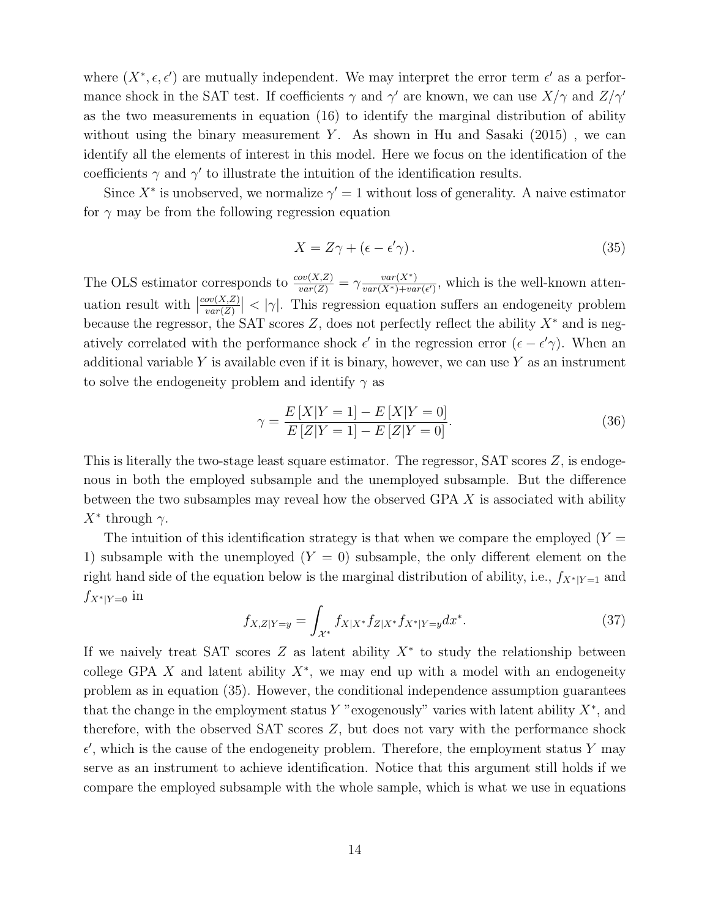where $(X^*, \epsilon, \epsilon')$ are mutually independent. We may interpret the error term $\epsilon'$ as a performance shock in the SAT test. If coefficients $\gamma$ and $\gamma'$ are known, we can use $X/\gamma$ and $Z/\gamma'$ as the two measurements in equation (16) to identify the marginal distribution of ability without using the binary measurement $Y$. As shown in Hu and Sasaki (2015) , we can identify all the elements of interest in this model. Here we focus on the identification of the coefficients $\gamma$ and $\gamma'$ to illustrate the intuition of the identification results.

Since $X^*$ is unobserved, we normalize $\gamma' = 1$ without loss of generality. A naive estimator for $\gamma$ may be from the following regression equation

$$X = Z\gamma + (\epsilon - \epsilon'\gamma). \tag{35}$$

The OLS estimator corresponds to $\frac{cov(X,Z)}{var(Z)} = \gamma \frac{var(X^*)}{var(X^*)+var(\epsilon')}$, which is the well-known attenuation result with $\left|\frac{cov(X,Z)}{var(Z)}\right| < |\gamma|$. This regression equation suffers an endogeneity problem because the regressor, the SAT scores $Z$, does not perfectly reflect the ability $X^*$ and is negatively correlated with the performance shock $\epsilon'$ in the regression error $(\epsilon - \epsilon'\gamma)$. When an additional variable $Y$ is available even if it is binary, however, we can use $Y$ as an instrument to solve the endogeneity problem and identify $\gamma$ as

$$\gamma = \frac{E[X|Y=1] - E[X|Y=0]}{E[Z|Y=1] - E[Z|Y=0]}. \tag{36}$$

This is literally the two-stage least square estimator. The regressor, SAT scores $Z$, is endogenous in both the employed subsample and the unemployed subsample. But the difference between the two subsamples may reveal how the observed GPA $X$ is associated with ability $X^*$ through $\gamma$.

The intuition of this identification strategy is that when we compare the employed ($Y = 1$) subsample with the unemployed ($Y = 0$) subsample, the only different element on the right hand side of the equation below is the marginal distribution of ability, i.e., $f_{X^*|Y=1}$ and $f_{X^*|Y=0}$ in

$$f_{X,Z|Y=y} = \int_{\mathcal{X}^*} f_{X|X^*} f_{Z|X^*} f_{X^*|Y=y} dx^*. \tag{37}$$

If we naively treat SAT scores $Z$ as latent ability $X^*$ to study the relationship between college GPA $X$ and latent ability $X^*$, we may end up with a model with an endogeneity problem as in equation (35). However, the conditional independence assumption guarantees that the change in the employment status $Y$ "exogenously" varies with latent ability $X^*$, and therefore, with the observed SAT scores $Z$, but does not vary with the performance shock $\epsilon'$, which is the cause of the endogeneity problem. Therefore, the employment status $Y$ may serve as an instrument to achieve identification. Notice that this argument still holds if we compare the employed subsample with the whole sample, which is what we use in equations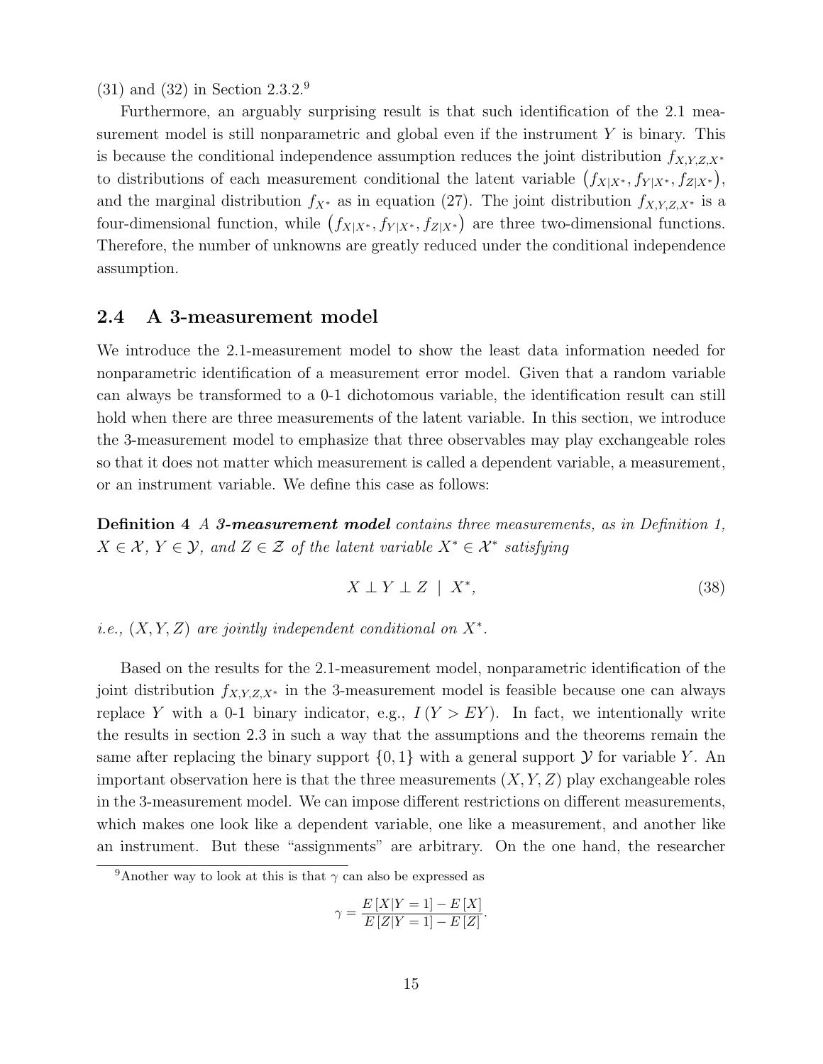(31) and (32) in Section 2.3.2.[9]

Furthermore, an arguably surprising result is that such identification of the 2.1 measurement model is still nonparametric and global even if the instrument $Y$ is binary. This is because the conditional independence assumption reduces the joint distribution $f_{X,Y,Z,X^*}$ to distributions of each measurement conditional the latent variable $\left(f_{X|X^*}, f_{Y|X^*}, f_{Z|X^*}\right)$, and the marginal distribution $f_{X^*}$ as in equation (27). The joint distribution $f_{X,Y,Z,X^*}$ is a four-dimensional function, while $\left(f_{X|X^*}, f_{Y|X^*}, f_{Z|X^*}\right)$ are three two-dimensional functions. Therefore, the number of unknowns are greatly reduced under the conditional independence assumption.

## 2.4 A 3-measurement model

We introduce the 2.1-measurement model to show the least data information needed for nonparametric identification of a measurement error model. Given that a random variable can always be transformed to a 0-1 dichotomous variable, the identification result can still hold when there are three measurements of the latent variable. In this section, we introduce the 3-measurement model to emphasize that three observables may play exchangeable roles so that it does not matter which measurement is called a dependent variable, a measurement, or an instrument variable. We define this case as follows:

**Definition 4** *A **3-measurement model** contains three measurements, as in Definition 1, $X \in \mathcal{X}$, $Y \in \mathcal{Y}$, and $Z \in \mathcal{Z}$ of the latent variable $X^* \in \mathcal{X}^*$ satisfying*

$$X \perp Y \perp Z \mid X^*, \tag{38}$$

*i.e., $(X, Y, Z)$ are jointly independent conditional on $X^*$.*

Based on the results for the 2.1-measurement model, nonparametric identification of the joint distribution $f_{X,Y,Z,X^*}$ in the 3-measurement model is feasible because one can always replace $Y$ with a 0-1 binary indicator, e.g., $I(Y > EY)$. In fact, we intentionally write the results in section 2.3 in such a way that the assumptions and the theorems remain the same after replacing the binary support $\{0, 1\}$ with a general support $\mathcal{Y}$ for variable $Y$. An important observation here is that the three measurements $(X, Y, Z)$ play exchangeable roles in the 3-measurement model. We can impose different restrictions on different measurements, which makes one look like a dependent variable, one like a measurement, and another like an instrument. But these "assignments" are arbitrary. On the one hand, the researcher

[9] Another way to look at this is that $\gamma$ can also be expressed as

$$\gamma = \frac{E[X|Y=1] - E[X]}{E[Z|Y=1] - E[Z]}.$$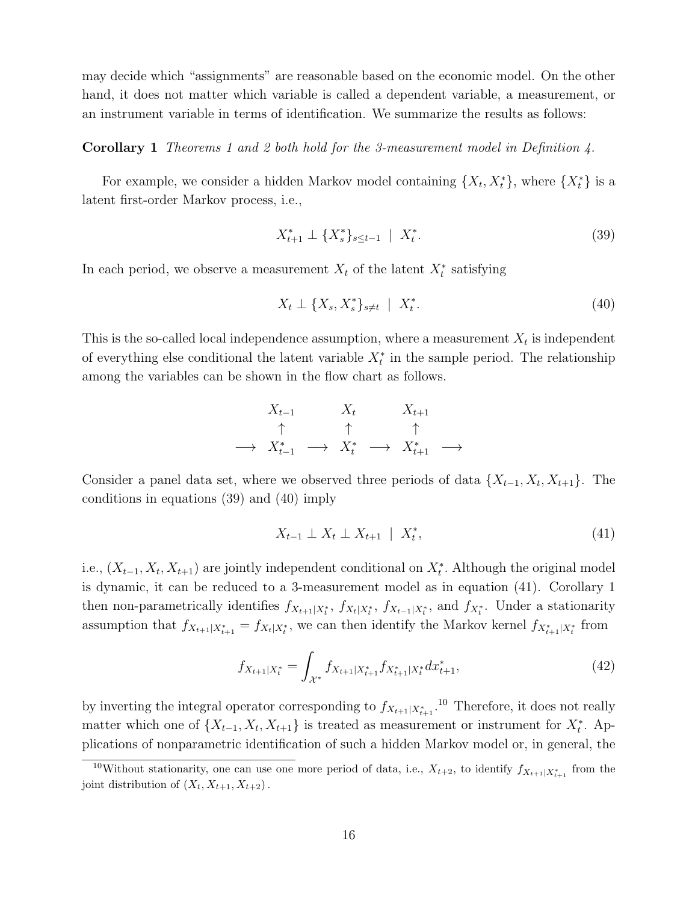may decide which "assignments" are reasonable based on the economic model. On the other hand, it does not matter which variable is called a dependent variable, a measurement, or an instrument variable in terms of identification. We summarize the results as follows:

**Corollary 1** *Theorems 1 and 2 both hold for the 3-measurement model in Definition 4.*

For example, we consider a hidden Markov model containing $\{X_t, X_t^*\}$, where $\{X_t^*\}$ is a latent first-order Markov process, i.e.,

$$X_{t+1}^* \perp \{X_s^*\}_{s \leq t-1} \mid X_t^*. \tag{39}$$

In each period, we observe a measurement $X_t$ of the latent $X_t^*$ satisfying

$$X_t \perp \{X_s, X_s^*\}_{s \neq t} \mid X_t^*. \tag{40}$$

This is the so-called local independence assumption, where a measurement $X_t$ is independent of everything else conditional the latent variable $X_t^*$ in the sample period. The relationship among the variables can be shown in the flow chart as follows.

$$\begin{array}{ccccccc} & X_{t-1} & & X_t & & X_{t+1} & \\ & \uparrow & & \uparrow & & \uparrow & \\ \longrightarrow & X_{t-1}^* & \longrightarrow & X_t^* & \longrightarrow & X_{t+1}^* & \longrightarrow \end{array}$$

Consider a panel data set, where we observed three periods of data $\{X_{t-1}, X_t, X_{t+1}\}$. The conditions in equations (39) and (40) imply

$$X_{t-1} \perp X_t \perp X_{t+1} \mid X_t^*, \tag{41}$$

i.e., $(X_{t-1}, X_t, X_{t+1})$ are jointly independent conditional on $X_t^*$. Although the original model is dynamic, it can be reduced to a 3-measurement model as in equation (41). Corollary 1 then non-parametrically identifies $f_{X_{t+1}|X_t^*}$, $f_{X_t|X_t^*}$, $f_{X_{t-1}|X_t^*}$, and $f_{X_t^*}$. Under a stationarity assumption that $f_{X_{t+1}|X_{t+1}^*} = f_{X_t|X_t^*}$, we can then identify the Markov kernel $f_{X_{t+1}^*|X_t^*}$ from

$$f_{X_{t+1}|X_t^*} = \int_{\mathcal{X}^*} f_{X_{t+1}|X_{t+1}^*} f_{X_{t+1}^*|X_t^*} dx_{t+1}^*, \tag{42}$$

by inverting the integral operator corresponding to $f_{X_{t+1}|X_{t+1}^*}$.[10] Therefore, it does not really matter which one of $\{X_{t-1}, X_t, X_{t+1}\}$ is treated as measurement or instrument for $X_t^*$. Applications of nonparametric identification of such a hidden Markov model or, in general, the

[10] Without stationarity, one can use one more period of data, i.e., $X_{t+2}$, to identify $f_{X_{t+1}|X_{t+1}^*}$ from the joint distribution of $(X_t, X_{t+1}, X_{t+2})$.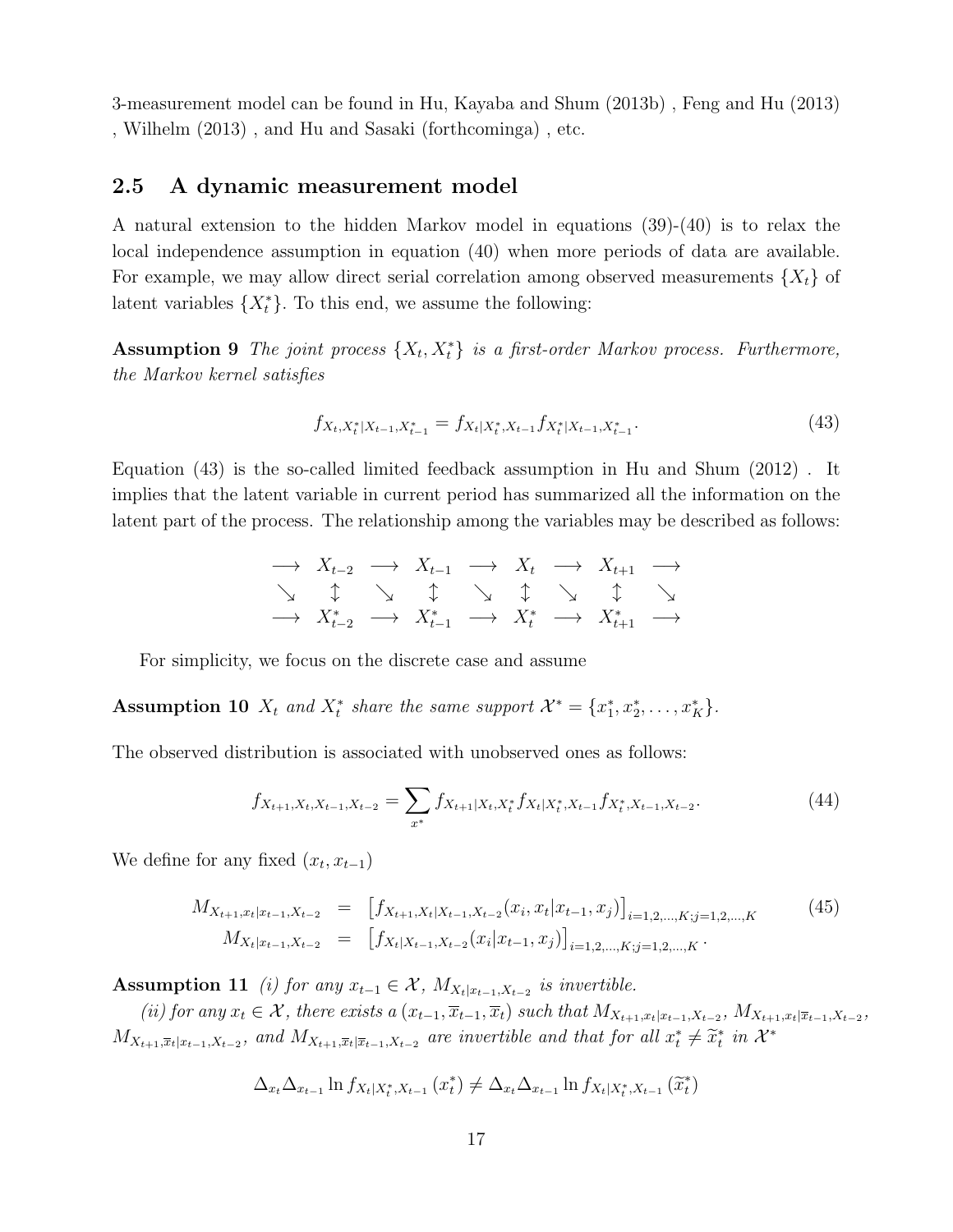3-measurement model can be found in Hu, Kayaba and Shum (2013b) , Feng and Hu (2013) , Wilhelm (2013) , and Hu and Sasaki (forthcominga) , etc.

## 2.5 A dynamic measurement model

A natural extension to the hidden Markov model in equations (39)-(40) is to relax the local independence assumption in equation (40) when more periods of data are available. For example, we may allow direct serial correlation among observed measurements $\{X_t\}$ of latent variables $\{X_t^*\}$. To this end, we assume the following:

**Assumption 9** *The joint process $\{X_t, X_t^*\}$ is a first-order Markov process. Furthermore, the Markov kernel satisfies*

$$f_{X_t,X_t^*|X_{t-1},X_{t-1}^*} = f_{X_t|X_t^*,X_{t-1}} f_{X_t^*|X_{t-1},X_{t-1}^*}. \tag{43}$$

Equation (43) is the so-called limited feedback assumption in Hu and Shum (2012) . It implies that the latent variable in current period has summarized all the information on the latent part of the process. The relationship among the variables may be described as follows:

$$\begin{array}{ccccccccc}
\longrightarrow & X_{t-2} & \longrightarrow & X_{t-1} & \longrightarrow & X_t & \longrightarrow & X_{t+1} & \longrightarrow \\
\searrow & \updownarrow & \searrow & \updownarrow & \searrow & \updownarrow & \searrow & \updownarrow & \searrow \\
\longrightarrow & X_{t-2}^* & \longrightarrow & X_{t-1}^* & \longrightarrow & X_t^* & \longrightarrow & X_{t+1}^* & \longrightarrow
\end{array}$$

For simplicity, we focus on the discrete case and assume

**Assumption 10** *$X_t$ and $X_t^*$ share the same support $\mathcal{X}^* = \{x_1^*, x_2^*, \ldots, x_K^*\}$.*

The observed distribution is associated with unobserved ones as follows:

$$f_{X_{t+1},X_t,X_{t-1},X_{t-2}} = \sum_{x^*} f_{X_{t+1}|X_t,X_t^*} f_{X_t|X_t^*,X_{t-1}} f_{X_t^*,X_{t-1},X_{t-2}}. \tag{44}$$

We define for any fixed $(x_t, x_{t-1})$

$$\begin{aligned}
M_{X_{t+1},x_t|x_{t-1},X_{t-2}} &= \left[f_{X_{t+1},X_t|X_{t-1},X_{t-2}}(x_i, x_t|x_{t-1}, x_j)\right]_{i=1,2,\ldots,K;j=1,2,\ldots,K} \\
M_{X_t|x_{t-1},X_{t-2}} &= \left[f_{X_t|X_{t-1},X_{t-2}}(x_i|x_{t-1}, x_j)\right]_{i=1,2,\ldots,K;j=1,2,\ldots,K}.
\end{aligned} \tag{45}$$

**Assumption 11** *(i) for any $x_{t-1} \in \mathcal{X}$, $M_{X_t|x_{t-1},X_{t-2}}$ is invertible.*

*(ii) for any $x_t \in \mathcal{X}$, there exists a $(x_{t-1}, \overline{x}_{t-1}, \overline{x}_t)$ such that $M_{X_{t+1},x_t|x_{t-1},X_{t-2}}$, $M_{X_{t+1},x_t|\overline{x}_{t-1},X_{t-2}}$, $M_{X_{t+1},\overline{x}_t|x_{t-1},X_{t-2}}$, and $M_{X_{t+1},\overline{x}_t|\overline{x}_{t-1},X_{t-2}}$ are invertible and that for all $x_t^* \neq \widetilde{x}_t^*$ in $\mathcal{X}^*$*

$$\Delta_{x_t}\Delta_{x_{t-1}} \ln f_{X_t|X_t^*,X_{t-1}}(x_t^*) \neq \Delta_{x_t}\Delta_{x_{t-1}} \ln f_{X_t|X_t^*,X_{t-1}}(\widetilde{x}_t^*)$$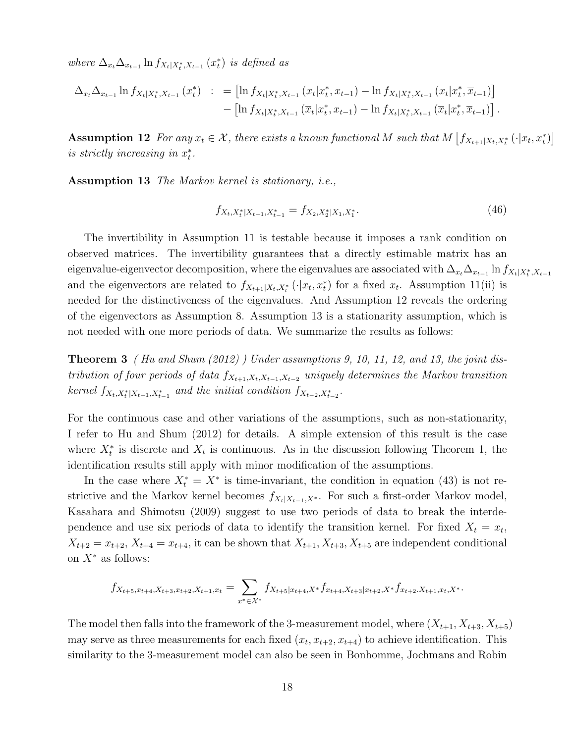*where* $\Delta_{x_t}\Delta_{x_{t-1}} \ln f_{X_t|X_t^*,X_{t-1}}(x_t^*)$ *is defined as*

$$
\begin{aligned}
\Delta_{x_t}\Delta_{x_{t-1}} \ln f_{X_t|X_t^*,X_{t-1}}(x_t^*) \;\; : \;\; &= \left[\ln f_{X_t|X_t^*,X_{t-1}}(x_t|x_t^*, x_{t-1}) - \ln f_{X_t|X_t^*,X_{t-1}}(x_t|x_t^*, \overline{x}_{t-1})\right] \\
&\quad - \left[\ln f_{X_t|X_t^*,X_{t-1}}(\overline{x}_t|x_t^*, x_{t-1}) - \ln f_{X_t|X_t^*,X_{t-1}}(\overline{x}_t|x_t^*, \overline{x}_{t-1})\right].
\end{aligned}
$$

**Assumption 12** *For any* $x_t \in \mathcal{X}$, *there exists a known functional* $M$ *such that* $M\left[f_{X_{t+1}|X_t,X_t^*}(\cdot|x_t, x_t^*)\right]$ *is strictly increasing in* $x_t^*$.

**Assumption 13** *The Markov kernel is stationary, i.e.,*

$$
f_{X_t,X_t^*|X_{t-1},X_{t-1}^*} = f_{X_2,X_2^*|X_1,X_1^*}. \tag{46}
$$

The invertibility in Assumption 11 is testable because it imposes a rank condition on observed matrices. The invertibility guarantees that a directly estimable matrix has an eigenvalue-eigenvector decomposition, where the eigenvalues are associated with $\Delta_{x_t}\Delta_{x_{t-1}} \ln f_{X_t|X_t^*,X_{t-1}}$ and the eigenvectors are related to $f_{X_{t+1}|X_t,X_t^*}(\cdot|x_t, x_t^*)$ for a fixed $x_t$. Assumption 11(ii) is needed for the distinctiveness of the eigenvalues. And Assumption 12 reveals the ordering of the eigenvectors as Assumption 8. Assumption 13 is a stationarity assumption, which is not needed with one more periods of data. We summarize the results as follows:

**Theorem 3** *( Hu and Shum (2012) ) Under assumptions 9, 10, 11, 12, and 13, the joint distribution of four periods of data* $f_{X_{t+1},X_t,X_{t-1},X_{t-2}}$ *uniquely determines the Markov transition kernel* $f_{X_t,X_t^*|X_{t-1},X_{t-1}^*}$ *and the initial condition* $f_{X_{t-2},X_{t-2}^*}$.

For the continuous case and other variations of the assumptions, such as non-stationarity, I refer to Hu and Shum (2012) for details. A simple extension of this result is the case where $X_t^*$ is discrete and $X_t$ is continuous. As in the discussion following Theorem 1, the identification results still apply with minor modification of the assumptions.

In the case where $X_t^* = X^*$ is time-invariant, the condition in equation (43) is not restrictive and the Markov kernel becomes $f_{X_t|X_{t-1},X^*}$. For such a first-order Markov model, Kasahara and Shimotsu (2009) suggest to use two periods of data to break the interdependence and use six periods of data to identify the transition kernel. For fixed $X_t = x_t$, $X_{t+2} = x_{t+2}$, $X_{t+4} = x_{t+4}$, it can be shown that $X_{t+1}, X_{t+3}, X_{t+5}$ are independent conditional on $X^*$ as follows:

$$
f_{X_{t+5},x_{t+4},X_{t+3},x_{t+2},X_{t+1},x_t} = \sum_{x^* \in \mathcal{X}^*} f_{X_{t+5}|x_{t+4},X^*} f_{x_{t+4},X_{t+3}|x_{t+2},X^*} f_{x_{t+2}.X_{t+1},x_t,X^*}.
$$

The model then falls into the framework of the 3-measurement model, where $(X_{t+1}, X_{t+3}, X_{t+5})$ may serve as three measurements for each fixed $(x_t, x_{t+2}, x_{t+4})$ to achieve identification. This similarity to the 3-measurement model can also be seen in Bonhomme, Jochmans and Robin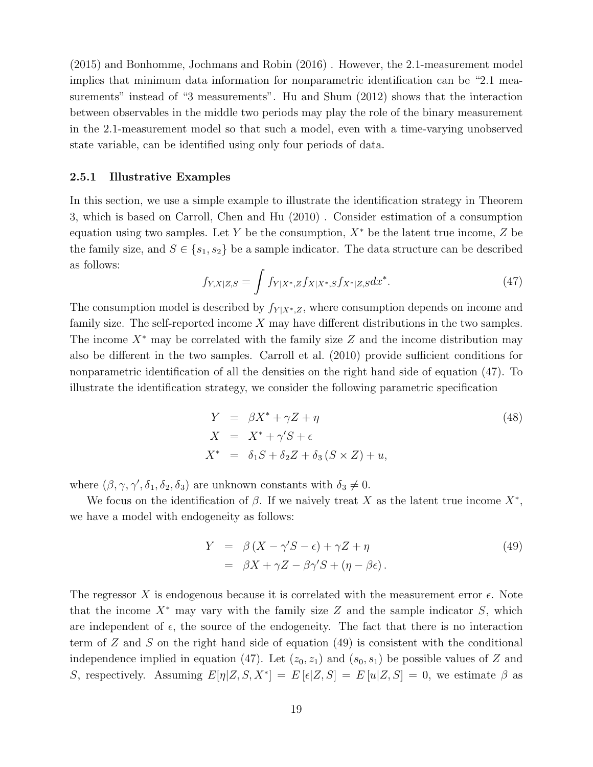(2015) and Bonhomme, Jochmans and Robin (2016) . However, the 2.1-measurement model implies that minimum data information for nonparametric identification can be "2.1 measurements" instead of "3 measurements". Hu and Shum (2012) shows that the interaction between observables in the middle two periods may play the role of the binary measurement in the 2.1-measurement model so that such a model, even with a time-varying unobserved state variable, can be identified using only four periods of data.

### 2.5.1 Illustrative Examples

In this section, we use a simple example to illustrate the identification strategy in Theorem 3, which is based on Carroll, Chen and Hu (2010) . Consider estimation of a consumption equation using two samples. Let $Y$ be the consumption, $X^*$ be the latent true income, $Z$ be the family size, and $S \in \{s_1, s_2\}$ be a sample indicator. The data structure can be described as follows:

$$f_{Y,X|Z,S} = \int f_{Y|X^*,Z} f_{X|X^*,S} f_{X^*|Z,S} dx^*. \tag{47}$$

The consumption model is described by $f_{Y|X^*,Z}$, where consumption depends on income and family size. The self-reported income $X$ may have different distributions in the two samples. The income $X^*$ may be correlated with the family size $Z$ and the income distribution may also be different in the two samples. Carroll et al. (2010) provide sufficient conditions for nonparametric identification of all the densities on the right hand side of equation (47). To illustrate the identification strategy, we consider the following parametric specification

$$\begin{aligned} Y &= \beta X^* + \gamma Z + \eta \\ X &= X^* + \gamma' S + \epsilon \\ X^* &= \delta_1 S + \delta_2 Z + \delta_3 (S \times Z) + u, \end{aligned} \tag{48}$$

where $(\beta, \gamma, \gamma', \delta_1, \delta_2, \delta_3)$ are unknown constants with $\delta_3 \neq 0$.

We focus on the identification of $\beta$. If we naively treat $X$ as the latent true income $X^*$, we have a model with endogeneity as follows:

$$\begin{aligned} Y &= \beta (X - \gamma' S - \epsilon) + \gamma Z + \eta \\ &= \beta X + \gamma Z - \beta \gamma' S + (\eta - \beta \epsilon). \end{aligned} \tag{49}$$

The regressor $X$ is endogenous because it is correlated with the measurement error $\epsilon$. Note that the income $X^*$ may vary with the family size $Z$ and the sample indicator $S$, which are independent of $\epsilon$, the source of the endogeneity. The fact that there is no interaction term of $Z$ and $S$ on the right hand side of equation (49) is consistent with the conditional independence implied in equation (47). Let $(z_0, z_1)$ and $(s_0, s_1)$ be possible values of $Z$ and $S$, respectively. Assuming $E[\eta|Z, S, X^*] = E[\epsilon|Z, S] = E[u|Z, S] = 0$, we estimate $\beta$ as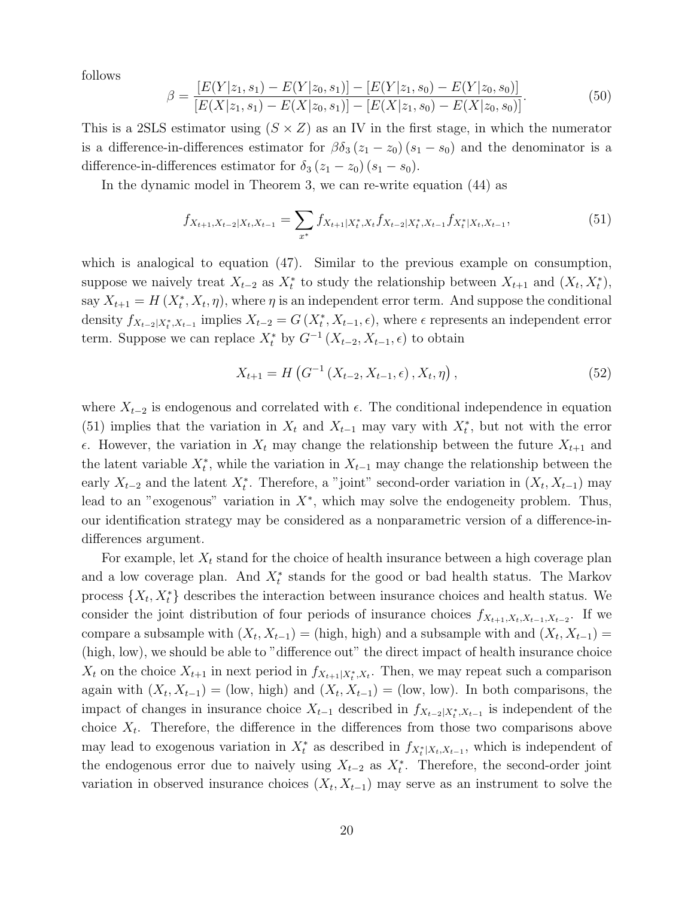follows

$$\beta = \frac{[E(Y|z_1, s_1) - E(Y|z_0, s_1)] - [E(Y|z_1, s_0) - E(Y|z_0, s_0)]}{[E(X|z_1, s_1) - E(X|z_0, s_1)] - [E(X|z_1, s_0) - E(X|z_0, s_0)]}. \tag{50}$$

This is a 2SLS estimator using $(S \times Z)$ as an IV in the first stage, in which the numerator is a difference-in-differences estimator for $\beta\delta_3 (z_1 - z_0)(s_1 - s_0)$ and the denominator is a difference-in-differences estimator for $\delta_3 (z_1 - z_0)(s_1 - s_0)$.

In the dynamic model in Theorem 3, we can re-write equation (44) as

$$f_{X_{t+1}, X_{t-2}|X_t, X_{t-1}} = \sum_{x^*} f_{X_{t+1}|X_t^*, X_t} f_{X_{t-2}|X_t^*, X_{t-1}} f_{X_t^*|X_t, X_{t-1}}, \tag{51}$$

which is analogical to equation (47). Similar to the previous example on consumption, suppose we naively treat $X_{t-2}$ as $X_t^*$ to study the relationship between $X_{t+1}$ and $(X_t, X_t^*)$, say $X_{t+1} = H(X_t^*, X_t, \eta)$, where $\eta$ is an independent error term. And suppose the conditional density $f_{X_{t-2}|X_t^*, X_{t-1}}$ implies $X_{t-2} = G(X_t^*, X_{t-1}, \epsilon)$, where $\epsilon$ represents an independent error term. Suppose we can replace $X_t^*$ by $G^{-1}(X_{t-2}, X_{t-1}, \epsilon)$ to obtain

$$X_{t+1} = H\left(G^{-1}(X_{t-2}, X_{t-1}, \epsilon), X_t, \eta\right), \tag{52}$$

where $X_{t-2}$ is endogenous and correlated with $\epsilon$. The conditional independence in equation (51) implies that the variation in $X_t$ and $X_{t-1}$ may vary with $X_t^*$, but not with the error $\epsilon$. However, the variation in $X_t$ may change the relationship between the future $X_{t+1}$ and the latent variable $X_t^*$, while the variation in $X_{t-1}$ may change the relationship between the early $X_{t-2}$ and the latent $X_t^*$. Therefore, a "joint" second-order variation in $(X_t, X_{t-1})$ may lead to an "exogenous" variation in $X^*$, which may solve the endogeneity problem. Thus, our identification strategy may be considered as a nonparametric version of a difference-in-differences argument.

For example, let $X_t$ stand for the choice of health insurance between a high coverage plan and a low coverage plan. And $X_t^*$ stands for the good or bad health status. The Markov process $\{X_t, X_t^*\}$ describes the interaction between insurance choices and health status. We consider the joint distribution of four periods of insurance choices $f_{X_{t+1}, X_t, X_{t-1}, X_{t-2}}$. If we compare a subsample with $(X_t, X_{t-1}) =$ (high, high) and a subsample with and $(X_t, X_{t-1}) =$ (high, low), we should be able to "difference out" the direct impact of health insurance choice $X_t$ on the choice $X_{t+1}$ in next period in $f_{X_{t+1}|X_t^*, X_t}$. Then, we may repeat such a comparison again with $(X_t, X_{t-1}) =$ (low, high) and $(X_t, X_{t-1}) =$ (low, low). In both comparisons, the impact of changes in insurance choice $X_{t-1}$ described in $f_{X_{t-2}|X_t^*, X_{t-1}}$ is independent of the choice $X_t$. Therefore, the difference in the differences from those two comparisons above may lead to exogenous variation in $X_t^*$ as described in $f_{X_t^*|X_t, X_{t-1}}$, which is independent of the endogenous error due to naively using $X_{t-2}$ as $X_t^*$. Therefore, the second-order joint variation in observed insurance choices $(X_t, X_{t-1})$ may serve as an instrument to solve the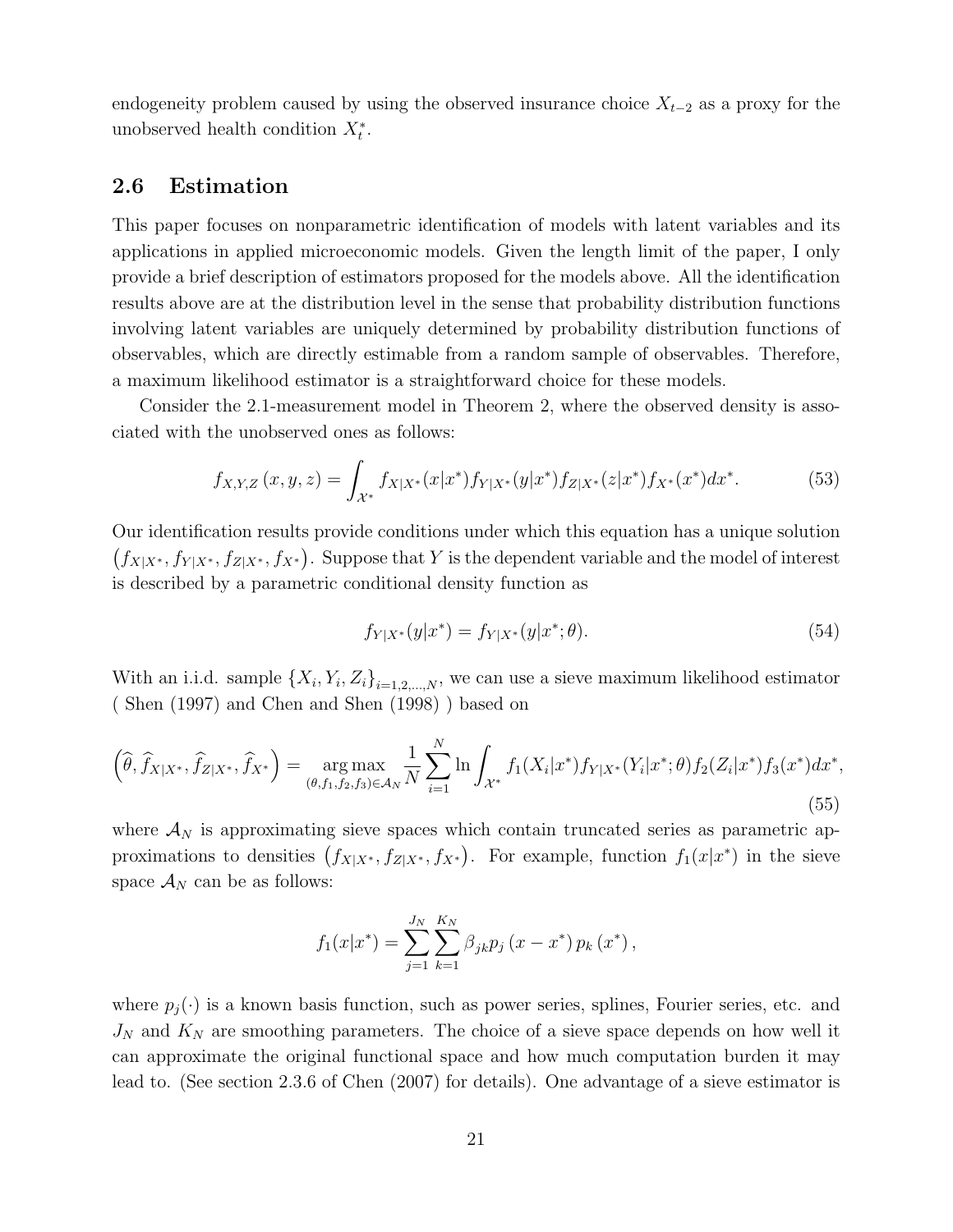endogeneity problem caused by using the observed insurance choice $X_{t-2}$ as a proxy for the unobserved health condition $X_t^*$.

### 2.6 Estimation

This paper focuses on nonparametric identification of models with latent variables and its applications in applied microeconomic models. Given the length limit of the paper, I only provide a brief description of estimators proposed for the models above. All the identification results above are at the distribution level in the sense that probability distribution functions involving latent variables are uniquely determined by probability distribution functions of observables, which are directly estimable from a random sample of observables. Therefore, a maximum likelihood estimator is a straightforward choice for these models.

Consider the 2.1-measurement model in Theorem 2, where the observed density is associated with the unobserved ones as follows:

$$f_{X,Y,Z}(x,y,z) = \int_{\mathcal{X}^*} f_{X|X^*}(x|x^*) f_{Y|X^*}(y|x^*) f_{Z|X^*}(z|x^*) f_{X^*}(x^*) dx^*. \tag{53}$$

Our identification results provide conditions under which this equation has a unique solution $\left(f_{X|X^*}, f_{Y|X^*}, f_{Z|X^*}, f_{X^*}\right)$. Suppose that $Y$ is the dependent variable and the model of interest is described by a parametric conditional density function as

$$f_{Y|X^*}(y|x^*) = f_{Y|X^*}(y|x^*;\theta). \tag{54}$$

With an i.i.d. sample $\{X_i, Y_i, Z_i\}_{i=1,2,...,N}$, we can use a sieve maximum likelihood estimator ( Shen (1997) and Chen and Shen (1998) ) based on

$$\left(\widehat{\theta}, \widehat{f}_{X|X^*}, \widehat{f}_{Z|X^*}, \widehat{f}_{X^*}\right) = \underset{(\theta,f_1,f_2,f_3)\in\mathcal{A}_N}{\arg\max} \frac{1}{N}\sum_{i=1}^{N} \ln \int_{\mathcal{X}^*} f_1(X_i|x^*) f_{Y|X^*}(Y_i|x^*;\theta) f_2(Z_i|x^*) f_3(x^*) dx^*, \tag{55}$$

where $\mathcal{A}_N$ is approximating sieve spaces which contain truncated series as parametric approximations to densities $\left(f_{X|X^*}, f_{Z|X^*}, f_{X^*}\right)$. For example, function $f_1(x|x^*)$ in the sieve space $\mathcal{A}_N$ can be as follows:

$$f_1(x|x^*) = \sum_{j=1}^{J_N}\sum_{k=1}^{K_N} \beta_{jk} p_j\left(x - x^*\right) p_k\left(x^*\right),$$

where $p_j(\cdot)$ is a known basis function, such as power series, splines, Fourier series, etc. and $J_N$ and $K_N$ are smoothing parameters. The choice of a sieve space depends on how well it can approximate the original functional space and how much computation burden it may lead to. (See section 2.3.6 of Chen (2007) for details). One advantage of a sieve estimator is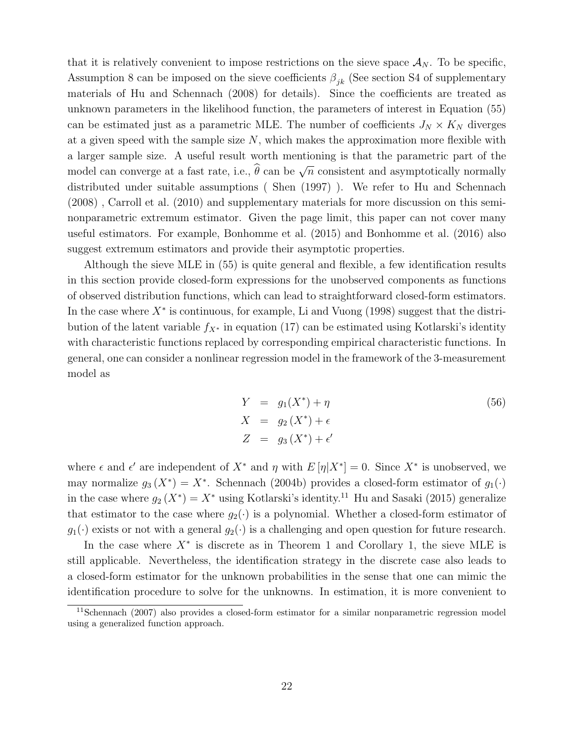that it is relatively convenient to impose restrictions on the sieve space $\mathcal{A}_N$. To be specific, Assumption 8 can be imposed on the sieve coefficients $\beta_{jk}$ (See section S4 of supplementary materials of Hu and Schennach (2008) for details). Since the coefficients are treated as unknown parameters in the likelihood function, the parameters of interest in Equation (55) can be estimated just as a parametric MLE. The number of coefficients $J_N \times K_N$ diverges at a given speed with the sample size $N$, which makes the approximation more flexible with a larger sample size. A useful result worth mentioning is that the parametric part of the model can converge at a fast rate, i.e., $\widehat{\theta}$ can be $\sqrt{n}$ consistent and asymptotically normally distributed under suitable assumptions ( Shen (1997) ). We refer to Hu and Schennach (2008) , Carroll et al. (2010) and supplementary materials for more discussion on this semi-nonparametric extremum estimator. Given the page limit, this paper can not cover many useful estimators. For example, Bonhomme et al. (2015) and Bonhomme et al. (2016) also suggest extremum estimators and provide their asymptotic properties.

Although the sieve MLE in (55) is quite general and flexible, a few identification results in this section provide closed-form expressions for the unobserved components as functions of observed distribution functions, which can lead to straightforward closed-form estimators. In the case where $X^*$ is continuous, for example, Li and Vuong (1998) suggest that the distribution of the latent variable $f_{X^*}$ in equation (17) can be estimated using Kotlarski's identity with characteristic functions replaced by corresponding empirical characteristic functions. In general, one can consider a nonlinear regression model in the framework of the 3-measurement model as

$$
\begin{aligned}
Y &= g_1(X^*) + \eta \\
X &= g_2(X^*) + \epsilon \\
Z &= g_3(X^*) + \epsilon'
\end{aligned}
\tag{56}
$$

where $\epsilon$ and $\epsilon'$ are independent of $X^*$ and $\eta$ with $E[\eta|X^*] = 0$. Since $X^*$ is unobserved, we may normalize $g_3(X^*) = X^*$. Schennach (2004b) provides a closed-form estimator of $g_1(\cdot)$ in the case where $g_2(X^*) = X^*$ using Kotlarski's identity.[11] Hu and Sasaki (2015) generalize that estimator to the case where $g_2(\cdot)$ is a polynomial. Whether a closed-form estimator of $g_1(\cdot)$ exists or not with a general $g_2(\cdot)$ is a challenging and open question for future research.

In the case where $X^*$ is discrete as in Theorem 1 and Corollary 1, the sieve MLE is still applicable. Nevertheless, the identification strategy in the discrete case also leads to a closed-form estimator for the unknown probabilities in the sense that one can mimic the identification procedure to solve for the unknowns. In estimation, it is more convenient to

[11] Schennach (2007) also provides a closed-form estimator for a similar nonparametric regression model using a generalized function approach.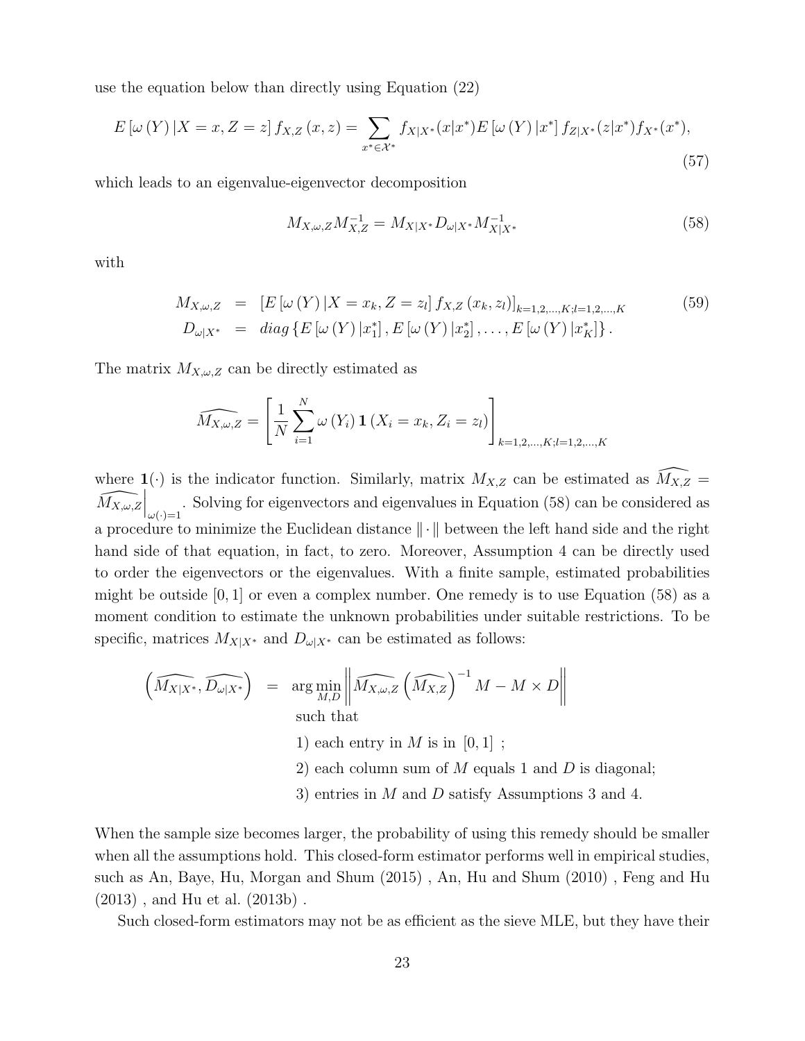use the equation below than directly using Equation (22)

$$E\left[\omega\left(Y\right)|X=x,Z=z\right]f_{X,Z}\left(x,z\right)=\sum_{x^{*}\in\mathcal{X}^{*}}f_{X|X^{*}}(x|x^{*})E\left[\omega\left(Y\right)|x^{*}\right]f_{Z|X^{*}}(z|x^{*})f_{X^{*}}(x^{*}),\tag{57}$$

which leads to an eigenvalue-eigenvector decomposition

$$M_{X,\omega,Z}M_{X,Z}^{-1}=M_{X|X^{*}}D_{\omega|X^{*}}M_{X|X^{*}}^{-1}\tag{58}$$

with

$$\begin{aligned}M_{X,\omega,Z} &= \left[E\left[\omega\left(Y\right)|X=x_{k},Z=z_{l}\right]f_{X,Z}\left(x_{k},z_{l}\right)\right]_{k=1,2,\ldots,K;l=1,2,\ldots,K} \\ D_{\omega|X^{*}} &= diag\left\{E\left[\omega\left(Y\right)|x_{1}^{*}\right],E\left[\omega\left(Y\right)|x_{2}^{*}\right],\ldots,E\left[\omega\left(Y\right)|x_{K}^{*}\right]\right\}.\end{aligned}\tag{59}$$

The matrix $M_{X,\omega,Z}$ can be directly estimated as

$$\widehat{M_{X,\omega,Z}}=\left[\frac{1}{N}\sum_{i=1}^{N}\omega\left(Y_{i}\right)\mathbf{1}\left(X_{i}=x_{k},Z_{i}=z_{l}\right)\right]_{k=1,2,\ldots,K;l=1,2,\ldots,K}$$

where $\mathbf{1}(\cdot)$ is the indicator function. Similarly, matrix $M_{X,Z}$ can be estimated as $\widehat{M_{X,Z}}=\widehat{M_{X,\omega,Z}}\Big|_{\omega(\cdot)=1}$. Solving for eigenvectors and eigenvalues in Equation (58) can be considered as a procedure to minimize the Euclidean distance $\|\cdot\|$ between the left hand side and the right hand side of that equation, in fact, to zero. Moreover, Assumption 4 can be directly used to order the eigenvectors or the eigenvalues. With a finite sample, estimated probabilities might be outside $[0,1]$ or even a complex number. One remedy is to use Equation (58) as a moment condition to estimate the unknown probabilities under suitable restrictions. To be specific, matrices $M_{X|X^{*}}$ and $D_{\omega|X^{*}}$ can be estimated as follows:

$$\begin{aligned}\left(\widehat{M_{X|X^{*}}},\widehat{D_{\omega|X^{*}}}\right) &= \arg\min_{M,D}\left\|\widehat{M_{X,\omega,Z}}\left(\widehat{M_{X,Z}}\right)^{-1}M-M\times D\right\| \\ &\quad\text{such that} \\ &\quad\text{1) each entry in } M \text{ is in } [0,1]\ ; \\ &\quad\text{2) each column sum of } M \text{ equals 1 and } D \text{ is diagonal;} \\ &\quad\text{3) entries in } M \text{ and } D \text{ satisfy Assumptions 3 and 4.}\end{aligned}$$

When the sample size becomes larger, the probability of using this remedy should be smaller when all the assumptions hold. This closed-form estimator performs well in empirical studies, such as An, Baye, Hu, Morgan and Shum (2015) , An, Hu and Shum (2010) , Feng and Hu (2013) , and Hu et al. (2013b) .

Such closed-form estimators may not be as efficient as the sieve MLE, but they have their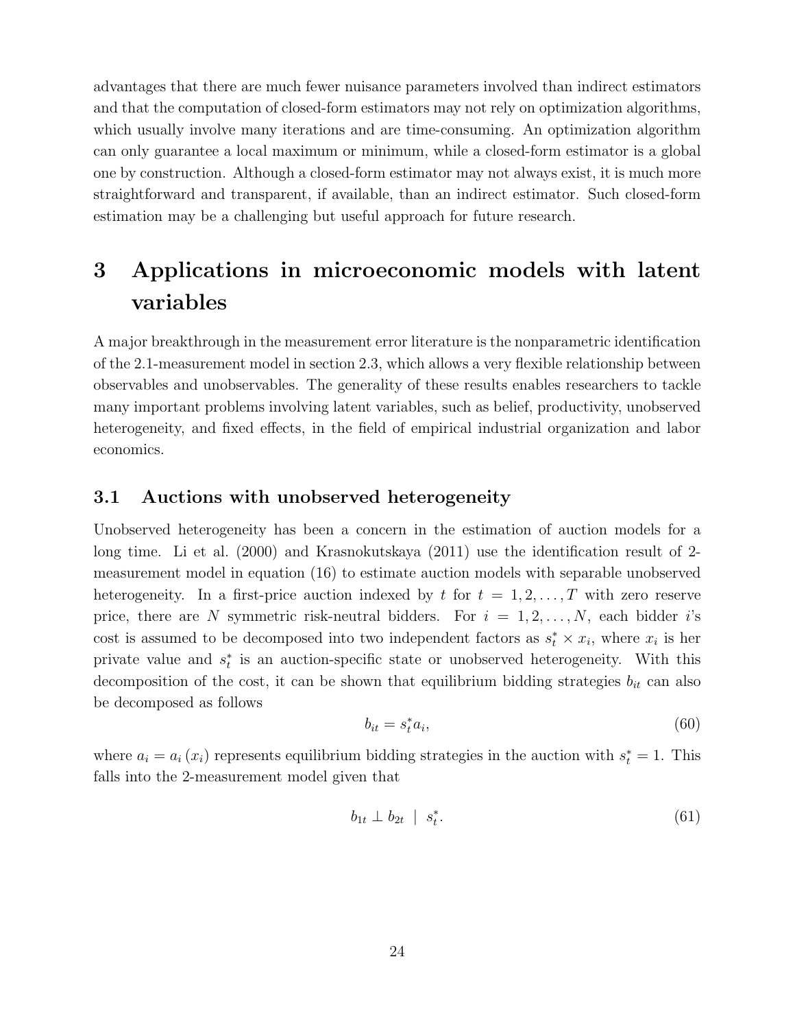advantages that there are much fewer nuisance parameters involved than indirect estimators and that the computation of closed-form estimators may not rely on optimization algorithms, which usually involve many iterations and are time-consuming. An optimization algorithm can only guarantee a local maximum or minimum, while a closed-form estimator is a global one by construction. Although a closed-form estimator may not always exist, it is much more straightforward and transparent, if available, than an indirect estimator. Such closed-form estimation may be a challenging but useful approach for future research.

# 3 Applications in microeconomic models with latent variables

A major breakthrough in the measurement error literature is the nonparametric identification of the 2.1-measurement model in section 2.3, which allows a very flexible relationship between observables and unobservables. The generality of these results enables researchers to tackle many important problems involving latent variables, such as belief, productivity, unobserved heterogeneity, and fixed effects, in the field of empirical industrial organization and labor economics.

## 3.1 Auctions with unobserved heterogeneity

Unobserved heterogeneity has been a concern in the estimation of auction models for a long time. Li et al. (2000) and Krasnokutskaya (2011) use the identification result of 2-measurement model in equation (16) to estimate auction models with separable unobserved heterogeneity. In a first-price auction indexed by $t$ for $t = 1, 2, \ldots, T$ with zero reserve price, there are $N$ symmetric risk-neutral bidders. For $i = 1, 2, \ldots, N$, each bidder $i$'s cost is assumed to be decomposed into two independent factors as $s_t^* \times x_i$, where $x_i$ is her private value and $s_t^*$ is an auction-specific state or unobserved heterogeneity. With this decomposition of the cost, it can be shown that equilibrium bidding strategies $b_{it}$ can also be decomposed as follows

$$b_{it} = s_t^* a_i, \tag{60}$$

where $a_i = a_i(x_i)$ represents equilibrium bidding strategies in the auction with $s_t^* = 1$. This falls into the 2-measurement model given that

$$b_{1t} \perp b_{2t} \mid s_t^*. \tag{61}$$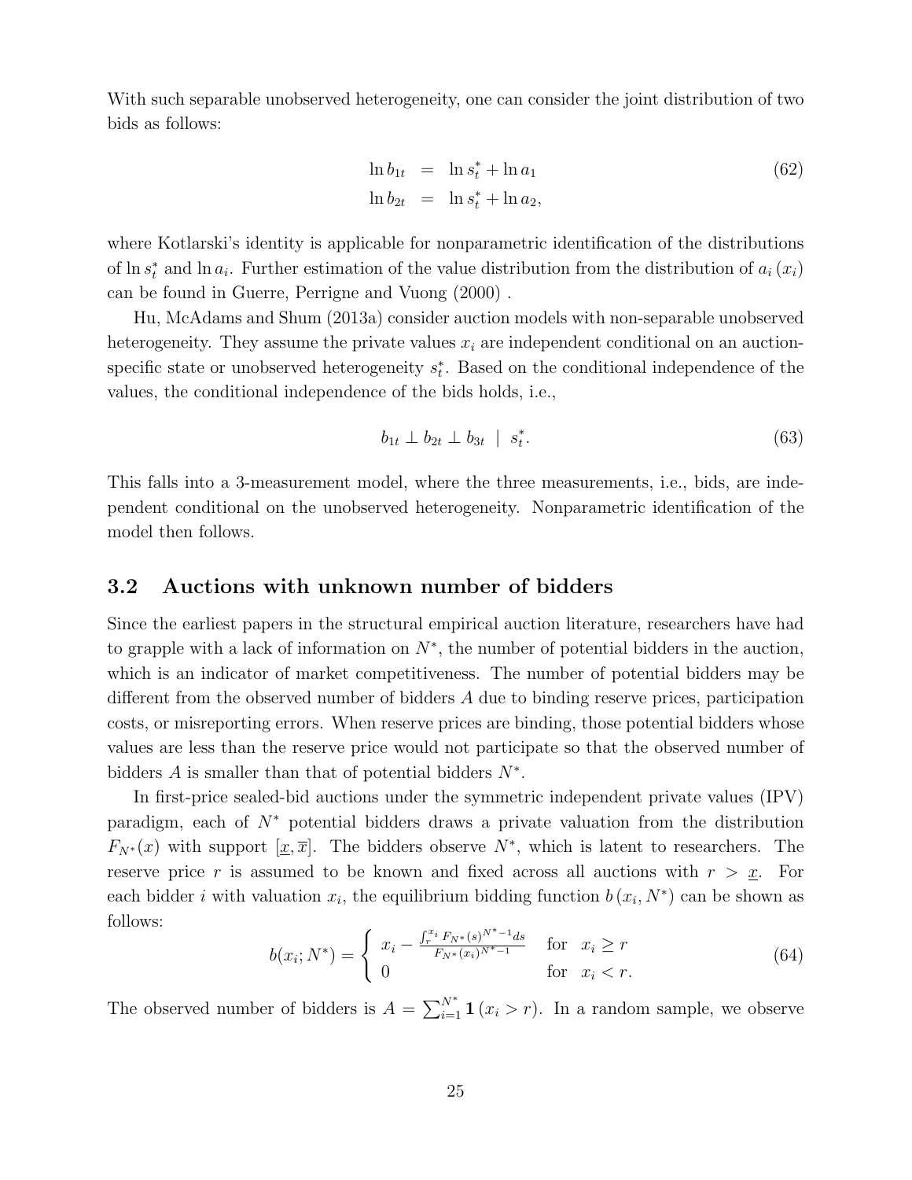With such separable unobserved heterogeneity, one can consider the joint distribution of two bids as follows:

$$\begin{aligned} \ln b_{1t} &= \ln s_t^* + \ln a_1 \\ \ln b_{2t} &= \ln s_t^* + \ln a_2, \end{aligned} \tag{62}$$

where Kotlarski's identity is applicable for nonparametric identification of the distributions of $\ln s_t^*$ and $\ln a_i$. Further estimation of the value distribution from the distribution of $a_i(x_i)$ can be found in Guerre, Perrigne and Vuong (2000) .

Hu, McAdams and Shum (2013a) consider auction models with non-separable unobserved heterogeneity. They assume the private values $x_i$ are independent conditional on an auction-specific state or unobserved heterogeneity $s_t^*$. Based on the conditional independence of the values, the conditional independence of the bids holds, i.e.,

$$b_{1t} \perp b_{2t} \perp b_{3t} \mid s_t^*. \tag{63}$$

This falls into a 3-measurement model, where the three measurements, i.e., bids, are independent conditional on the unobserved heterogeneity. Nonparametric identification of the model then follows.

### 3.2 Auctions with unknown number of bidders

Since the earliest papers in the structural empirical auction literature, researchers have had to grapple with a lack of information on $N^*$, the number of potential bidders in the auction, which is an indicator of market competitiveness. The number of potential bidders may be different from the observed number of bidders $A$ due to binding reserve prices, participation costs, or misreporting errors. When reserve prices are binding, those potential bidders whose values are less than the reserve price would not participate so that the observed number of bidders $A$ is smaller than that of potential bidders $N^*$.

In first-price sealed-bid auctions under the symmetric independent private values (IPV) paradigm, each of $N^*$ potential bidders draws a private valuation from the distribution $F_{N^*}(x)$ with support $[\underline{x}, \overline{x}]$. The bidders observe $N^*$, which is latent to researchers. The reserve price $r$ is assumed to be known and fixed across all auctions with $r > \underline{x}$. For each bidder $i$ with valuation $x_i$, the equilibrium bidding function $b(x_i, N^*)$ can be shown as follows:

$$b(x_i; N^*) = \begin{cases} x_i - \frac{\int_r^{x_i} F_{N^*}(s)^{N^*-1} ds}{F_{N^*}(x_i)^{N^*-1}} & \text{for} \quad x_i \geq r \\ 0 & \text{for} \quad x_i < r. \end{cases} \tag{64}$$

The observed number of bidders is $A = \sum_{i=1}^{N^*} \mathbf{1}(x_i > r)$. In a random sample, we observe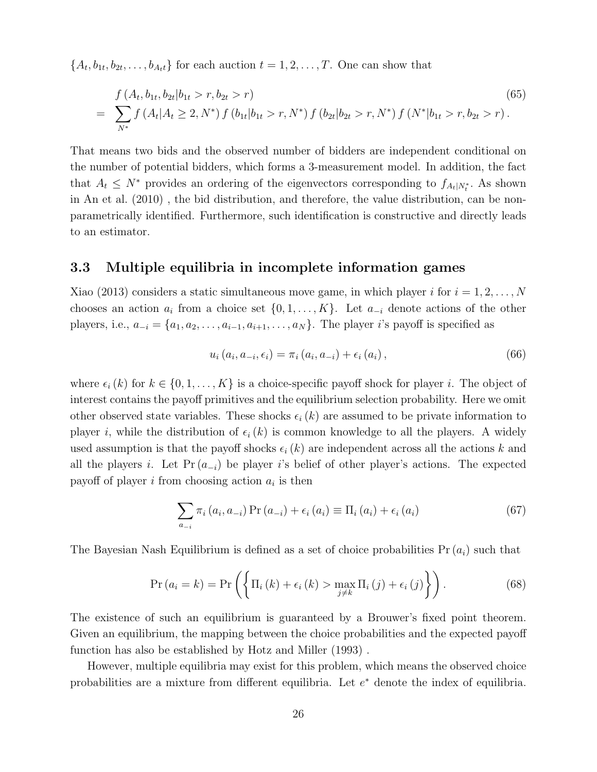$\{A_t, b_{1t}, b_{2t}, \ldots, b_{A_t t}\}$ for each auction $t = 1, 2, \ldots, T$. One can show that

$$
\begin{aligned}
& f\left(A_t, b_{1t}, b_{2t} | b_{1t} > r, b_{2t} > r\right) \\
= & \sum_{N^*} f\left(A_t | A_t \geq 2, N^*\right) f\left(b_{1t} | b_{1t} > r, N^*\right) f\left(b_{2t} | b_{2t} > r, N^*\right) f\left(N^* | b_{1t} > r, b_{2t} > r\right).
\end{aligned}
\tag{65}
$$

That means two bids and the observed number of bidders are independent conditional on the number of potential bidders, which forms a 3-measurement model. In addition, the fact that $A_t \leq N^*$ provides an ordering of the eigenvectors corresponding to $f_{A_t|N_t^*}$. As shown in An et al. (2010) , the bid distribution, and therefore, the value distribution, can be nonparametrically identified. Furthermore, such identification is constructive and directly leads to an estimator.

### 3.3 Multiple equilibria in incomplete information games

Xiao (2013) considers a static simultaneous move game, in which player $i$ for $i = 1, 2, \ldots, N$ chooses an action $a_i$ from a choice set $\{0, 1, \ldots, K\}$. Let $a_{-i}$ denote actions of the other players, i.e., $a_{-i} = \{a_1, a_2, \ldots, a_{i-1}, a_{i+1}, \ldots, a_N\}$. The player $i$'s payoff is specified as

$$
u_i\left(a_i, a_{-i}, \epsilon_i\right) = \pi_i\left(a_i, a_{-i}\right) + \epsilon_i\left(a_i\right),
\tag{66}
$$

where $\epsilon_i(k)$ for $k \in \{0, 1, \ldots, K\}$ is a choice-specific payoff shock for player $i$. The object of interest contains the payoff primitives and the equilibrium selection probability. Here we omit other observed state variables. These shocks $\epsilon_i(k)$ are assumed to be private information to player $i$, while the distribution of $\epsilon_i(k)$ is common knowledge to all the players. A widely used assumption is that the payoff shocks $\epsilon_i(k)$ are independent across all the actions $k$ and all the players $i$. Let $\Pr(a_{-i})$ be player $i$'s belief of other player's actions. The expected payoff of player $i$ from choosing action $a_i$ is then

$$
\sum_{a_{-i}} \pi_i\left(a_i, a_{-i}\right) \Pr\left(a_{-i}\right) + \epsilon_i\left(a_i\right) \equiv \Pi_i\left(a_i\right) + \epsilon_i\left(a_i\right)
\tag{67}
$$

The Bayesian Nash Equilibrium is defined as a set of choice probabilities $\Pr(a_i)$ such that

$$
\Pr\left(a_i = k\right) = \Pr\left(\left\{\Pi_i(k) + \epsilon_i(k) > \max_{j \neq k} \Pi_i(j) + \epsilon_i(j)\right\}\right).
\tag{68}
$$

The existence of such an equilibrium is guaranteed by a Brouwer's fixed point theorem. Given an equilibrium, the mapping between the choice probabilities and the expected payoff function has also be established by Hotz and Miller (1993) .

However, multiple equilibria may exist for this problem, which means the observed choice probabilities are a mixture from different equilibria. Let $e^*$ denote the index of equilibria.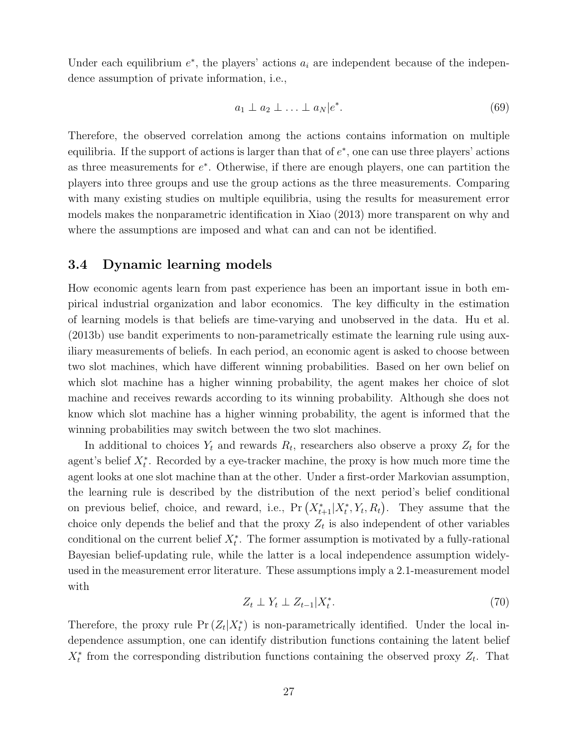Under each equilibrium $e^*$, the players' actions $a_i$ are independent because of the independence assumption of private information, i.e.,

$$a_1 \perp a_2 \perp \ldots \perp a_N | e^*. \tag{69}$$

Therefore, the observed correlation among the actions contains information on multiple equilibria. If the support of actions is larger than that of $e^*$, one can use three players' actions as three measurements for $e^*$. Otherwise, if there are enough players, one can partition the players into three groups and use the group actions as the three measurements. Comparing with many existing studies on multiple equilibria, using the results for measurement error models makes the nonparametric identification in Xiao (2013) more transparent on why and where the assumptions are imposed and what can and can not be identified.

### 3.4 Dynamic learning models

How economic agents learn from past experience has been an important issue in both empirical industrial organization and labor economics. The key difficulty in the estimation of learning models is that beliefs are time-varying and unobserved in the data. Hu et al. (2013b) use bandit experiments to non-parametrically estimate the learning rule using auxiliary measurements of beliefs. In each period, an economic agent is asked to choose between two slot machines, which have different winning probabilities. Based on her own belief on which slot machine has a higher winning probability, the agent makes her choice of slot machine and receives rewards according to its winning probability. Although she does not know which slot machine has a higher winning probability, the agent is informed that the winning probabilities may switch between the two slot machines.

In additional to choices $Y_t$ and rewards $R_t$, researchers also observe a proxy $Z_t$ for the agent's belief $X_t^*$. Recorded by a eye-tracker machine, the proxy is how much more time the agent looks at one slot machine than at the other. Under a first-order Markovian assumption, the learning rule is described by the distribution of the next period's belief conditional on previous belief, choice, and reward, i.e., $\Pr\left(X_{t+1}^* | X_t^*, Y_t, R_t\right)$. They assume that the choice only depends the belief and that the proxy $Z_t$ is also independent of other variables conditional on the current belief $X_t^*$. The former assumption is motivated by a fully-rational Bayesian belief-updating rule, while the latter is a local independence assumption widely-used in the measurement error literature. These assumptions imply a 2.1-measurement model with

$$Z_t \perp Y_t \perp Z_{t-1} | X_t^*. \tag{70}$$

Therefore, the proxy rule $\Pr\left(Z_t | X_t^*\right)$ is non-parametrically identified. Under the local independence assumption, one can identify distribution functions containing the latent belief $X_t^*$ from the corresponding distribution functions containing the observed proxy $Z_t$. That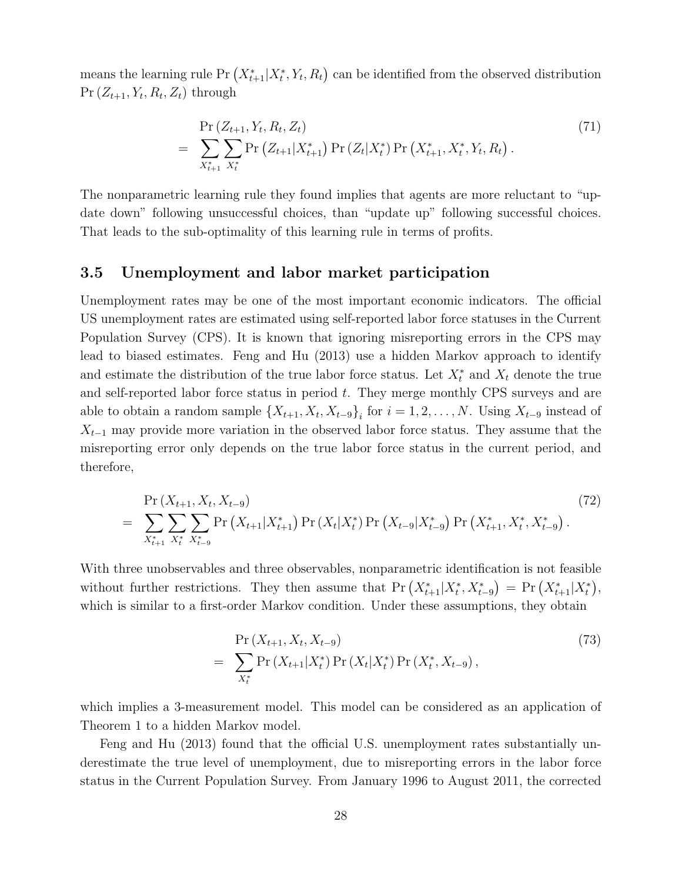means the learning rule $\Pr\left(X_{t+1}^{*}|X_{t}^{*},Y_{t},R_{t}\right)$ can be identified from the observed distribution $\Pr\left(Z_{t+1},Y_{t},R_{t},Z_{t}\right)$ through

$$
\begin{aligned}
& \Pr\left(Z_{t+1},Y_{t},R_{t},Z_{t}\right) \\
= & \sum_{X_{t+1}^{*}}\sum_{X_{t}^{*}}\Pr\left(Z_{t+1}|X_{t+1}^{*}\right)\Pr\left(Z_{t}|X_{t}^{*}\right)\Pr\left(X_{t+1}^{*},X_{t}^{*},Y_{t},R_{t}\right).
\end{aligned}
\tag{71}
$$

The nonparametric learning rule they found implies that agents are more reluctant to "update down" following unsuccessful choices, than "update up" following successful choices. That leads to the sub-optimality of this learning rule in terms of profits.

### 3.5 Unemployment and labor market participation

Unemployment rates may be one of the most important economic indicators. The official US unemployment rates are estimated using self-reported labor force statuses in the Current Population Survey (CPS). It is known that ignoring misreporting errors in the CPS may lead to biased estimates. Feng and Hu (2013) use a hidden Markov approach to identify and estimate the distribution of the true labor force status. Let $X_t^*$ and $X_t$ denote the true and self-reported labor force status in period $t$. They merge monthly CPS surveys and are able to obtain a random sample $\left\{X_{t+1},X_{t},X_{t-9}\right\}_i$ for $i=1,2,\ldots,N$. Using $X_{t-9}$ instead of $X_{t-1}$ may provide more variation in the observed labor force status. They assume that the misreporting error only depends on the true labor force status in the current period, and therefore,

$$
\begin{aligned}
& \Pr\left(X_{t+1},X_{t},X_{t-9}\right) \\
= & \sum_{X_{t+1}^{*}}\sum_{X_{t}^{*}}\sum_{X_{t-9}^{*}}\Pr\left(X_{t+1}|X_{t+1}^{*}\right)\Pr\left(X_{t}|X_{t}^{*}\right)\Pr\left(X_{t-9}|X_{t-9}^{*}\right)\Pr\left(X_{t+1}^{*},X_{t}^{*},X_{t-9}^{*}\right).
\end{aligned}
\tag{72}
$$

With three unobservables and three observables, nonparametric identification is not feasible without further restrictions. They then assume that $\Pr\left(X_{t+1}^{*}|X_{t}^{*},X_{t-9}^{*}\right)=\Pr\left(X_{t+1}^{*}|X_{t}^{*}\right)$, which is similar to a first-order Markov condition. Under these assumptions, they obtain

$$
\begin{aligned}
& \Pr\left(X_{t+1},X_{t},X_{t-9}\right) \\
= & \sum_{X_{t}^{*}}\Pr\left(X_{t+1}|X_{t}^{*}\right)\Pr\left(X_{t}|X_{t}^{*}\right)\Pr\left(X_{t}^{*},X_{t-9}\right),
\end{aligned}
\tag{73}
$$

which implies a 3-measurement model. This model can be considered as an application of Theorem 1 to a hidden Markov model.

Feng and Hu (2013) found that the official U.S. unemployment rates substantially underestimate the true level of unemployment, due to misreporting errors in the labor force status in the Current Population Survey. From January 1996 to August 2011, the corrected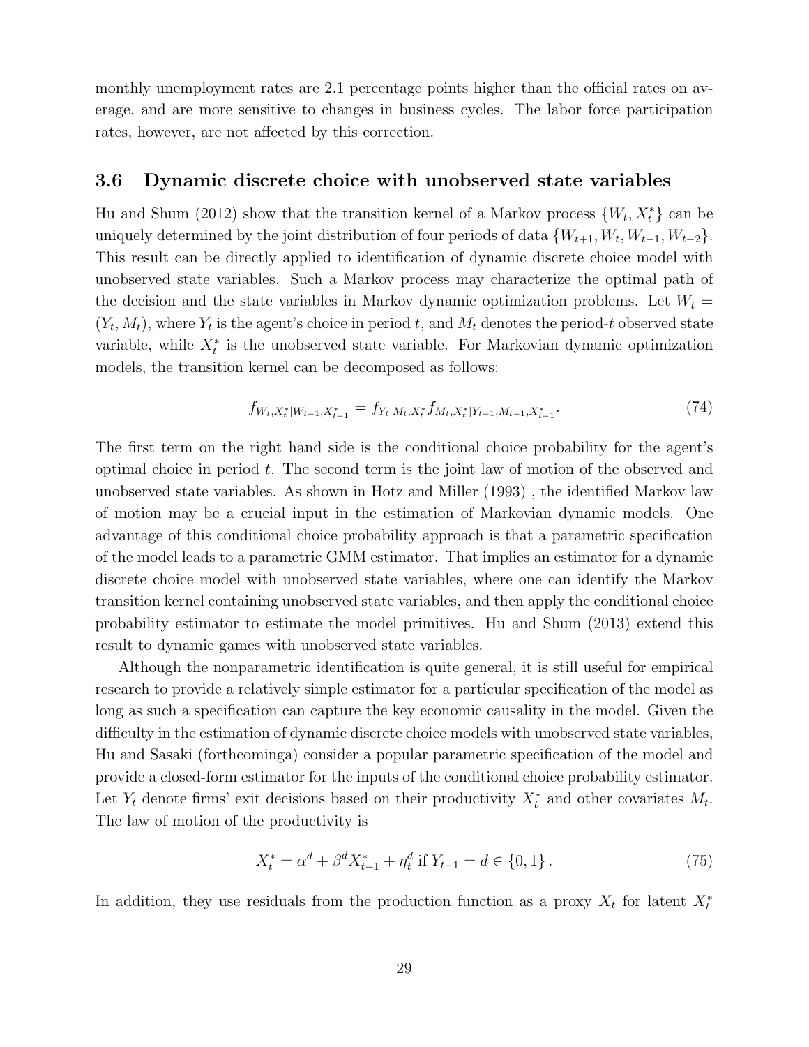monthly unemployment rates are 2.1 percentage points higher than the official rates on average, and are more sensitive to changes in business cycles. The labor force participation rates, however, are not affected by this correction.

### 3.6 Dynamic discrete choice with unobserved state variables

Hu and Shum (2012) show that the transition kernel of a Markov process $\{W_t, X_t^*\}$ can be uniquely determined by the joint distribution of four periods of data $\{W_{t+1}, W_t, W_{t-1}, W_{t-2}\}$. This result can be directly applied to identification of dynamic discrete choice model with unobserved state variables. Such a Markov process may characterize the optimal path of the decision and the state variables in Markov dynamic optimization problems. Let $W_t = (Y_t, M_t)$, where $Y_t$ is the agent's choice in period $t$, and $M_t$ denotes the period-$t$ observed state variable, while $X_t^*$ is the unobserved state variable. For Markovian dynamic optimization models, the transition kernel can be decomposed as follows:

$$f_{W_t, X_t^* | W_{t-1}, X_{t-1}^*} = f_{Y_t | M_t, X_t^*} f_{M_t, X_t^* | Y_{t-1}, M_{t-1}, X_{t-1}^*}. \tag{74}$$

The first term on the right hand side is the conditional choice probability for the agent's optimal choice in period $t$. The second term is the joint law of motion of the observed and unobserved state variables. As shown in Hotz and Miller (1993) , the identified Markov law of motion may be a crucial input in the estimation of Markovian dynamic models. One advantage of this conditional choice probability approach is that a parametric specification of the model leads to a parametric GMM estimator. That implies an estimator for a dynamic discrete choice model with unobserved state variables, where one can identify the Markov transition kernel containing unobserved state variables, and then apply the conditional choice probability estimator to estimate the model primitives. Hu and Shum (2013) extend this result to dynamic games with unobserved state variables.

Although the nonparametric identification is quite general, it is still useful for empirical research to provide a relatively simple estimator for a particular specification of the model as long as such a specification can capture the key economic causality in the model. Given the difficulty in the estimation of dynamic discrete choice models with unobserved state variables, Hu and Sasaki (forthcominga) consider a popular parametric specification of the model and provide a closed-form estimator for the inputs of the conditional choice probability estimator. Let $Y_t$ denote firms' exit decisions based on their productivity $X_t^*$ and other covariates $M_t$. The law of motion of the productivity is

$$X_t^* = \alpha^d + \beta^d X_{t-1}^* + \eta_t^d \text{ if } Y_{t-1} = d \in \{0, 1\}. \tag{75}$$

In addition, they use residuals from the production function as a proxy $X_t$ for latent $X_t^*$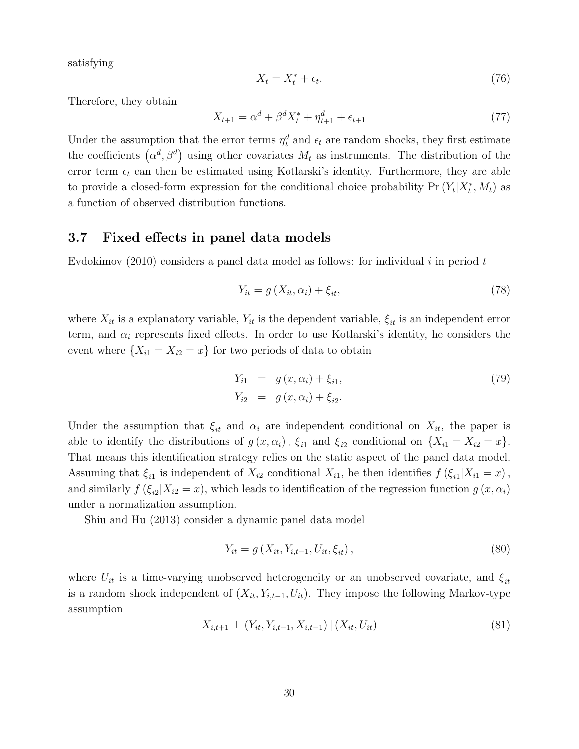satisfying

$$X_t = X_t^* + \epsilon_t. \tag{76}$$

Therefore, they obtain

$$X_{t+1} = \alpha^d + \beta^d X_t^* + \eta_{t+1}^d + \epsilon_{t+1} \tag{77}$$

Under the assumption that the error terms $\eta_t^d$ and $\epsilon_t$ are random shocks, they first estimate the coefficients $\left(\alpha^d, \beta^d\right)$ using other covariates $M_t$ as instruments. The distribution of the error term $\epsilon_t$ can then be estimated using Kotlarski's identity. Furthermore, they are able to provide a closed-form expression for the conditional choice probability $\Pr\left(Y_t | X_t^*, M_t\right)$ as a function of observed distribution functions.

### 3.7 Fixed effects in panel data models

Evdokimov (2010) considers a panel data model as follows: for individual $i$ in period $t$

$$Y_{it} = g\left(X_{it}, \alpha_i\right) + \xi_{it}, \tag{78}$$

where $X_{it}$ is a explanatory variable, $Y_{it}$ is the dependent variable, $\xi_{it}$ is an independent error term, and $\alpha_i$ represents fixed effects. In order to use Kotlarski's identity, he considers the event where $\{X_{i1} = X_{i2} = x\}$ for two periods of data to obtain

$$\begin{aligned} Y_{i1} &= g\left(x, \alpha_i\right) + \xi_{i1}, \\ Y_{i2} &= g\left(x, \alpha_i\right) + \xi_{i2}. \end{aligned} \tag{79}$$

Under the assumption that $\xi_{it}$ and $\alpha_i$ are independent conditional on $X_{it}$, the paper is able to identify the distributions of $g\left(x, \alpha_i\right)$, $\xi_{i1}$ and $\xi_{i2}$ conditional on $\{X_{i1} = X_{i2} = x\}$. That means this identification strategy relies on the static aspect of the panel data model. Assuming that $\xi_{i1}$ is independent of $X_{i2}$ conditional $X_{i1}$, he then identifies $f\left(\xi_{i1} | X_{i1} = x\right)$, and similarly $f\left(\xi_{i2} | X_{i2} = x\right)$, which leads to identification of the regression function $g\left(x, \alpha_i\right)$ under a normalization assumption.

Shiu and Hu (2013) consider a dynamic panel data model

$$Y_{it} = g\left(X_{it}, Y_{i,t-1}, U_{it}, \xi_{it}\right), \tag{80}$$

where $U_{it}$ is a time-varying unobserved heterogeneity or an unobserved covariate, and $\xi_{it}$ is a random shock independent of $(X_{it}, Y_{i,t-1}, U_{it})$. They impose the following Markov-type assumption

$$X_{i,t+1} \perp \left(Y_{it}, Y_{i,t-1}, X_{i,t-1}\right) | \left(X_{it}, U_{it}\right) \tag{81}$$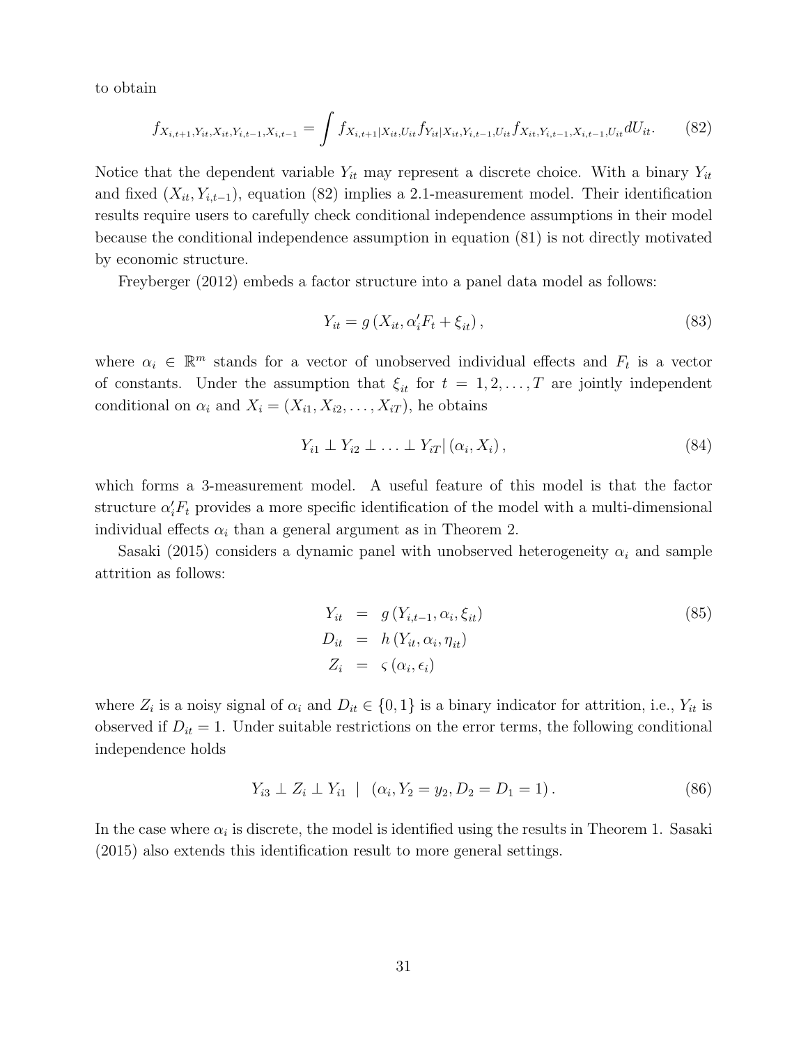to obtain

$$f_{X_{i,t+1},Y_{it},X_{it},Y_{i,t-1},X_{i,t-1}} = \int f_{X_{i,t+1}|X_{it},U_{it}} f_{Y_{it}|X_{it},Y_{i,t-1},U_{it}} f_{X_{it},Y_{i,t-1},X_{i,t-1},U_{it}} dU_{it}. \tag{82}$$

Notice that the dependent variable $Y_{it}$ may represent a discrete choice. With a binary $Y_{it}$ and fixed $(X_{it}, Y_{i,t-1})$, equation (82) implies a 2.1-measurement model. Their identification results require users to carefully check conditional independence assumptions in their model because the conditional independence assumption in equation (81) is not directly motivated by economic structure.

Freyberger (2012) embeds a factor structure into a panel data model as follows:

$$Y_{it} = g\left(X_{it}, \alpha_i' F_t + \xi_{it}\right), \tag{83}$$

where $\alpha_i \in \mathbb{R}^m$ stands for a vector of unobserved individual effects and $F_t$ is a vector of constants. Under the assumption that $\xi_{it}$ for $t = 1, 2, \ldots, T$ are jointly independent conditional on $\alpha_i$ and $X_i = (X_{i1}, X_{i2}, \ldots, X_{iT})$, he obtains

$$Y_{i1} \perp Y_{i2} \perp \ldots \perp Y_{iT} | \left(\alpha_i, X_i\right), \tag{84}$$

which forms a 3-measurement model. A useful feature of this model is that the factor structure $\alpha_i' F_t$ provides a more specific identification of the model with a multi-dimensional individual effects $\alpha_i$ than a general argument as in Theorem 2.

Sasaki (2015) considers a dynamic panel with unobserved heterogeneity $\alpha_i$ and sample attrition as follows:

$$\begin{aligned} Y_{it} &= g\left(Y_{i,t-1}, \alpha_i, \xi_{it}\right) \\ D_{it} &= h\left(Y_{it}, \alpha_i, \eta_{it}\right) \\ Z_i &= \varsigma\left(\alpha_i, \epsilon_i\right) \end{aligned} \tag{85}$$

where $Z_i$ is a noisy signal of $\alpha_i$ and $D_{it} \in \{0, 1\}$ is a binary indicator for attrition, i.e., $Y_{it}$ is observed if $D_{it} = 1$. Under suitable restrictions on the error terms, the following conditional independence holds

$$Y_{i3} \perp Z_i \perp Y_{i1} \ | \ \left(\alpha_i, Y_2 = y_2, D_2 = D_1 = 1\right). \tag{86}$$

In the case where $\alpha_i$ is discrete, the model is identified using the results in Theorem 1. Sasaki (2015) also extends this identification result to more general settings.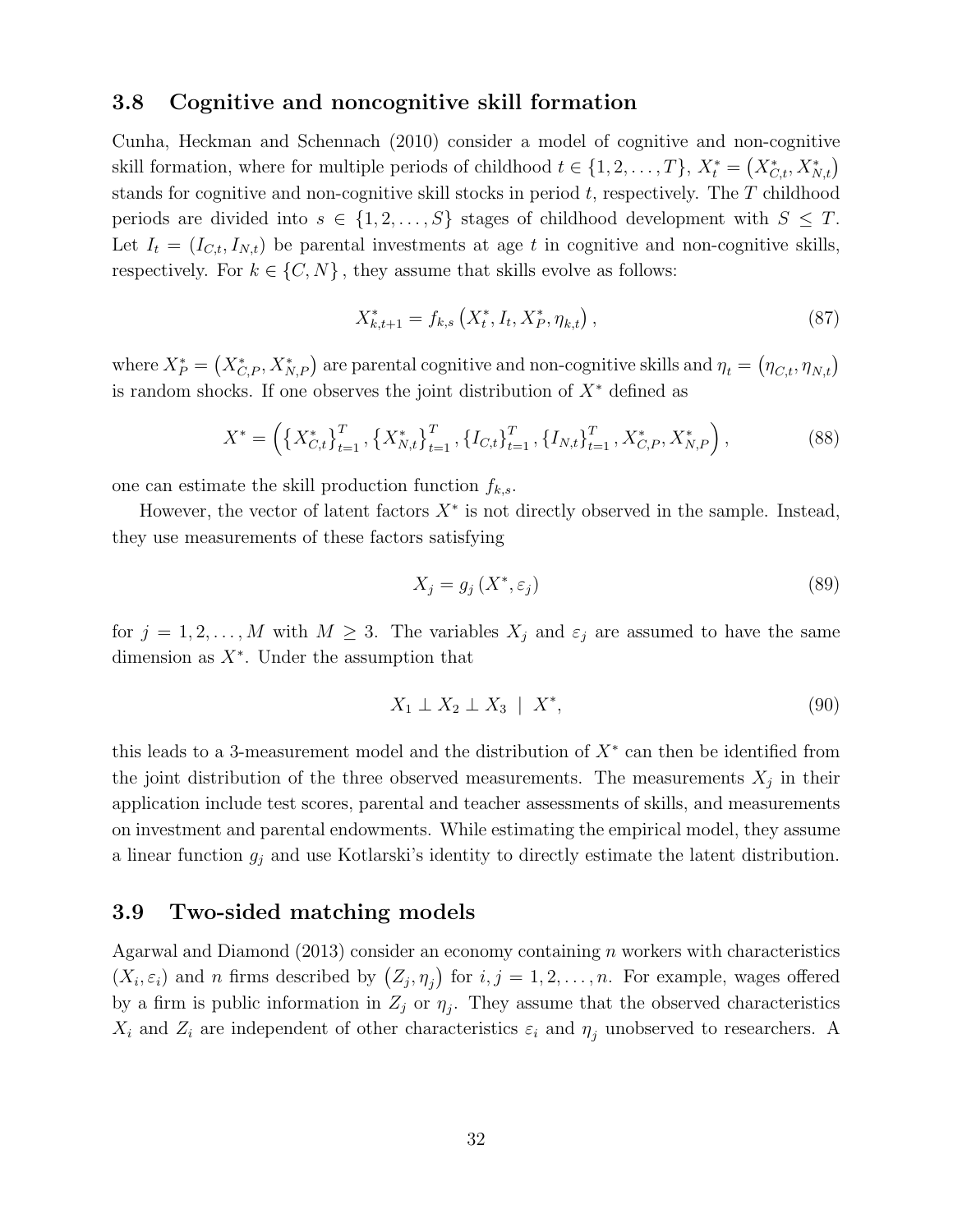### 3.8 Cognitive and noncognitive skill formation

Cunha, Heckman and Schennach (2010) consider a model of cognitive and non-cognitive skill formation, where for multiple periods of childhood $t \in \{1, 2, \ldots, T\}$, $X_t^* = \left(X_{C,t}^*, X_{N,t}^*\right)$ stands for cognitive and non-cognitive skill stocks in period $t$, respectively. The $T$ childhood periods are divided into $s \in \{1, 2, \ldots, S\}$ stages of childhood development with $S \leq T$. Let $I_t = (I_{C,t}, I_{N,t})$ be parental investments at age $t$ in cognitive and non-cognitive skills, respectively. For $k \in \{C, N\}$, they assume that skills evolve as follows:

$$X_{k,t+1}^* = f_{k,s}\left(X_t^*, I_t, X_P^*, \eta_{k,t}\right), \tag{87}$$

where $X_P^* = \left(X_{C,P}^*, X_{N,P}^*\right)$ are parental cognitive and non-cognitive skills and $\eta_t = \left(\eta_{C,t}, \eta_{N,t}\right)$ is random shocks. If one observes the joint distribution of $X^*$ defined as

$$X^* = \left(\left\{X_{C,t}^*\right\}_{t=1}^T, \left\{X_{N,t}^*\right\}_{t=1}^T, \left\{I_{C,t}\right\}_{t=1}^T, \left\{I_{N,t}\right\}_{t=1}^T, X_{C,P}^*, X_{N,P}^*\right), \tag{88}$$

one can estimate the skill production function $f_{k,s}$.

However, the vector of latent factors $X^*$ is not directly observed in the sample. Instead, they use measurements of these factors satisfying

$$X_j = g_j\left(X^*, \varepsilon_j\right) \tag{89}$$

for $j = 1, 2, \ldots, M$ with $M \geq 3$. The variables $X_j$ and $\varepsilon_j$ are assumed to have the same dimension as $X^*$. Under the assumption that

$$X_1 \perp X_2 \perp X_3 \mid X^*, \tag{90}$$

this leads to a 3-measurement model and the distribution of $X^*$ can then be identified from the joint distribution of the three observed measurements. The measurements $X_j$ in their application include test scores, parental and teacher assessments of skills, and measurements on investment and parental endowments. While estimating the empirical model, they assume a linear function $g_j$ and use Kotlarski's identity to directly estimate the latent distribution.

### 3.9 Two-sided matching models

Agarwal and Diamond (2013) consider an economy containing $n$ workers with characteristics $(X_i, \varepsilon_i)$ and $n$ firms described by $\left(Z_j, \eta_j\right)$ for $i, j = 1, 2, \ldots, n$. For example, wages offered by a firm is public information in $Z_j$ or $\eta_j$. They assume that the observed characteristics $X_i$ and $Z_i$ are independent of other characteristics $\varepsilon_i$ and $\eta_j$ unobserved to researchers. A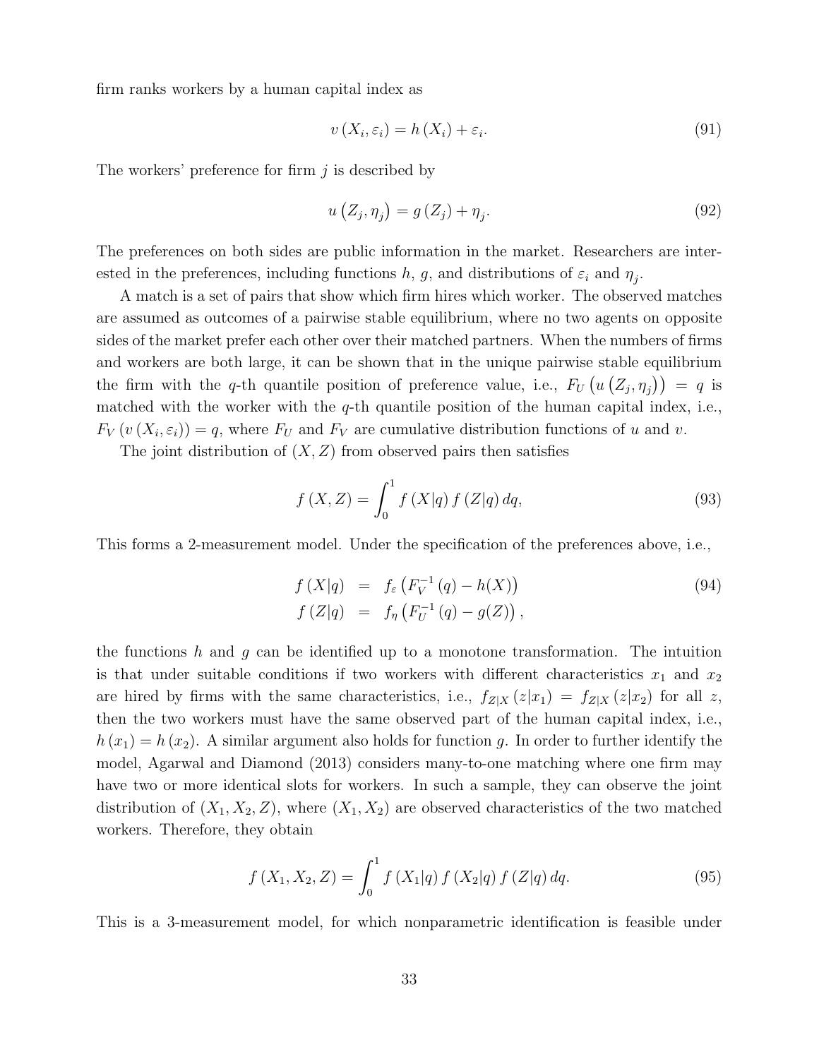firm ranks workers by a human capital index as

$$v(X_i, \varepsilon_i) = h(X_i) + \varepsilon_i. \tag{91}$$

The workers' preference for firm $j$ is described by

$$u(Z_j, \eta_j) = g(Z_j) + \eta_j. \tag{92}$$

The preferences on both sides are public information in the market. Researchers are interested in the preferences, including functions $h$, $g$, and distributions of $\varepsilon_i$ and $\eta_j$.

A match is a set of pairs that show which firm hires which worker. The observed matches are assumed as outcomes of a pairwise stable equilibrium, where no two agents on opposite sides of the market prefer each other over their matched partners. When the numbers of firms and workers are both large, it can be shown that in the unique pairwise stable equilibrium the firm with the $q$-th quantile position of preference value, i.e., $F_U(u(Z_j, \eta_j)) = q$ is matched with the worker with the $q$-th quantile position of the human capital index, i.e., $F_V(v(X_i, \varepsilon_i)) = q$, where $F_U$ and $F_V$ are cumulative distribution functions of $u$ and $v$.

The joint distribution of $(X, Z)$ from observed pairs then satisfies

$$f(X, Z) = \int_0^1 f(X|q) f(Z|q) \, dq, \tag{93}$$

This forms a 2-measurement model. Under the specification of the preferences above, i.e.,

$$\begin{aligned} f(X|q) &= f_\varepsilon\left(F_V^{-1}(q) - h(X)\right) \\ f(Z|q) &= f_\eta\left(F_U^{-1}(q) - g(Z)\right), \end{aligned} \tag{94}$$

the functions $h$ and $g$ can be identified up to a monotone transformation. The intuition is that under suitable conditions if two workers with different characteristics $x_1$ and $x_2$ are hired by firms with the same characteristics, i.e., $f_{Z|X}(z|x_1) = f_{Z|X}(z|x_2)$ for all $z$, then the two workers must have the same observed part of the human capital index, i.e., $h(x_1) = h(x_2)$. A similar argument also holds for function $g$. In order to further identify the model, Agarwal and Diamond (2013) considers many-to-one matching where one firm may have two or more identical slots for workers. In such a sample, they can observe the joint distribution of $(X_1, X_2, Z)$, where $(X_1, X_2)$ are observed characteristics of the two matched workers. Therefore, they obtain

$$f(X_1, X_2, Z) = \int_0^1 f(X_1|q) f(X_2|q) f(Z|q) \, dq. \tag{95}$$

This is a 3-measurement model, for which nonparametric identification is feasible under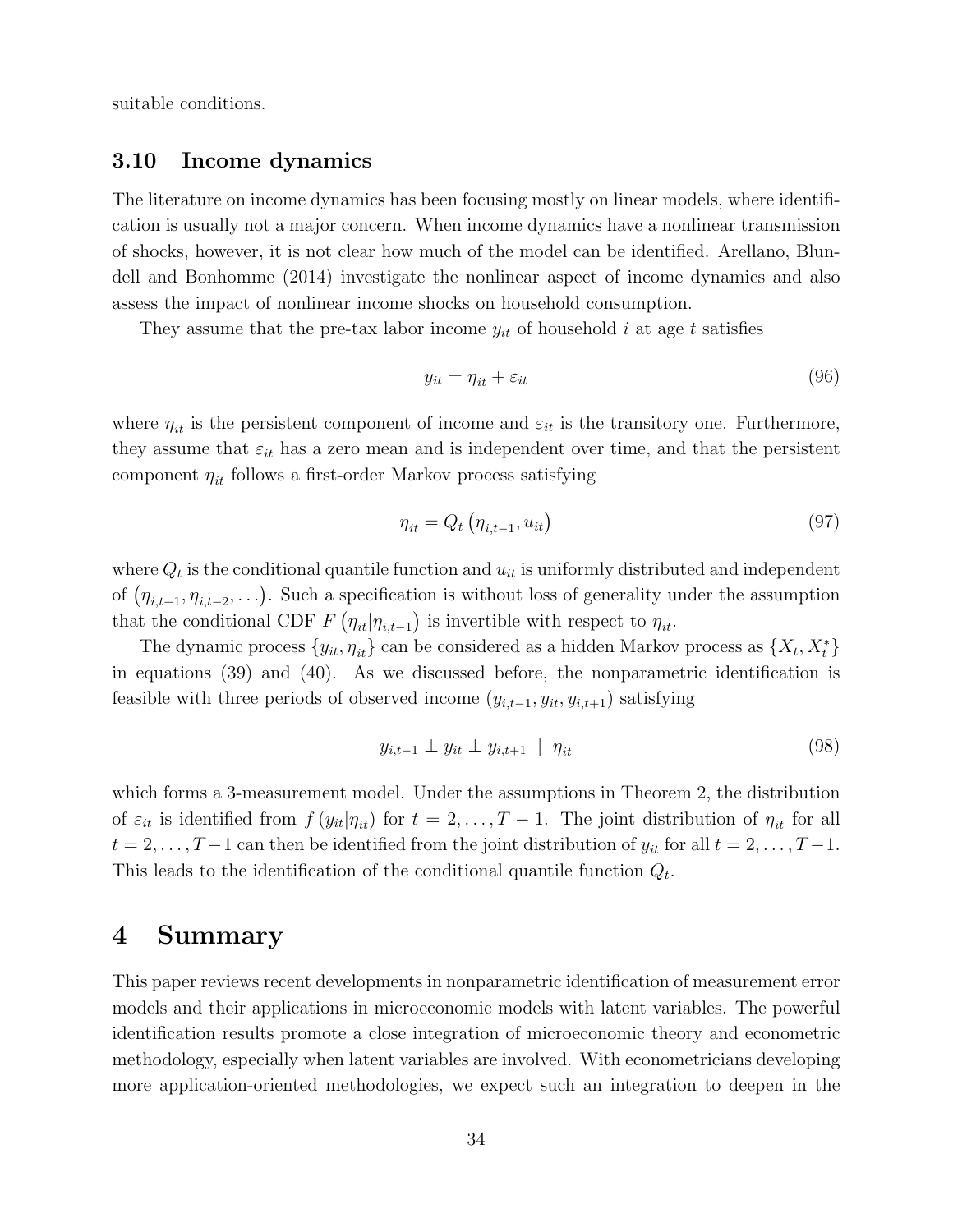suitable conditions.

### 3.10 Income dynamics

The literature on income dynamics has been focusing mostly on linear models, where identification is usually not a major concern. When income dynamics have a nonlinear transmission of shocks, however, it is not clear how much of the model can be identified. Arellano, Blundell and Bonhomme (2014) investigate the nonlinear aspect of income dynamics and also assess the impact of nonlinear income shocks on household consumption.

They assume that the pre-tax labor income $y_{it}$ of household $i$ at age $t$ satisfies

$$y_{it} = \eta_{it} + \varepsilon_{it} \tag{96}$$

where $\eta_{it}$ is the persistent component of income and $\varepsilon_{it}$ is the transitory one. Furthermore, they assume that $\varepsilon_{it}$ has a zero mean and is independent over time, and that the persistent component $\eta_{it}$ follows a first-order Markov process satisfying

$$\eta_{it} = Q_t\left(\eta_{i,t-1}, u_{it}\right) \tag{97}$$

where $Q_t$ is the conditional quantile function and $u_{it}$ is uniformly distributed and independent of $\left(\eta_{i,t-1}, \eta_{i,t-2}, \ldots\right)$. Such a specification is without loss of generality under the assumption that the conditional CDF $F\left(\eta_{it}|\eta_{i,t-1}\right)$ is invertible with respect to $\eta_{it}$.

The dynamic process $\{y_{it}, \eta_{it}\}$ can be considered as a hidden Markov process as $\{X_t, X_t^*\}$ in equations (39) and (40). As we discussed before, the nonparametric identification is feasible with three periods of observed income $(y_{i,t-1}, y_{it}, y_{i,t+1})$ satisfying

$$y_{i,t-1} \perp y_{it} \perp y_{i,t+1} \mid \eta_{it} \tag{98}$$

which forms a 3-measurement model. Under the assumptions in Theorem 2, the distribution of $\varepsilon_{it}$ is identified from $f\left(y_{it}|\eta_{it}\right)$ for $t = 2, \ldots, T-1$. The joint distribution of $\eta_{it}$ for all $t = 2, \ldots, T-1$ can then be identified from the joint distribution of $y_{it}$ for all $t = 2, \ldots, T-1$. This leads to the identification of the conditional quantile function $Q_t$.

# 4 Summary

This paper reviews recent developments in nonparametric identification of measurement error models and their applications in microeconomic models with latent variables. The powerful identification results promote a close integration of microeconomic theory and econometric methodology, especially when latent variables are involved. With econometricians developing more application-oriented methodologies, we expect such an integration to deepen in the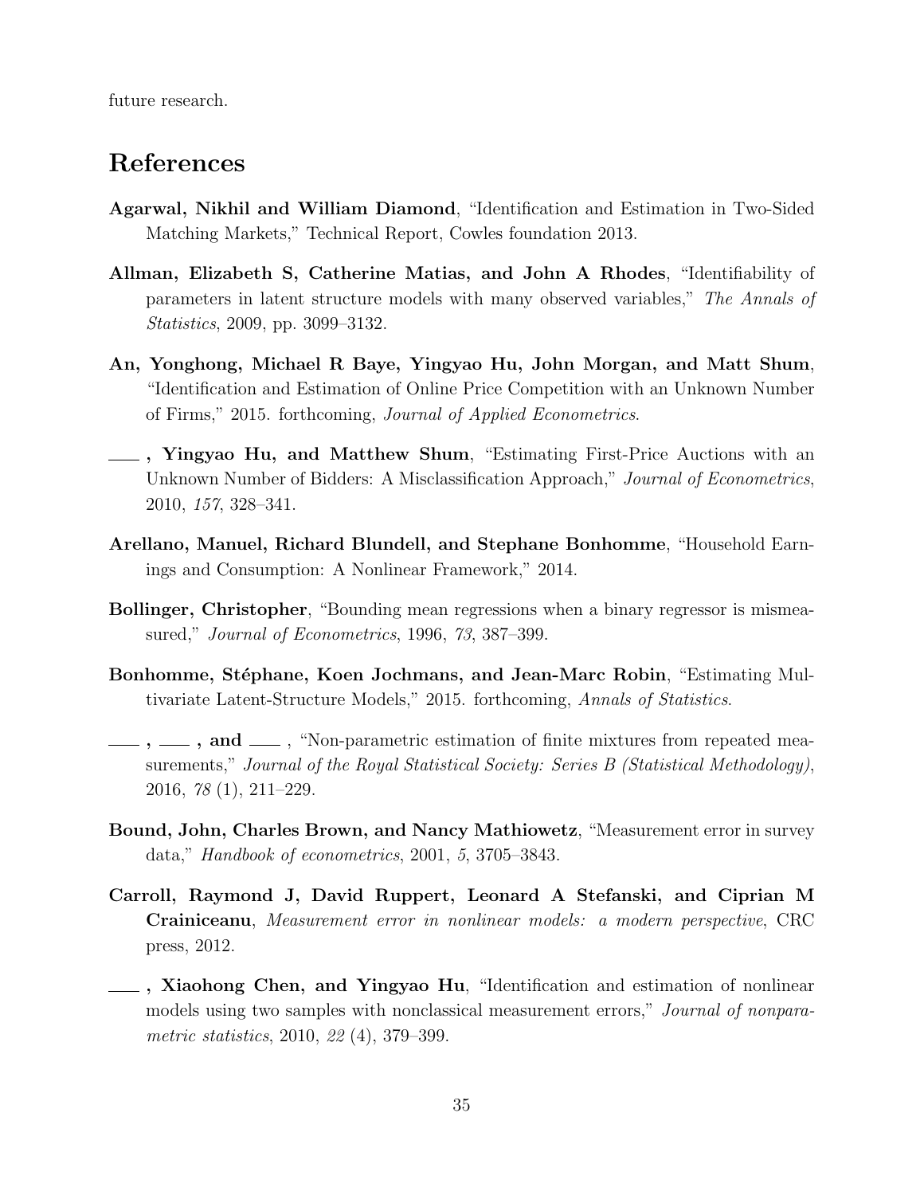future research.

# References

**Agarwal, Nikhil and William Diamond**, "Identification and Estimation in Two-Sided Matching Markets," Technical Report, Cowles foundation 2013.

**Allman, Elizabeth S, Catherine Matias, and John A Rhodes**, "Identifiability of parameters in latent structure models with many observed variables," *The Annals of Statistics*, 2009, pp. 3099–3132.

**An, Yonghong, Michael R Baye, Yingyao Hu, John Morgan, and Matt Shum**, "Identification and Estimation of Online Price Competition with an Unknown Number of Firms," 2015. forthcoming, *Journal of Applied Econometrics*.

**\_\_\_, Yingyao Hu, and Matthew Shum**, "Estimating First-Price Auctions with an Unknown Number of Bidders: A Misclassification Approach," *Journal of Econometrics*, 2010, *157*, 328–341.

**Arellano, Manuel, Richard Blundell, and Stephane Bonhomme**, "Household Earnings and Consumption: A Nonlinear Framework," 2014.

**Bollinger, Christopher**, "Bounding mean regressions when a binary regressor is mismeasured," *Journal of Econometrics*, 1996, *73*, 387–399.

**Bonhomme, Stéphane, Koen Jochmans, and Jean-Marc Robin**, "Estimating Multivariate Latent-Structure Models," 2015. forthcoming, *Annals of Statistics*.

**\_\_\_, \_\_\_, and \_\_\_**, "Non-parametric estimation of finite mixtures from repeated measurements," *Journal of the Royal Statistical Society: Series B (Statistical Methodology)*, 2016, *78* (1), 211–229.

**Bound, John, Charles Brown, and Nancy Mathiowetz**, "Measurement error in survey data," *Handbook of econometrics*, 2001, *5*, 3705–3843.

**Carroll, Raymond J, David Ruppert, Leonard A Stefanski, and Ciprian M Crainiceanu**, *Measurement error in nonlinear models: a modern perspective*, CRC press, 2012.

**\_\_\_, Xiaohong Chen, and Yingyao Hu**, "Identification and estimation of nonlinear models using two samples with nonclassical measurement errors," *Journal of nonparametric statistics*, 2010, *22* (4), 379–399.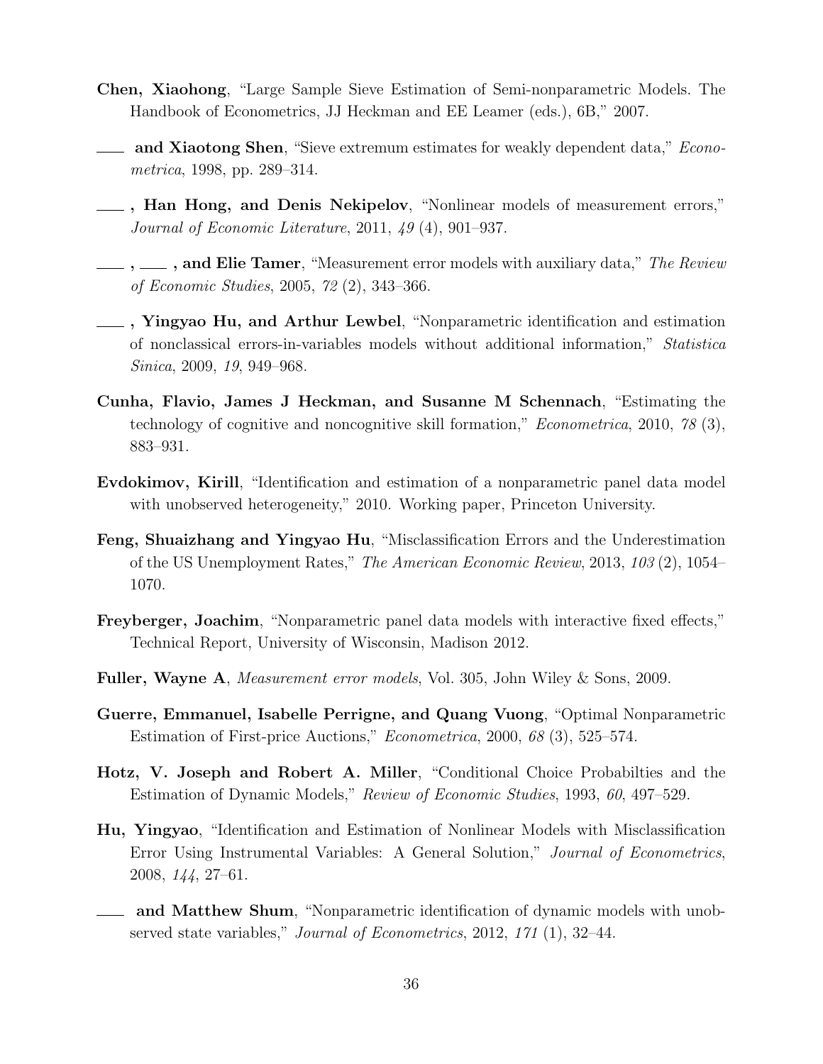**Chen, Xiaohong**, "Large Sample Sieve Estimation of Semi-nonparametric Models. The Handbook of Econometrics, JJ Heckman and EE Leamer (eds.), 6B," 2007.

**___ and Xiaotong Shen**, "Sieve extremum estimates for weakly dependent data," *Econometrica*, 1998, pp. 289–314.

**___ , Han Hong, and Denis Nekipelov**, "Nonlinear models of measurement errors," *Journal of Economic Literature*, 2011, *49* (4), 901–937.

**___ , ___ , and Elie Tamer**, "Measurement error models with auxiliary data," *The Review of Economic Studies*, 2005, *72* (2), 343–366.

**___ , Yingyao Hu, and Arthur Lewbel**, "Nonparametric identification and estimation of nonclassical errors-in-variables models without additional information," *Statistica Sinica*, 2009, *19*, 949–968.

**Cunha, Flavio, James J Heckman, and Susanne M Schennach**, "Estimating the technology of cognitive and noncognitive skill formation," *Econometrica*, 2010, *78* (3), 883–931.

**Evdokimov, Kirill**, "Identification and estimation of a nonparametric panel data model with unobserved heterogeneity," 2010. Working paper, Princeton University.

**Feng, Shuaizhang and Yingyao Hu**, "Misclassification Errors and the Underestimation of the US Unemployment Rates," *The American Economic Review*, 2013, *103* (2), 1054–1070.

**Freyberger, Joachim**, "Nonparametric panel data models with interactive fixed effects," Technical Report, University of Wisconsin, Madison 2012.

**Fuller, Wayne A**, *Measurement error models*, Vol. 305, John Wiley & Sons, 2009.

**Guerre, Emmanuel, Isabelle Perrigne, and Quang Vuong**, "Optimal Nonparametric Estimation of First-price Auctions," *Econometrica*, 2000, *68* (3), 525–574.

**Hotz, V. Joseph and Robert A. Miller**, "Conditional Choice Probabilties and the Estimation of Dynamic Models," *Review of Economic Studies*, 1993, *60*, 497–529.

**Hu, Yingyao**, "Identification and Estimation of Nonlinear Models with Misclassification Error Using Instrumental Variables: A General Solution," *Journal of Econometrics*, 2008, *144*, 27–61.

**___ and Matthew Shum**, "Nonparametric identification of dynamic models with unobserved state variables," *Journal of Econometrics*, 2012, *171* (1), 32–44.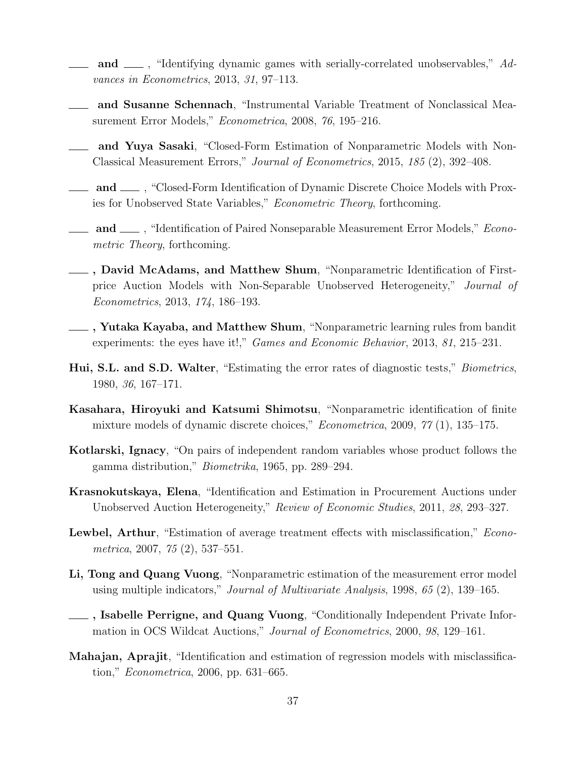——— **and** ——— , "Identifying dynamic games with serially-correlated unobservables," *Advances in Econometrics*, 2013, *31*, 97–113.

——— **and Susanne Schennach**, "Instrumental Variable Treatment of Nonclassical Measurement Error Models," *Econometrica*, 2008, *76*, 195–216.

——— **and Yuya Sasaki**, "Closed-Form Estimation of Nonparametric Models with Non-Classical Measurement Errors," *Journal of Econometrics*, 2015, *185* (2), 392–408.

——— **and** ——— , "Closed-Form Identification of Dynamic Discrete Choice Models with Proxies for Unobserved State Variables," *Econometric Theory*, forthcoming.

——— **and** ——— , "Identification of Paired Nonseparable Measurement Error Models," *Econometric Theory*, forthcoming.

——— **, David McAdams, and Matthew Shum**, "Nonparametric Identification of First-price Auction Models with Non-Separable Unobserved Heterogeneity," *Journal of Econometrics*, 2013, *174*, 186–193.

——— **, Yutaka Kayaba, and Matthew Shum**, "Nonparametric learning rules from bandit experiments: the eyes have it!," *Games and Economic Behavior*, 2013, *81*, 215–231.

**Hui, S.L. and S.D. Walter**, "Estimating the error rates of diagnostic tests," *Biometrics*, 1980, *36*, 167–171.

**Kasahara, Hiroyuki and Katsumi Shimotsu**, "Nonparametric identification of finite mixture models of dynamic discrete choices," *Econometrica*, 2009, *77* (1), 135–175.

**Kotlarski, Ignacy**, "On pairs of independent random variables whose product follows the gamma distribution," *Biometrika*, 1965, pp. 289–294.

**Krasnokutskaya, Elena**, "Identification and Estimation in Procurement Auctions under Unobserved Auction Heterogeneity," *Review of Economic Studies*, 2011, *28*, 293–327.

**Lewbel, Arthur**, "Estimation of average treatment effects with misclassification," *Econometrica*, 2007, *75* (2), 537–551.

**Li, Tong and Quang Vuong**, "Nonparametric estimation of the measurement error model using multiple indicators," *Journal of Multivariate Analysis*, 1998, *65* (2), 139–165.

——— **, Isabelle Perrigne, and Quang Vuong**, "Conditionally Independent Private Information in OCS Wildcat Auctions," *Journal of Econometrics*, 2000, *98*, 129–161.

**Mahajan, Aprajit**, "Identification and estimation of regression models with misclassification," *Econometrica*, 2006, pp. 631–665.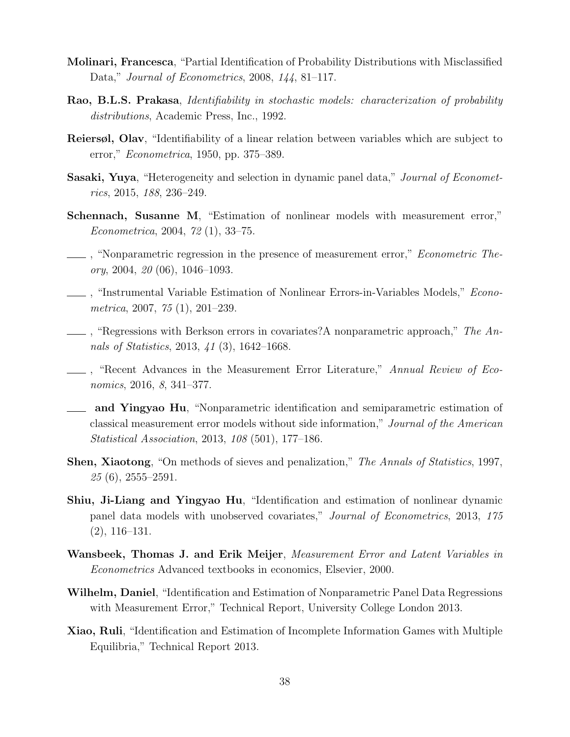**Molinari, Francesca**, "Partial Identification of Probability Distributions with Misclassified Data," *Journal of Econometrics*, 2008, *144*, 81–117.

**Rao, B.L.S. Prakasa**, *Identifiability in stochastic models: characterization of probability distributions*, Academic Press, Inc., 1992.

**Reiersøl, Olav**, "Identifiability of a linear relation between variables which are subject to error," *Econometrica*, 1950, pp. 375–389.

**Sasaki, Yuya**, "Heterogeneity and selection in dynamic panel data," *Journal of Econometrics*, 2015, *188*, 236–249.

**Schennach, Susanne M**, "Estimation of nonlinear models with measurement error," *Econometrica*, 2004, *72* (1), 33–75.

\_\_\_\_ , "Nonparametric regression in the presence of measurement error," *Econometric Theory*, 2004, *20* (06), 1046–1093.

\_\_\_\_ , "Instrumental Variable Estimation of Nonlinear Errors-in-Variables Models," *Econometrica*, 2007, *75* (1), 201–239.

\_\_\_\_ , "Regressions with Berkson errors in covariates?A nonparametric approach," *The Annals of Statistics*, 2013, *41* (3), 1642–1668.

\_\_\_\_ , "Recent Advances in the Measurement Error Literature," *Annual Review of Economics*, 2016, *8*, 341–377.

\_\_\_\_ **and Yingyao Hu**, "Nonparametric identification and semiparametric estimation of classical measurement error models without side information," *Journal of the American Statistical Association*, 2013, *108* (501), 177–186.

**Shen, Xiaotong**, "On methods of sieves and penalization," *The Annals of Statistics*, 1997, *25* (6), 2555–2591.

**Shiu, Ji-Liang and Yingyao Hu**, "Identification and estimation of nonlinear dynamic panel data models with unobserved covariates," *Journal of Econometrics*, 2013, *175* (2), 116–131.

**Wansbeek, Thomas J. and Erik Meijer**, *Measurement Error and Latent Variables in Econometrics* Advanced textbooks in economics, Elsevier, 2000.

**Wilhelm, Daniel**, "Identification and Estimation of Nonparametric Panel Data Regressions with Measurement Error," Technical Report, University College London 2013.

**Xiao, Ruli**, "Identification and Estimation of Incomplete Information Games with Multiple Equilibria," Technical Report 2013.